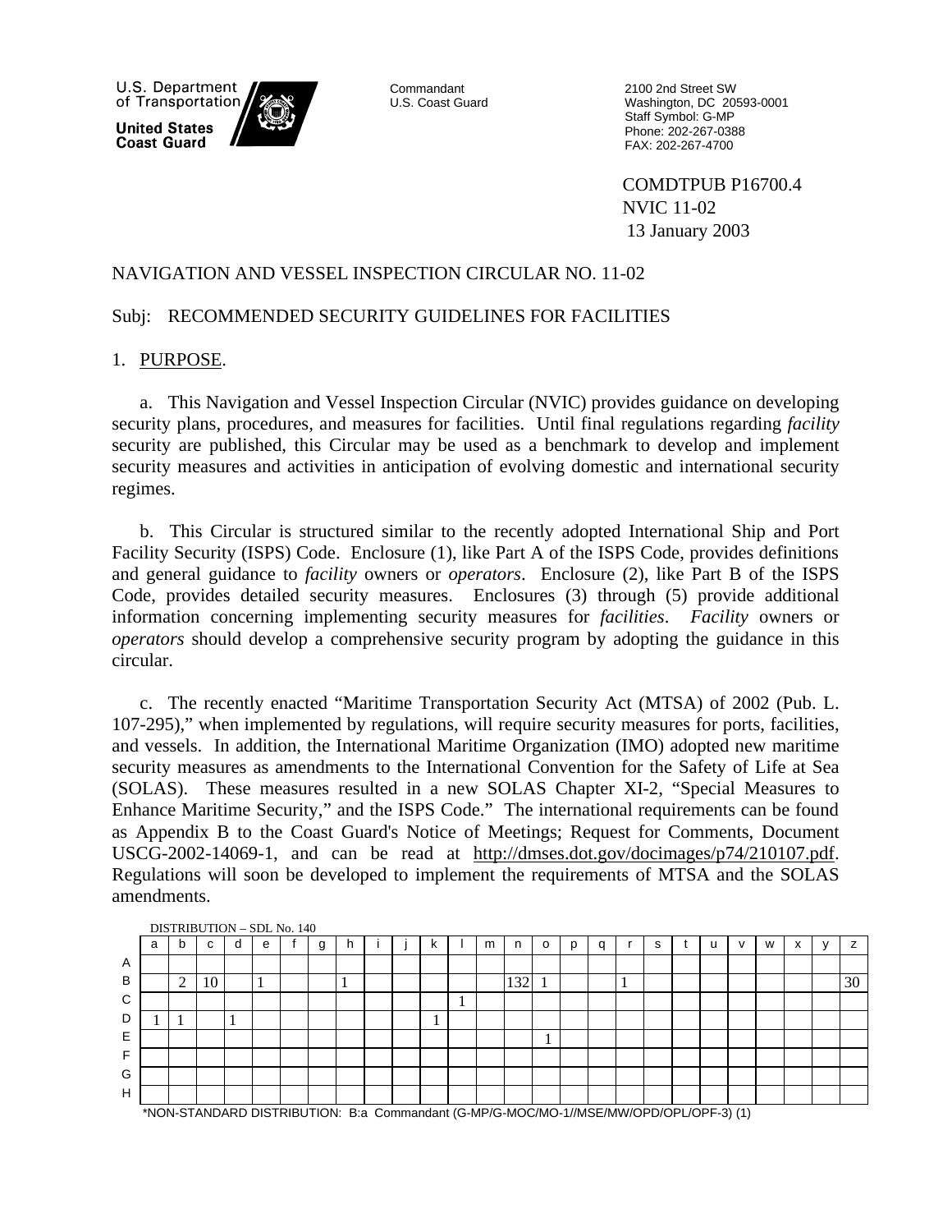U.S. Department of Transportation

**United States Coast Guard**

Commandant
U.S. Coast Guard

2100 2nd Street SW
Washington, DC 20593-0001
Staff Symbol: G-MP
Phone: 202-267-0388
FAX: 202-267-4700

COMDTPUB P16700.4
NVIC 11-02
13 January 2003

NAVIGATION AND VESSEL INSPECTION CIRCULAR NO. 11-02

Subj: RECOMMENDED SECURITY GUIDELINES FOR FACILITIES

1. PURPOSE.

a. This Navigation and Vessel Inspection Circular (NVIC) provides guidance on developing security plans, procedures, and measures for facilities. Until final regulations regarding *facility* security are published, this Circular may be used as a benchmark to develop and implement security measures and activities in anticipation of evolving domestic and international security regimes.

b. This Circular is structured similar to the recently adopted International Ship and Port Facility Security (ISPS) Code. Enclosure (1), like Part A of the ISPS Code, provides definitions and general guidance to *facility* owners or *operators*. Enclosure (2), like Part B of the ISPS Code, provides detailed security measures. Enclosures (3) through (5) provide additional information concerning implementing security measures for *facilities*. *Facility* owners or *operators* should develop a comprehensive security program by adopting the guidance in this circular.

c. The recently enacted "Maritime Transportation Security Act (MTSA) of 2002 (Pub. L. 107-295)," when implemented by regulations, will require security measures for ports, facilities, and vessels. In addition, the International Maritime Organization (IMO) adopted new maritime security measures as amendments to the International Convention for the Safety of Life at Sea (SOLAS). These measures resulted in a new SOLAS Chapter XI-2, "Special Measures to Enhance Maritime Security," and the ISPS Code." The international requirements can be found as Appendix B to the Coast Guard's Notice of Meetings; Request for Comments, Document USCG-2002-14069-1, and can be read at http://dmses.dot.gov/docimages/p74/210107.pdf. Regulations will soon be developed to implement the requirements of MTSA and the SOLAS amendments.

DISTRIBUTION – SDL No. 140

| | a | b | c | d | e | f | g | h | i | j | k | l | m | n | o | p | q | r | s | t | u | v | w | x | y | z |
|---|---|---|---|---|---|---|---|---|---|---|---|---|---|---|---|---|---|---|---|---|---|---|---|---|---|---|
| A | | | | | | | | | | | | | | | | | | | | | | | | | | |
| B | | 2 | 10 | | 1 | | | 1 | | | | | | 132 | 1 | | | 1 | | | | | | | | 30 |
| C | | | | | | | | | | | | 1 | | | | | | | | | | | | | | |
| D | 1 | 1 | | 1 | | | | | | | 1 | | | | | | | | | | | | | | | |
| E | | | | | | | | | | | | | | | 1 | | | | | | | | | | | |
| F | | | | | | | | | | | | | | | | | | | | | | | | | | |
| G | | | | | | | | | | | | | | | | | | | | | | | | | | |
| H | | | | | | | | | | | | | | | | | | | | | | | | | | |

*NON-STANDARD DISTRIBUTION: B:a Commandant (G-MP/G-MOC/MO-1//MSE/MW/OPD/OPL/OPF-3) (1)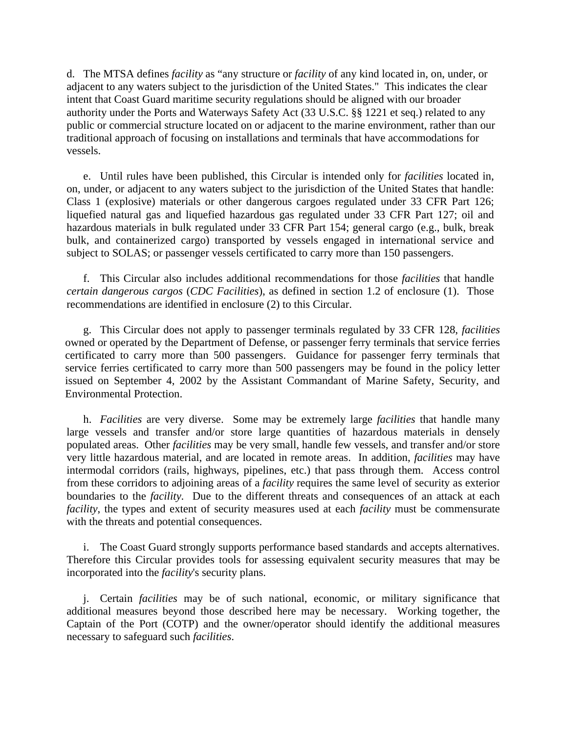d. The MTSA defines *facility* as "any structure or *facility* of any kind located in, on, under, or adjacent to any waters subject to the jurisdiction of the United States." This indicates the clear intent that Coast Guard maritime security regulations should be aligned with our broader authority under the Ports and Waterways Safety Act (33 U.S.C. §§ 1221 et seq.) related to any public or commercial structure located on or adjacent to the marine environment, rather than our traditional approach of focusing on installations and terminals that have accommodations for vessels.

e. Until rules have been published, this Circular is intended only for *facilities* located in, on, under, or adjacent to any waters subject to the jurisdiction of the United States that handle: Class 1 (explosive) materials or other dangerous cargoes regulated under 33 CFR Part 126; liquefied natural gas and liquefied hazardous gas regulated under 33 CFR Part 127; oil and hazardous materials in bulk regulated under 33 CFR Part 154; general cargo (e.g., bulk, break bulk, and containerized cargo) transported by vessels engaged in international service and subject to SOLAS; or passenger vessels certificated to carry more than 150 passengers.

f. This Circular also includes additional recommendations for those *facilities* that handle *certain dangerous cargos* (*CDC Facilities*), as defined in section 1.2 of enclosure (1). Those recommendations are identified in enclosure (2) to this Circular.

g. This Circular does not apply to passenger terminals regulated by 33 CFR 128, *facilities* owned or operated by the Department of Defense, or passenger ferry terminals that service ferries certificated to carry more than 500 passengers. Guidance for passenger ferry terminals that service ferries certificated to carry more than 500 passengers may be found in the policy letter issued on September 4, 2002 by the Assistant Commandant of Marine Safety, Security, and Environmental Protection.

h. *Facilities* are very diverse. Some may be extremely large *facilities* that handle many large vessels and transfer and/or store large quantities of hazardous materials in densely populated areas. Other *facilities* may be very small, handle few vessels, and transfer and/or store very little hazardous material, and are located in remote areas. In addition, *facilities* may have intermodal corridors (rails, highways, pipelines, etc.) that pass through them. Access control from these corridors to adjoining areas of a *facility* requires the same level of security as exterior boundaries to the *facility*. Due to the different threats and consequences of an attack at each *facility*, the types and extent of security measures used at each *facility* must be commensurate with the threats and potential consequences.

i. The Coast Guard strongly supports performance based standards and accepts alternatives. Therefore this Circular provides tools for assessing equivalent security measures that may be incorporated into the *facility*'s security plans.

j. Certain *facilities* may be of such national, economic, or military significance that additional measures beyond those described here may be necessary. Working together, the Captain of the Port (COTP) and the owner/operator should identify the additional measures necessary to safeguard such *facilities*.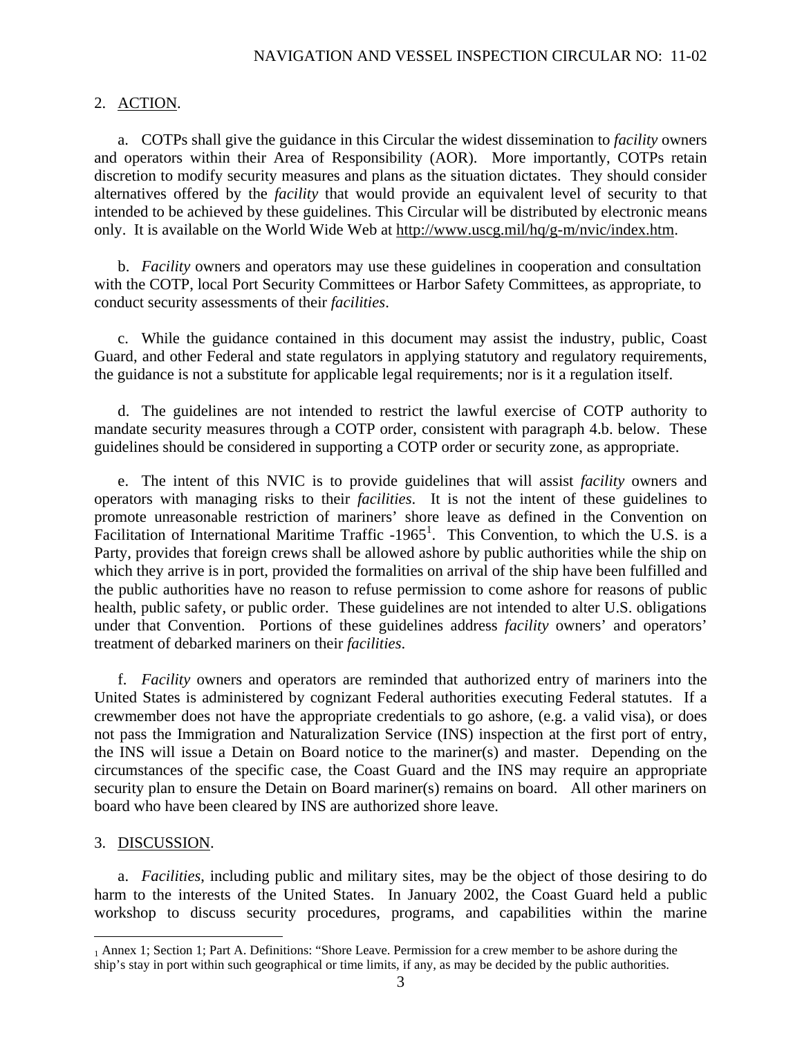2. ACTION.

a. COTPs shall give the guidance in this Circular the widest dissemination to *facility* owners and operators within their Area of Responsibility (AOR). More importantly, COTPs retain discretion to modify security measures and plans as the situation dictates. They should consider alternatives offered by the *facility* that would provide an equivalent level of security to that intended to be achieved by these guidelines. This Circular will be distributed by electronic means only. It is available on the World Wide Web at http://www.uscg.mil/hq/g-m/nvic/index.htm.

b. *Facility* owners and operators may use these guidelines in cooperation and consultation with the COTP, local Port Security Committees or Harbor Safety Committees, as appropriate, to conduct security assessments of their *facilities*.

c. While the guidance contained in this document may assist the industry, public, Coast Guard, and other Federal and state regulators in applying statutory and regulatory requirements, the guidance is not a substitute for applicable legal requirements; nor is it a regulation itself.

d. The guidelines are not intended to restrict the lawful exercise of COTP authority to mandate security measures through a COTP order, consistent with paragraph 4.b. below. These guidelines should be considered in supporting a COTP order or security zone, as appropriate.

e. The intent of this NVIC is to provide guidelines that will assist *facility* owners and operators with managing risks to their *facilities*. It is not the intent of these guidelines to promote unreasonable restriction of mariners' shore leave as defined in the Convention on Facilitation of International Maritime Traffic -1965[1]. This Convention, to which the U.S. is a Party, provides that foreign crews shall be allowed ashore by public authorities while the ship on which they arrive is in port, provided the formalities on arrival of the ship have been fulfilled and the public authorities have no reason to refuse permission to come ashore for reasons of public health, public safety, or public order. These guidelines are not intended to alter U.S. obligations under that Convention. Portions of these guidelines address *facility* owners' and operators' treatment of debarked mariners on their *facilities*.

f. *Facility* owners and operators are reminded that authorized entry of mariners into the United States is administered by cognizant Federal authorities executing Federal statutes. If a crewmember does not have the appropriate credentials to go ashore, (e.g. a valid visa), or does not pass the Immigration and Naturalization Service (INS) inspection at the first port of entry, the INS will issue a Detain on Board notice to the mariner(s) and master. Depending on the circumstances of the specific case, the Coast Guard and the INS may require an appropriate security plan to ensure the Detain on Board mariner(s) remains on board. All other mariners on board who have been cleared by INS are authorized shore leave.

3. DISCUSSION.

a. *Facilities*, including public and military sites, may be the object of those desiring to do harm to the interests of the United States. In January 2002, the Coast Guard held a public workshop to discuss security procedures, programs, and capabilities within the marine

---

[1] Annex 1; Section 1; Part A. Definitions: "Shore Leave. Permission for a crew member to be ashore during the ship's stay in port within such geographical or time limits, if any, as may be decided by the public authorities.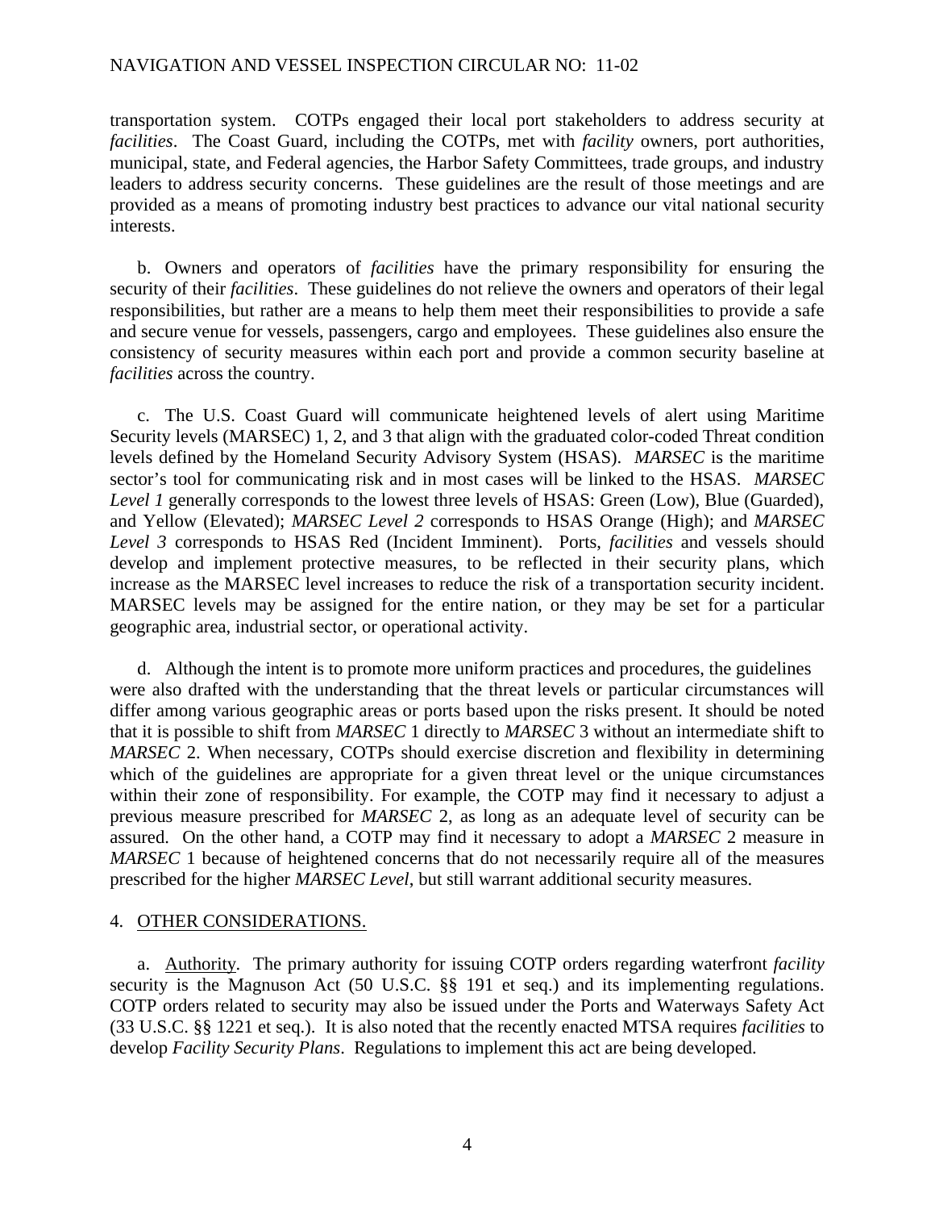transportation system. COTPs engaged their local port stakeholders to address security at *facilities*. The Coast Guard, including the COTPs, met with *facility* owners, port authorities, municipal, state, and Federal agencies, the Harbor Safety Committees, trade groups, and industry leaders to address security concerns. These guidelines are the result of those meetings and are provided as a means of promoting industry best practices to advance our vital national security interests.

b. Owners and operators of *facilities* have the primary responsibility for ensuring the security of their *facilities*. These guidelines do not relieve the owners and operators of their legal responsibilities, but rather are a means to help them meet their responsibilities to provide a safe and secure venue for vessels, passengers, cargo and employees. These guidelines also ensure the consistency of security measures within each port and provide a common security baseline at *facilities* across the country.

c. The U.S. Coast Guard will communicate heightened levels of alert using Maritime Security levels (MARSEC) 1, 2, and 3 that align with the graduated color-coded Threat condition levels defined by the Homeland Security Advisory System (HSAS). *MARSEC* is the maritime sector's tool for communicating risk and in most cases will be linked to the HSAS. *MARSEC Level 1* generally corresponds to the lowest three levels of HSAS: Green (Low), Blue (Guarded), and Yellow (Elevated); *MARSEC Level 2* corresponds to HSAS Orange (High); and *MARSEC Level 3* corresponds to HSAS Red (Incident Imminent). Ports, *facilities* and vessels should develop and implement protective measures, to be reflected in their security plans, which increase as the MARSEC level increases to reduce the risk of a transportation security incident. MARSEC levels may be assigned for the entire nation, or they may be set for a particular geographic area, industrial sector, or operational activity.

d. Although the intent is to promote more uniform practices and procedures, the guidelines were also drafted with the understanding that the threat levels or particular circumstances will differ among various geographic areas or ports based upon the risks present. It should be noted that it is possible to shift from *MARSEC* 1 directly to *MARSEC* 3 without an intermediate shift to *MARSEC* 2. When necessary, COTPs should exercise discretion and flexibility in determining which of the guidelines are appropriate for a given threat level or the unique circumstances within their zone of responsibility. For example, the COTP may find it necessary to adjust a previous measure prescribed for *MARSEC* 2, as long as an adequate level of security can be assured. On the other hand, a COTP may find it necessary to adopt a *MARSEC* 2 measure in *MARSEC* 1 because of heightened concerns that do not necessarily require all of the measures prescribed for the higher *MARSEC Level*, but still warrant additional security measures.

4. OTHER CONSIDERATIONS.

a. Authority. The primary authority for issuing COTP orders regarding waterfront *facility* security is the Magnuson Act (50 U.S.C. §§ 191 et seq.) and its implementing regulations. COTP orders related to security may also be issued under the Ports and Waterways Safety Act (33 U.S.C. §§ 1221 et seq.). It is also noted that the recently enacted MTSA requires *facilities* to develop *Facility Security Plans*. Regulations to implement this act are being developed.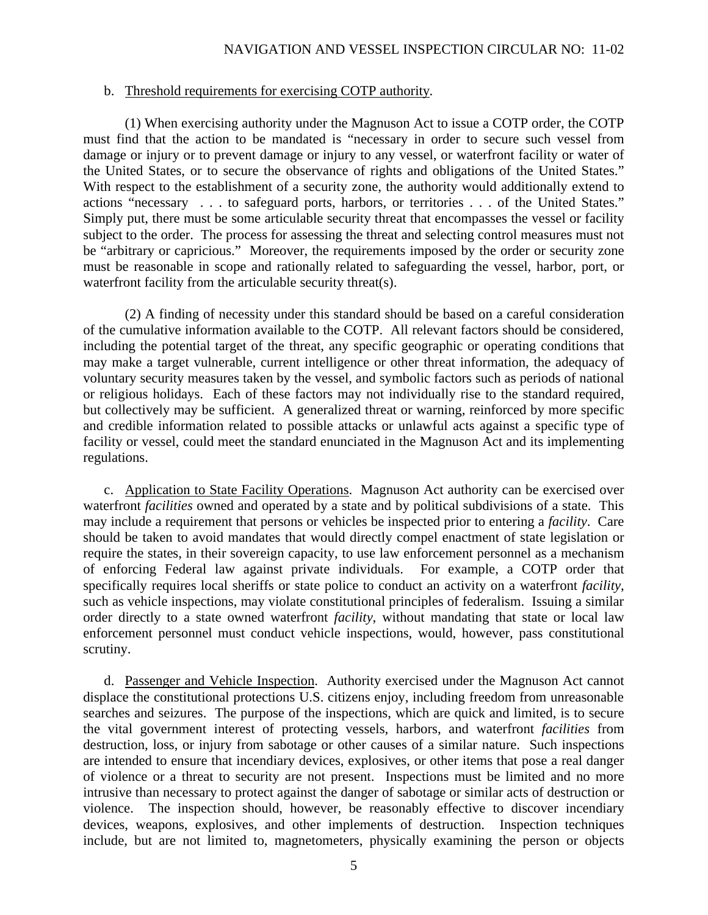b. <u>Threshold requirements for exercising COTP authority</u>.

(1) When exercising authority under the Magnuson Act to issue a COTP order, the COTP must find that the action to be mandated is "necessary in order to secure such vessel from damage or injury or to prevent damage or injury to any vessel, or waterfront facility or water of the United States, or to secure the observance of rights and obligations of the United States." With respect to the establishment of a security zone, the authority would additionally extend to actions "necessary . . . to safeguard ports, harbors, or territories . . . of the United States." Simply put, there must be some articulable security threat that encompasses the vessel or facility subject to the order. The process for assessing the threat and selecting control measures must not be "arbitrary or capricious." Moreover, the requirements imposed by the order or security zone must be reasonable in scope and rationally related to safeguarding the vessel, harbor, port, or waterfront facility from the articulable security threat(s).

(2) A finding of necessity under this standard should be based on a careful consideration of the cumulative information available to the COTP. All relevant factors should be considered, including the potential target of the threat, any specific geographic or operating conditions that may make a target vulnerable, current intelligence or other threat information, the adequacy of voluntary security measures taken by the vessel, and symbolic factors such as periods of national or religious holidays. Each of these factors may not individually rise to the standard required, but collectively may be sufficient. A generalized threat or warning, reinforced by more specific and credible information related to possible attacks or unlawful acts against a specific type of facility or vessel, could meet the standard enunciated in the Magnuson Act and its implementing regulations.

c. <u>Application to State Facility Operations</u>. Magnuson Act authority can be exercised over waterfront *facilities* owned and operated by a state and by political subdivisions of a state. This may include a requirement that persons or vehicles be inspected prior to entering a *facility*. Care should be taken to avoid mandates that would directly compel enactment of state legislation or require the states, in their sovereign capacity, to use law enforcement personnel as a mechanism of enforcing Federal law against private individuals. For example, a COTP order that specifically requires local sheriffs or state police to conduct an activity on a waterfront *facility*, such as vehicle inspections, may violate constitutional principles of federalism. Issuing a similar order directly to a state owned waterfront *facility*, without mandating that state or local law enforcement personnel must conduct vehicle inspections, would, however, pass constitutional scrutiny.

d. <u>Passenger and Vehicle Inspection</u>. Authority exercised under the Magnuson Act cannot displace the constitutional protections U.S. citizens enjoy, including freedom from unreasonable searches and seizures. The purpose of the inspections, which are quick and limited, is to secure the vital government interest of protecting vessels, harbors, and waterfront *facilities* from destruction, loss, or injury from sabotage or other causes of a similar nature. Such inspections are intended to ensure that incendiary devices, explosives, or other items that pose a real danger of violence or a threat to security are not present. Inspections must be limited and no more intrusive than necessary to protect against the danger of sabotage or similar acts of destruction or violence. The inspection should, however, be reasonably effective to discover incendiary devices, weapons, explosives, and other implements of destruction. Inspection techniques include, but are not limited to, magnetometers, physically examining the person or objects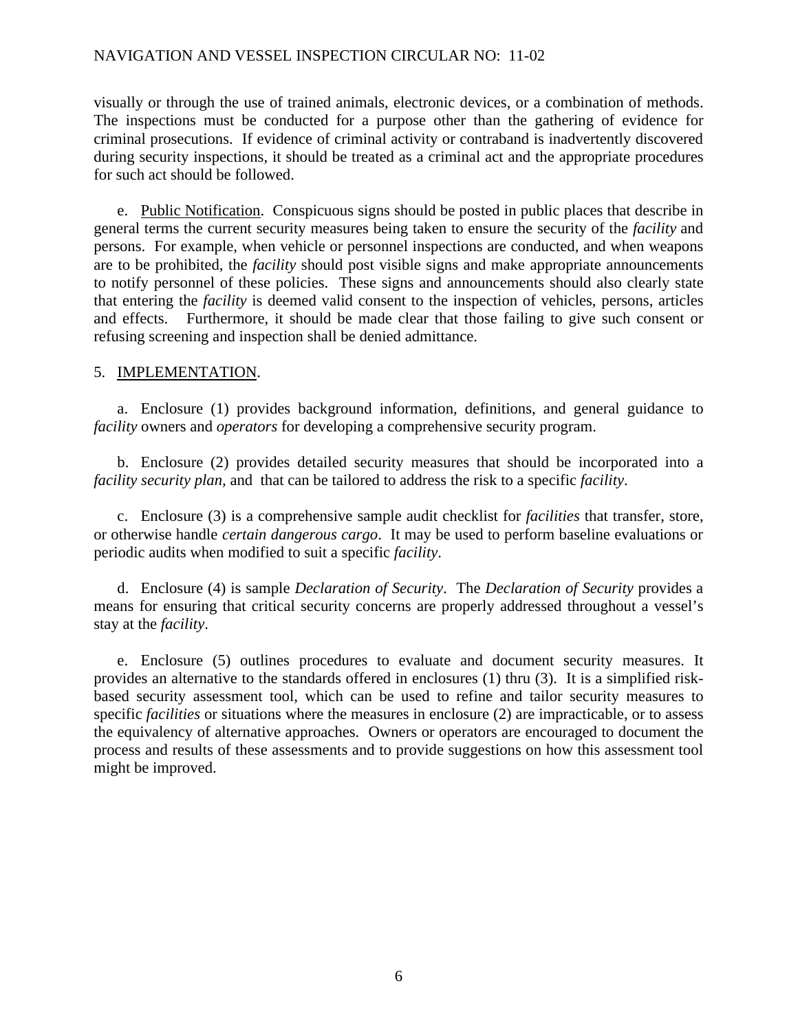visually or through the use of trained animals, electronic devices, or a combination of methods. The inspections must be conducted for a purpose other than the gathering of evidence for criminal prosecutions. If evidence of criminal activity or contraband is inadvertently discovered during security inspections, it should be treated as a criminal act and the appropriate procedures for such act should be followed.

e. Public Notification. Conspicuous signs should be posted in public places that describe in general terms the current security measures being taken to ensure the security of the *facility* and persons. For example, when vehicle or personnel inspections are conducted, and when weapons are to be prohibited, the *facility* should post visible signs and make appropriate announcements to notify personnel of these policies. These signs and announcements should also clearly state that entering the *facility* is deemed valid consent to the inspection of vehicles, persons, articles and effects. Furthermore, it should be made clear that those failing to give such consent or refusing screening and inspection shall be denied admittance.

5. IMPLEMENTATION.

a. Enclosure (1) provides background information, definitions, and general guidance to *facility* owners and *operators* for developing a comprehensive security program.

b. Enclosure (2) provides detailed security measures that should be incorporated into a *facility security plan,* and that can be tailored to address the risk to a specific *facility*.

c. Enclosure (3) is a comprehensive sample audit checklist for *facilities* that transfer, store, or otherwise handle *certain dangerous cargo*. It may be used to perform baseline evaluations or periodic audits when modified to suit a specific *facility*.

d. Enclosure (4) is sample *Declaration of Security*. The *Declaration of Security* provides a means for ensuring that critical security concerns are properly addressed throughout a vessel's stay at the *facility*.

e. Enclosure (5) outlines procedures to evaluate and document security measures. It provides an alternative to the standards offered in enclosures (1) thru (3). It is a simplified risk-based security assessment tool, which can be used to refine and tailor security measures to specific *facilities* or situations where the measures in enclosure (2) are impracticable, or to assess the equivalency of alternative approaches. Owners or operators are encouraged to document the process and results of these assessments and to provide suggestions on how this assessment tool might be improved.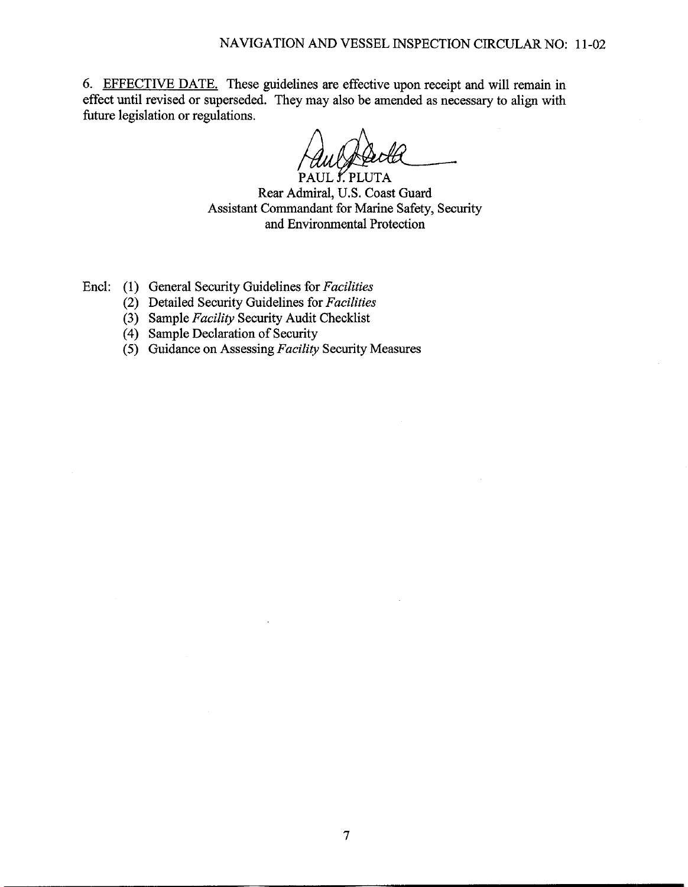6. <u>EFFECTIVE DATE.</u> These guidelines are effective upon receipt and will remain in effect until revised or superseded. They may also be amended as necessary to align with future legislation or regulations.

PAUL J. PLUTA
Rear Admiral, U.S. Coast Guard
Assistant Commandant for Marine Safety, Security and Environmental Protection

Encl:
(1) General Security Guidelines for *Facilities*
(2) Detailed Security Guidelines for *Facilities*
(3) Sample *Facility* Security Audit Checklist
(4) Sample Declaration of Security
(5) Guidance on Assessing *Facility* Security Measures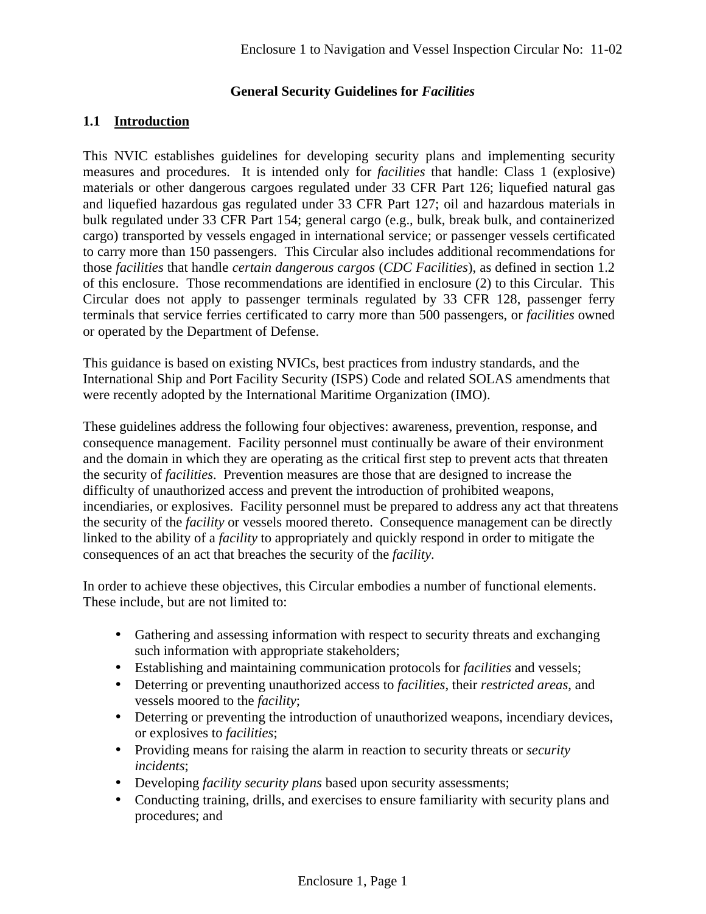## General Security Guidelines for *Facilities*

### 1.1 Introduction

This NVIC establishes guidelines for developing security plans and implementing security measures and procedures. It is intended only for *facilities* that handle: Class 1 (explosive) materials or other dangerous cargoes regulated under 33 CFR Part 126; liquefied natural gas and liquefied hazardous gas regulated under 33 CFR Part 127; oil and hazardous materials in bulk regulated under 33 CFR Part 154; general cargo (e.g., bulk, break bulk, and containerized cargo) transported by vessels engaged in international service; or passenger vessels certificated to carry more than 150 passengers. This Circular also includes additional recommendations for those *facilities* that handle *certain dangerous cargos* (*CDC Facilities*), as defined in section 1.2 of this enclosure. Those recommendations are identified in enclosure (2) to this Circular. This Circular does not apply to passenger terminals regulated by 33 CFR 128, passenger ferry terminals that service ferries certificated to carry more than 500 passengers, or *facilities* owned or operated by the Department of Defense.

This guidance is based on existing NVICs, best practices from industry standards, and the International Ship and Port Facility Security (ISPS) Code and related SOLAS amendments that were recently adopted by the International Maritime Organization (IMO).

These guidelines address the following four objectives: awareness, prevention, response, and consequence management. Facility personnel must continually be aware of their environment and the domain in which they are operating as the critical first step to prevent acts that threaten the security of *facilities*. Prevention measures are those that are designed to increase the difficulty of unauthorized access and prevent the introduction of prohibited weapons, incendiaries, or explosives. Facility personnel must be prepared to address any act that threatens the security of the *facility* or vessels moored thereto. Consequence management can be directly linked to the ability of a *facility* to appropriately and quickly respond in order to mitigate the consequences of an act that breaches the security of the *facility*.

In order to achieve these objectives, this Circular embodies a number of functional elements. These include, but are not limited to:

- Gathering and assessing information with respect to security threats and exchanging such information with appropriate stakeholders;
- Establishing and maintaining communication protocols for *facilities* and vessels;
- Deterring or preventing unauthorized access to *facilities*, their *restricted areas*, and vessels moored to the *facility*;
- Deterring or preventing the introduction of unauthorized weapons, incendiary devices, or explosives to *facilities*;
- Providing means for raising the alarm in reaction to security threats or *security incidents*;
- Developing *facility security plans* based upon security assessments;
- Conducting training, drills, and exercises to ensure familiarity with security plans and procedures; and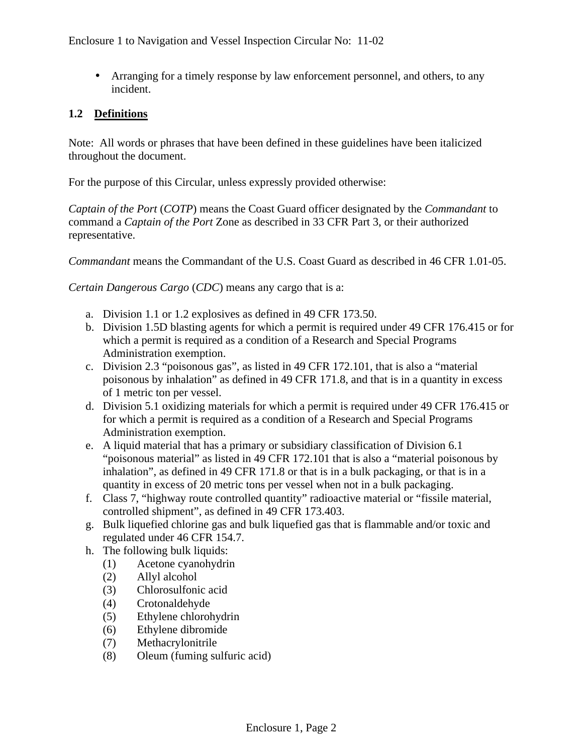- Arranging for a timely response by law enforcement personnel, and others, to any incident.

### 1.2 Definitions

Note: All words or phrases that have been defined in these guidelines have been italicized throughout the document.

For the purpose of this Circular, unless expressly provided otherwise:

*Captain of the Port* (*COTP*) means the Coast Guard officer designated by the *Commandant* to command a *Captain of the Port* Zone as described in 33 CFR Part 3, or their authorized representative.

*Commandant* means the Commandant of the U.S. Coast Guard as described in 46 CFR 1.01-05.

*Certain Dangerous Cargo* (*CDC*) means any cargo that is a:

a. Division 1.1 or 1.2 explosives as defined in 49 CFR 173.50.
b. Division 1.5D blasting agents for which a permit is required under 49 CFR 176.415 or for which a permit is required as a condition of a Research and Special Programs Administration exemption.
c. Division 2.3 "poisonous gas", as listed in 49 CFR 172.101, that is also a "material poisonous by inhalation" as defined in 49 CFR 171.8, and that is in a quantity in excess of 1 metric ton per vessel.
d. Division 5.1 oxidizing materials for which a permit is required under 49 CFR 176.415 or for which a permit is required as a condition of a Research and Special Programs Administration exemption.
e. A liquid material that has a primary or subsidiary classification of Division 6.1 "poisonous material" as listed in 49 CFR 172.101 that is also a "material poisonous by inhalation", as defined in 49 CFR 171.8 or that is in a bulk packaging, or that is in a quantity in excess of 20 metric tons per vessel when not in a bulk packaging.
f. Class 7, "highway route controlled quantity" radioactive material or "fissile material, controlled shipment", as defined in 49 CFR 173.403.
g. Bulk liquefied chlorine gas and bulk liquefied gas that is flammable and/or toxic and regulated under 46 CFR 154.7.
h. The following bulk liquids:
   (1) Acetone cyanohydrin
   (2) Allyl alcohol
   (3) Chlorosulfonic acid
   (4) Crotonaldehyde
   (5) Ethylene chlorohydrin
   (6) Ethylene dibromide
   (7) Methacrylonitrile
   (8) Oleum (fuming sulfuric acid)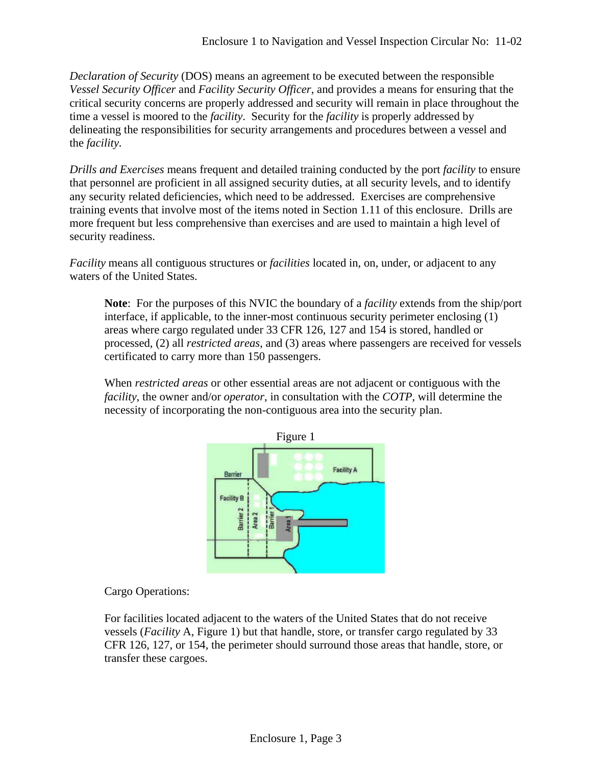*Declaration of Security* (DOS) means an agreement to be executed between the responsible *Vessel Security Officer* and *Facility Security Officer*, and provides a means for ensuring that the critical security concerns are properly addressed and security will remain in place throughout the time a vessel is moored to the *facility*. Security for the *facility* is properly addressed by delineating the responsibilities for security arrangements and procedures between a vessel and the *facility*.

*Drills and Exercises* means frequent and detailed training conducted by the port *facility* to ensure that personnel are proficient in all assigned security duties, at all security levels, and to identify any security related deficiencies, which need to be addressed. Exercises are comprehensive training events that involve most of the items noted in Section 1.11 of this enclosure. Drills are more frequent but less comprehensive than exercises and are used to maintain a high level of security readiness.

*Facility* means all contiguous structures or *facilities* located in, on, under, or adjacent to any waters of the United States.

> **Note**: For the purposes of this NVIC the boundary of a *facility* extends from the ship/port interface, if applicable, to the inner-most continuous security perimeter enclosing (1) areas where cargo regulated under 33 CFR 126, 127 and 154 is stored, handled or processed, (2) all *restricted areas*, and (3) areas where passengers are received for vessels certificated to carry more than 150 passengers.
>
> When *restricted areas* or other essential areas are not adjacent or contiguous with the *facility*, the owner and/or *operator*, in consultation with the *COTP*, will determine the necessity of incorporating the non-contiguous area into the security plan.
>
> Figure 1
>
> Cargo Operations:
>
> For facilities located adjacent to the waters of the United States that do not receive vessels (*Facility* A, Figure 1) but that handle, store, or transfer cargo regulated by 33 CFR 126, 127, or 154, the perimeter should surround those areas that handle, store, or transfer these cargoes.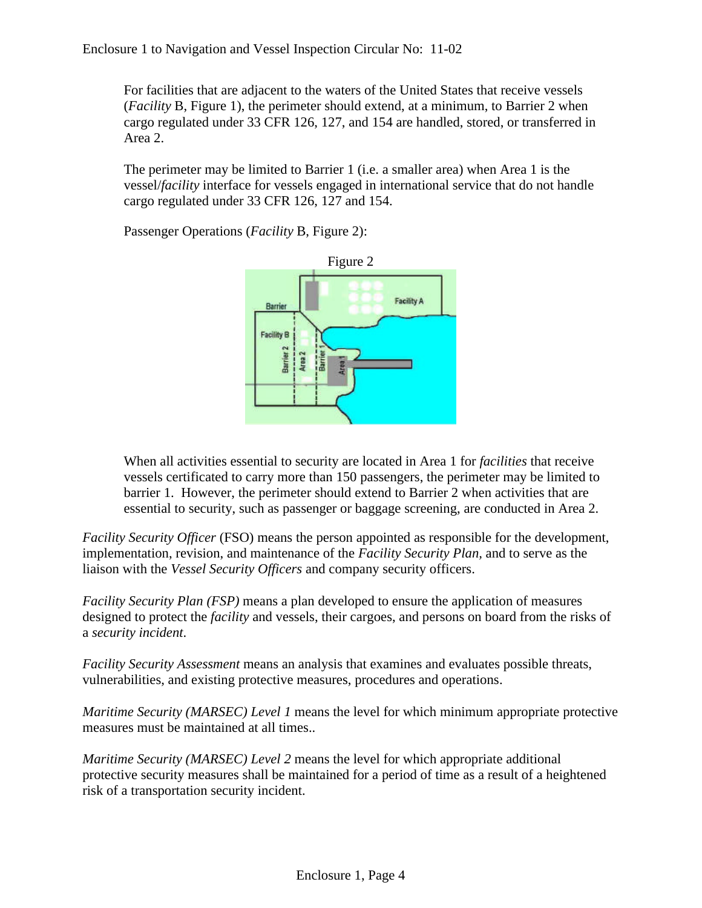For facilities that are adjacent to the waters of the United States that receive vessels (*Facility* B, Figure 1), the perimeter should extend, at a minimum, to Barrier 2 when cargo regulated under 33 CFR 126, 127, and 154 are handled, stored, or transferred in Area 2.

The perimeter may be limited to Barrier 1 (i.e. a smaller area) when Area 1 is the vessel/*facility* interface for vessels engaged in international service that do not handle cargo regulated under 33 CFR 126, 127 and 154.

Passenger Operations (*Facility* B, Figure 2):

Figure 2

When all activities essential to security are located in Area 1 for *facilities* that receive vessels certificated to carry more than 150 passengers, the perimeter may be limited to barrier 1. However, the perimeter should extend to Barrier 2 when activities that are essential to security, such as passenger or baggage screening, are conducted in Area 2.

*Facility Security Officer* (FSO) means the person appointed as responsible for the development, implementation, revision, and maintenance of the *Facility Security Plan*, and to serve as the liaison with the *Vessel Security Officers* and company security officers.

*Facility Security Plan (FSP)* means a plan developed to ensure the application of measures designed to protect the *facility* and vessels, their cargoes, and persons on board from the risks of a *security incident*.

*Facility Security Assessment* means an analysis that examines and evaluates possible threats, vulnerabilities, and existing protective measures, procedures and operations.

*Maritime Security (MARSEC) Level 1* means the level for which minimum appropriate protective measures must be maintained at all times..

*Maritime Security (MARSEC) Level 2* means the level for which appropriate additional protective security measures shall be maintained for a period of time as a result of a heightened risk of a transportation security incident.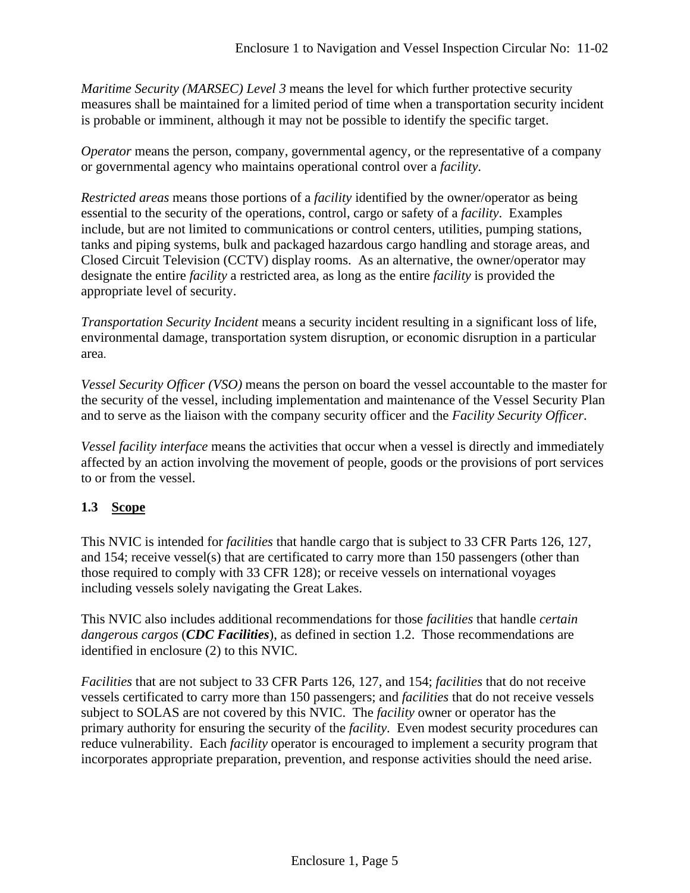*Maritime Security (MARSEC) Level 3* means the level for which further protective security measures shall be maintained for a limited period of time when a transportation security incident is probable or imminent, although it may not be possible to identify the specific target.

*Operator* means the person, company, governmental agency, or the representative of a company or governmental agency who maintains operational control over a *facility*.

*Restricted areas* means those portions of a *facility* identified by the owner/operator as being essential to the security of the operations, control, cargo or safety of a *facility*. Examples include, but are not limited to communications or control centers, utilities, pumping stations, tanks and piping systems, bulk and packaged hazardous cargo handling and storage areas, and Closed Circuit Television (CCTV) display rooms. As an alternative, the owner/operator may designate the entire *facility* a restricted area, as long as the entire *facility* is provided the appropriate level of security.

*Transportation Security Incident* means a security incident resulting in a significant loss of life, environmental damage, transportation system disruption, or economic disruption in a particular area.

*Vessel Security Officer (VSO)* means the person on board the vessel accountable to the master for the security of the vessel, including implementation and maintenance of the Vessel Security Plan and to serve as the liaison with the company security officer and the *Facility Security Officer*.

*Vessel facility interface* means the activities that occur when a vessel is directly and immediately affected by an action involving the movement of people, goods or the provisions of port services to or from the vessel.

## 1.3 Scope

This NVIC is intended for *facilities* that handle cargo that is subject to 33 CFR Parts 126, 127, and 154; receive vessel(s) that are certificated to carry more than 150 passengers (other than those required to comply with 33 CFR 128); or receive vessels on international voyages including vessels solely navigating the Great Lakes.

This NVIC also includes additional recommendations for those *facilities* that handle *certain dangerous cargos* (***CDC Facilities***), as defined in section 1.2. Those recommendations are identified in enclosure (2) to this NVIC.

*Facilities* that are not subject to 33 CFR Parts 126, 127, and 154; *facilities* that do not receive vessels certificated to carry more than 150 passengers; and *facilities* that do not receive vessels subject to SOLAS are not covered by this NVIC. The *facility* owner or operator has the primary authority for ensuring the security of the *facility*. Even modest security procedures can reduce vulnerability. Each *facility* operator is encouraged to implement a security program that incorporates appropriate preparation, prevention, and response activities should the need arise.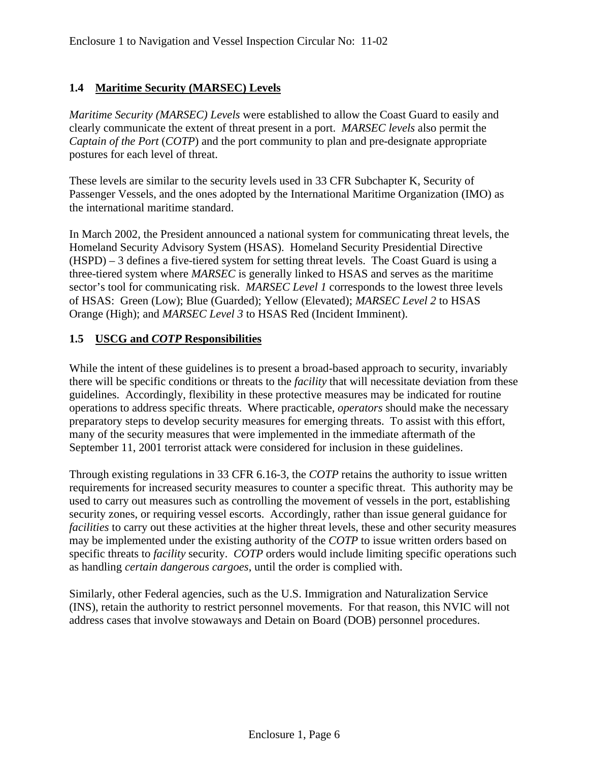## 1.4 Maritime Security (MARSEC) Levels

*Maritime Security (MARSEC) Levels* were established to allow the Coast Guard to easily and clearly communicate the extent of threat present in a port. *MARSEC levels* also permit the *Captain of the Port* (*COTP*) and the port community to plan and pre-designate appropriate postures for each level of threat.

These levels are similar to the security levels used in 33 CFR Subchapter K, Security of Passenger Vessels, and the ones adopted by the International Maritime Organization (IMO) as the international maritime standard.

In March 2002, the President announced a national system for communicating threat levels, the Homeland Security Advisory System (HSAS). Homeland Security Presidential Directive (HSPD) – 3 defines a five-tiered system for setting threat levels. The Coast Guard is using a three-tiered system where *MARSEC* is generally linked to HSAS and serves as the maritime sector's tool for communicating risk. *MARSEC Level 1* corresponds to the lowest three levels of HSAS: Green (Low); Blue (Guarded); Yellow (Elevated); *MARSEC Level 2* to HSAS Orange (High); and *MARSEC Level 3* to HSAS Red (Incident Imminent).

## 1.5 USCG and *COTP* Responsibilities

While the intent of these guidelines is to present a broad-based approach to security, invariably there will be specific conditions or threats to the *facility* that will necessitate deviation from these guidelines. Accordingly, flexibility in these protective measures may be indicated for routine operations to address specific threats. Where practicable, *operators* should make the necessary preparatory steps to develop security measures for emerging threats. To assist with this effort, many of the security measures that were implemented in the immediate aftermath of the September 11, 2001 terrorist attack were considered for inclusion in these guidelines.

Through existing regulations in 33 CFR 6.16-3, the *COTP* retains the authority to issue written requirements for increased security measures to counter a specific threat. This authority may be used to carry out measures such as controlling the movement of vessels in the port, establishing security zones, or requiring vessel escorts. Accordingly, rather than issue general guidance for *facilities* to carry out these activities at the higher threat levels, these and other security measures may be implemented under the existing authority of the *COTP* to issue written orders based on specific threats to *facility* security. *COTP* orders would include limiting specific operations such as handling *certain dangerous cargoes*, until the order is complied with.

Similarly, other Federal agencies, such as the U.S. Immigration and Naturalization Service (INS), retain the authority to restrict personnel movements. For that reason, this NVIC will not address cases that involve stowaways and Detain on Board (DOB) personnel procedures.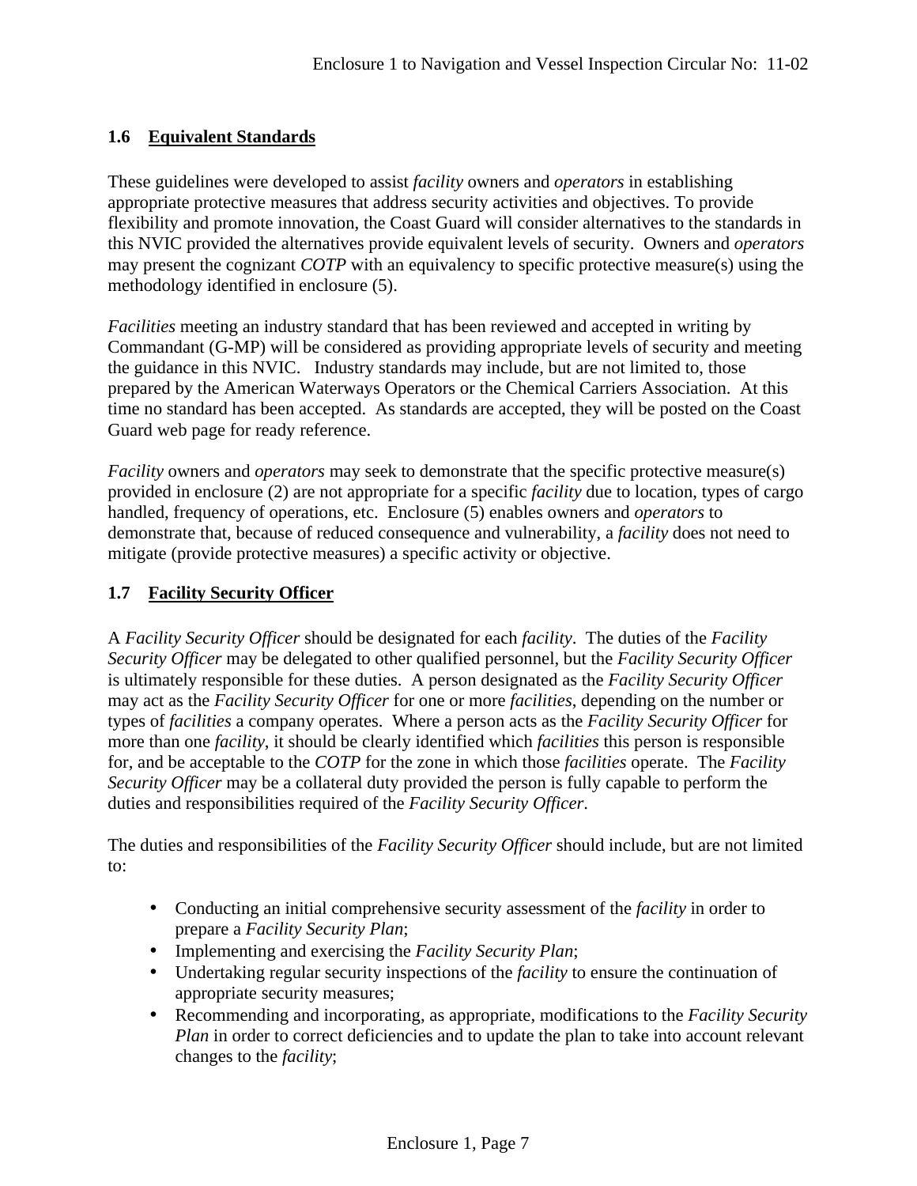### 1.6 Equivalent Standards

These guidelines were developed to assist *facility* owners and *operators* in establishing appropriate protective measures that address security activities and objectives. To provide flexibility and promote innovation, the Coast Guard will consider alternatives to the standards in this NVIC provided the alternatives provide equivalent levels of security. Owners and *operators* may present the cognizant *COTP* with an equivalency to specific protective measure(s) using the methodology identified in enclosure (5).

*Facilities* meeting an industry standard that has been reviewed and accepted in writing by Commandant (G-MP) will be considered as providing appropriate levels of security and meeting the guidance in this NVIC. Industry standards may include, but are not limited to, those prepared by the American Waterways Operators or the Chemical Carriers Association. At this time no standard has been accepted. As standards are accepted, they will be posted on the Coast Guard web page for ready reference.

*Facility* owners and *operators* may seek to demonstrate that the specific protective measure(s) provided in enclosure (2) are not appropriate for a specific *facility* due to location, types of cargo handled, frequency of operations, etc. Enclosure (5) enables owners and *operators* to demonstrate that, because of reduced consequence and vulnerability, a *facility* does not need to mitigate (provide protective measures) a specific activity or objective.

### 1.7 Facility Security Officer

A *Facility Security Officer* should be designated for each *facility*. The duties of the *Facility Security Officer* may be delegated to other qualified personnel, but the *Facility Security Officer* is ultimately responsible for these duties. A person designated as the *Facility Security Officer* may act as the *Facility Security Officer* for one or more *facilities*, depending on the number or types of *facilities* a company operates. Where a person acts as the *Facility Security Officer* for more than one *facility*, it should be clearly identified which *facilities* this person is responsible for, and be acceptable to the *COTP* for the zone in which those *facilities* operate. The *Facility Security Officer* may be a collateral duty provided the person is fully capable to perform the duties and responsibilities required of the *Facility Security Officer*.

The duties and responsibilities of the *Facility Security Officer* should include, but are not limited to:

- Conducting an initial comprehensive security assessment of the *facility* in order to prepare a *Facility Security Plan*;
- Implementing and exercising the *Facility Security Plan*;
- Undertaking regular security inspections of the *facility* to ensure the continuation of appropriate security measures;
- Recommending and incorporating, as appropriate, modifications to the *Facility Security Plan* in order to correct deficiencies and to update the plan to take into account relevant changes to the *facility*;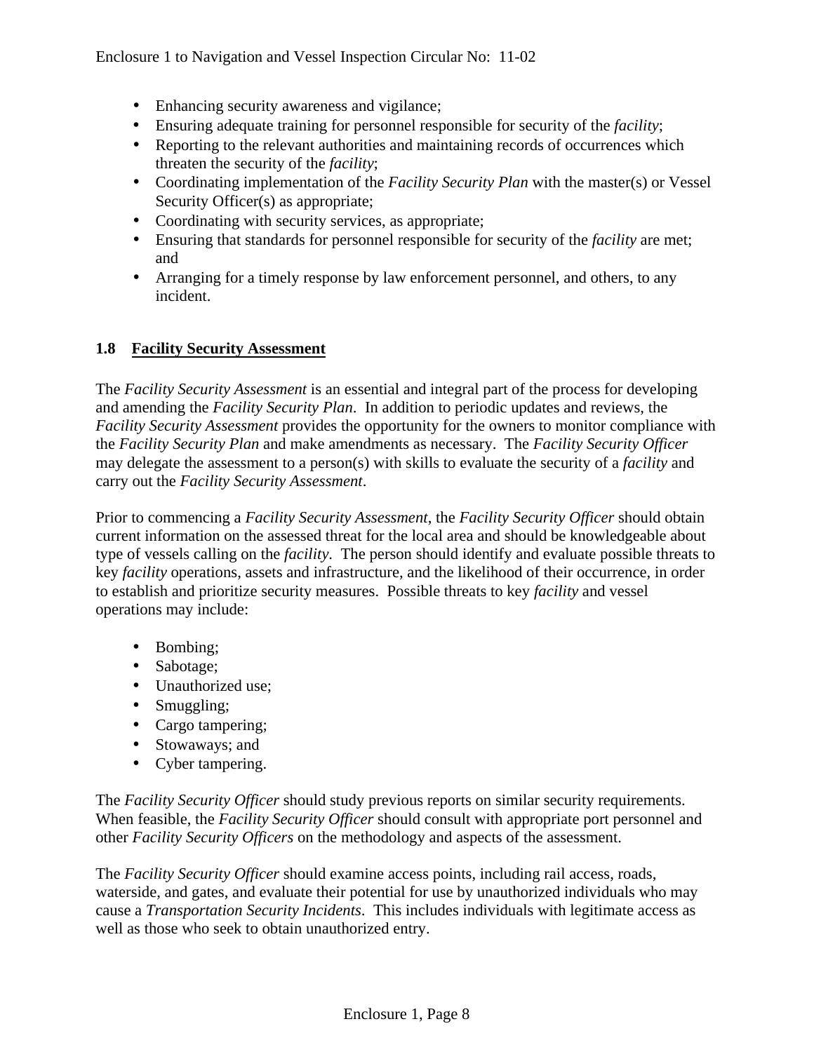- Enhancing security awareness and vigilance;
- Ensuring adequate training for personnel responsible for security of the *facility*;
- Reporting to the relevant authorities and maintaining records of occurrences which threaten the security of the *facility*;
- Coordinating implementation of the *Facility Security Plan* with the master(s) or Vessel Security Officer(s) as appropriate;
- Coordinating with security services, as appropriate;
- Ensuring that standards for personnel responsible for security of the *facility* are met; and
- Arranging for a timely response by law enforcement personnel, and others, to any incident.

## 1.8 Facility Security Assessment

The *Facility Security Assessment* is an essential and integral part of the process for developing and amending the *Facility Security Plan*. In addition to periodic updates and reviews, the *Facility Security Assessment* provides the opportunity for the owners to monitor compliance with the *Facility Security Plan* and make amendments as necessary. The *Facility Security Officer* may delegate the assessment to a person(s) with skills to evaluate the security of a *facility* and carry out the *Facility Security Assessment*.

Prior to commencing a *Facility Security Assessment*, the *Facility Security Officer* should obtain current information on the assessed threat for the local area and should be knowledgeable about type of vessels calling on the *facility*. The person should identify and evaluate possible threats to key *facility* operations, assets and infrastructure, and the likelihood of their occurrence, in order to establish and prioritize security measures. Possible threats to key *facility* and vessel operations may include:

- Bombing;
- Sabotage;
- Unauthorized use;
- Smuggling;
- Cargo tampering;
- Stowaways; and
- Cyber tampering.

The *Facility Security Officer* should study previous reports on similar security requirements. When feasible, the *Facility Security Officer* should consult with appropriate port personnel and other *Facility Security Officers* on the methodology and aspects of the assessment.

The *Facility Security Officer* should examine access points, including rail access, roads, waterside, and gates, and evaluate their potential for use by unauthorized individuals who may cause a *Transportation Security Incidents*. This includes individuals with legitimate access as well as those who seek to obtain unauthorized entry.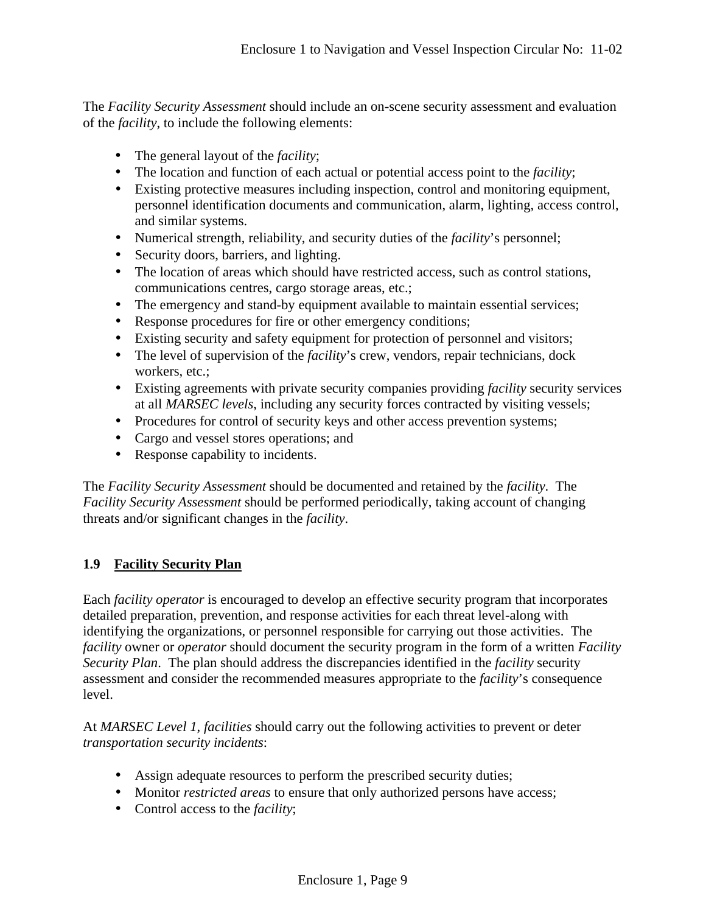The *Facility Security Assessment* should include an on-scene security assessment and evaluation of the *facility*, to include the following elements:

- The general layout of the *facility*;
- The location and function of each actual or potential access point to the *facility*;
- Existing protective measures including inspection, control and monitoring equipment, personnel identification documents and communication, alarm, lighting, access control, and similar systems.
- Numerical strength, reliability, and security duties of the *facility*'s personnel;
- Security doors, barriers, and lighting.
- The location of areas which should have restricted access, such as control stations, communications centres, cargo storage areas, etc.;
- The emergency and stand-by equipment available to maintain essential services;
- Response procedures for fire or other emergency conditions;
- Existing security and safety equipment for protection of personnel and visitors;
- The level of supervision of the *facility*'s crew, vendors, repair technicians, dock workers, etc.;
- Existing agreements with private security companies providing *facility* security services at all *MARSEC levels*, including any security forces contracted by visiting vessels;
- Procedures for control of security keys and other access prevention systems;
- Cargo and vessel stores operations; and
- Response capability to incidents.

The *Facility Security Assessment* should be documented and retained by the *facility*. The *Facility Security Assessment* should be performed periodically, taking account of changing threats and/or significant changes in the *facility*.

## 1.9 Facility Security Plan

Each *facility operator* is encouraged to develop an effective security program that incorporates detailed preparation, prevention, and response activities for each threat level-along with identifying the organizations, or personnel responsible for carrying out those activities. The *facility* owner or *operator* should document the security program in the form of a written *Facility Security Plan*. The plan should address the discrepancies identified in the *facility* security assessment and consider the recommended measures appropriate to the *facility*'s consequence level.

At *MARSEC Level 1*, *facilities* should carry out the following activities to prevent or deter *transportation security incidents*:

- Assign adequate resources to perform the prescribed security duties;
- Monitor *restricted areas* to ensure that only authorized persons have access;
- Control access to the *facility*;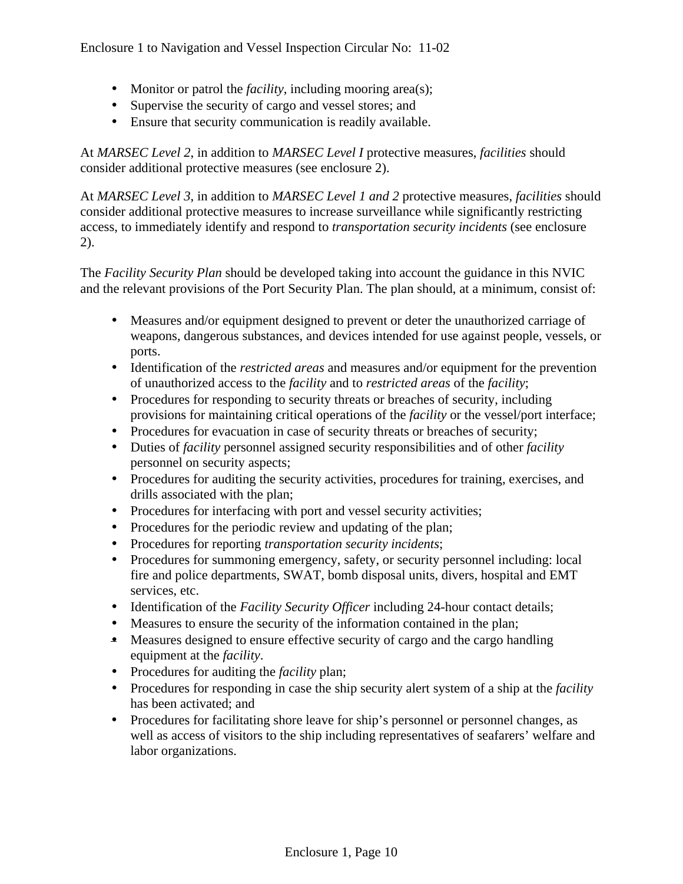- Monitor or patrol the *facility*, including mooring area(s);
- Supervise the security of cargo and vessel stores; and
- Ensure that security communication is readily available.

At *MARSEC Level 2*, in addition to *MARSEC Level I* protective measures, *facilities* should consider additional protective measures (see enclosure 2).

At *MARSEC Level 3*, in addition to *MARSEC Level 1 and 2* protective measures, *facilities* should consider additional protective measures to increase surveillance while significantly restricting access, to immediately identify and respond to *transportation security incidents* (see enclosure 2).

The *Facility Security Plan* should be developed taking into account the guidance in this NVIC and the relevant provisions of the Port Security Plan. The plan should, at a minimum, consist of:

- Measures and/or equipment designed to prevent or deter the unauthorized carriage of weapons, dangerous substances, and devices intended for use against people, vessels, or ports.
- Identification of the *restricted areas* and measures and/or equipment for the prevention of unauthorized access to the *facility* and to *restricted areas* of the *facility*;
- Procedures for responding to security threats or breaches of security, including provisions for maintaining critical operations of the *facility* or the vessel/port interface;
- Procedures for evacuation in case of security threats or breaches of security;
- Duties of *facility* personnel assigned security responsibilities and of other *facility* personnel on security aspects;
- Procedures for auditing the security activities, procedures for training, exercises, and drills associated with the plan;
- Procedures for interfacing with port and vessel security activities;
- Procedures for the periodic review and updating of the plan;
- Procedures for reporting *transportation security incidents*;
- Procedures for summoning emergency, safety, or security personnel including: local fire and police departments, SWAT, bomb disposal units, divers, hospital and EMT services, etc.
- Identification of the *Facility Security Officer* including 24-hour contact details;
- Measures to ensure the security of the information contained in the plan;
- Measures designed to ensure effective security of cargo and the cargo handling equipment at the *facility*.
- Procedures for auditing the *facility* plan;
- Procedures for responding in case the ship security alert system of a ship at the *facility* has been activated; and
- Procedures for facilitating shore leave for ship's personnel or personnel changes, as well as access of visitors to the ship including representatives of seafarers' welfare and labor organizations.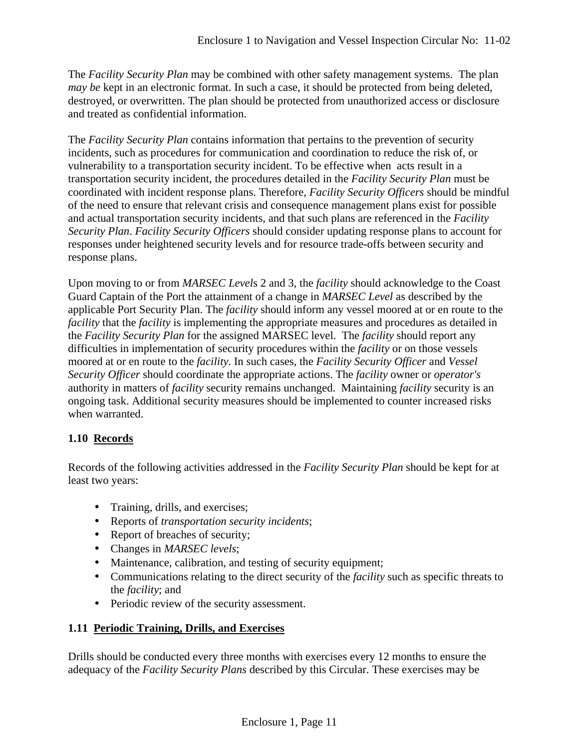The *Facility Security Plan* may be combined with other safety management systems. The plan *may be* kept in an electronic format. In such a case, it should be protected from being deleted, destroyed, or overwritten. The plan should be protected from unauthorized access or disclosure and treated as confidential information.

The *Facility Security Plan* contains information that pertains to the prevention of security incidents, such as procedures for communication and coordination to reduce the risk of, or vulnerability to a transportation security incident. To be effective when acts result in a transportation security incident, the procedures detailed in the *Facility Security Plan* must be coordinated with incident response plans. Therefore, *Facility Security Officers* should be mindful of the need to ensure that relevant crisis and consequence management plans exist for possible and actual transportation security incidents, and that such plans are referenced in the *Facility Security Plan*. *Facility Security Officers* should consider updating response plans to account for responses under heightened security levels and for resource trade-offs between security and response plans.

Upon moving to or from *MARSEC Level*s 2 and 3, the *facility* should acknowledge to the Coast Guard Captain of the Port the attainment of a change in *MARSEC Level* as described by the applicable Port Security Plan. The *facility* should inform any vessel moored at or en route to the *facility* that the *facility* is implementing the appropriate measures and procedures as detailed in the *Facility Security Plan* for the assigned MARSEC level. The *facility* should report any difficulties in implementation of security procedures within the *facility* or on those vessels moored at or en route to the *facility*. In such cases, the *Facility Security Officer* and *Vessel Security Officer* should coordinate the appropriate actions. The *facility* owner or *operator's* authority in matters of *facility* security remains unchanged. Maintaining *facility* security is an ongoing task. Additional security measures should be implemented to counter increased risks when warranted.

## 1.10 Records

Records of the following activities addressed in the *Facility Security Plan* should be kept for at least two years:

- Training, drills, and exercises;
- Reports of *transportation security incidents*;
- Report of breaches of security;
- Changes in *MARSEC levels*;
- Maintenance, calibration, and testing of security equipment;
- Communications relating to the direct security of the *facility* such as specific threats to the *facility*; and
- Periodic review of the security assessment.

## 1.11 Periodic Training, Drills, and Exercises

Drills should be conducted every three months with exercises every 12 months to ensure the adequacy of the *Facility Security Plans* described by this Circular. These exercises may be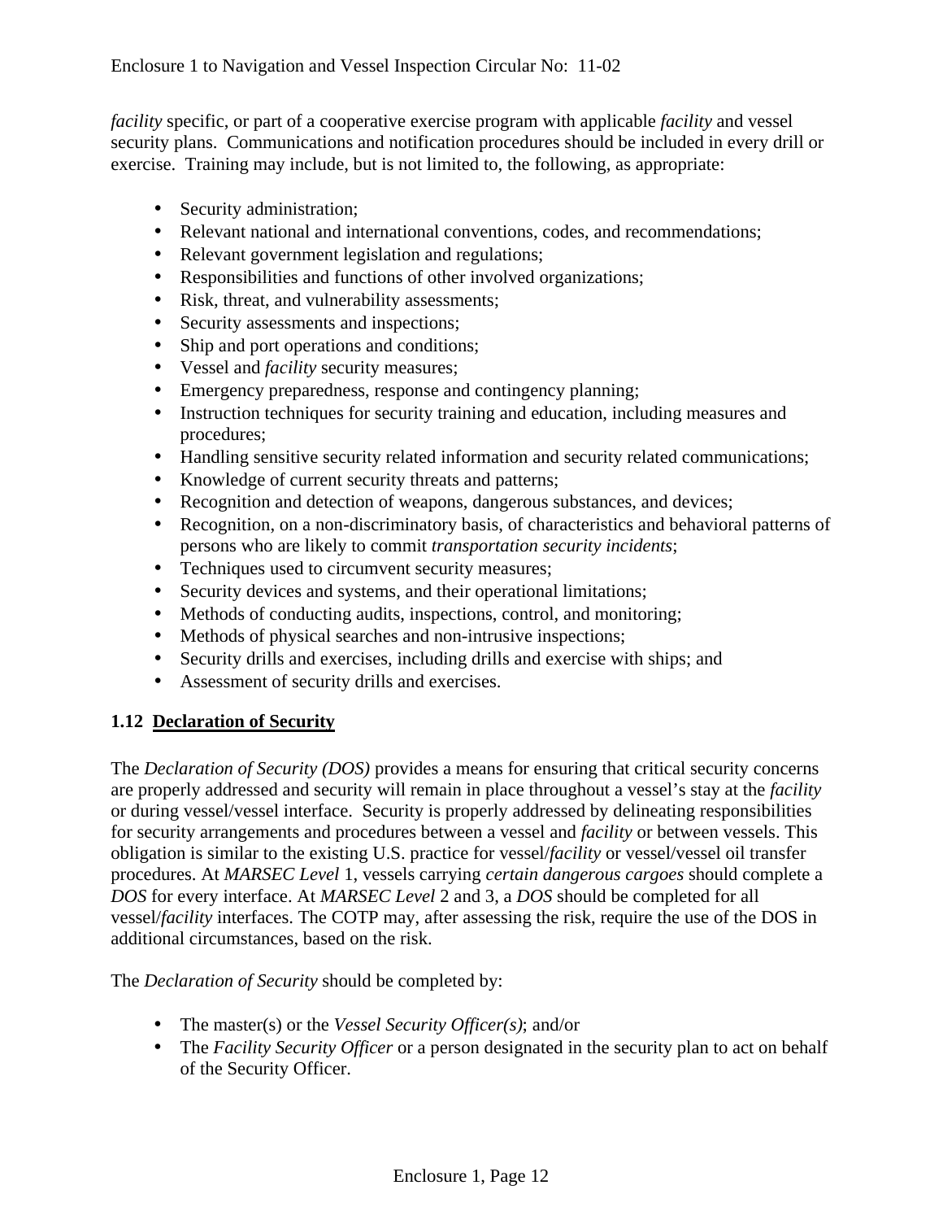*facility* specific, or part of a cooperative exercise program with applicable *facility* and vessel security plans. Communications and notification procedures should be included in every drill or exercise. Training may include, but is not limited to, the following, as appropriate:

- Security administration;
- Relevant national and international conventions, codes, and recommendations;
- Relevant government legislation and regulations;
- Responsibilities and functions of other involved organizations;
- Risk, threat, and vulnerability assessments;
- Security assessments and inspections;
- Ship and port operations and conditions;
- Vessel and *facility* security measures;
- Emergency preparedness, response and contingency planning;
- Instruction techniques for security training and education, including measures and procedures;
- Handling sensitive security related information and security related communications;
- Knowledge of current security threats and patterns;
- Recognition and detection of weapons, dangerous substances, and devices;
- Recognition, on a non-discriminatory basis, of characteristics and behavioral patterns of persons who are likely to commit *transportation security incidents*;
- Techniques used to circumvent security measures;
- Security devices and systems, and their operational limitations;
- Methods of conducting audits, inspections, control, and monitoring;
- Methods of physical searches and non-intrusive inspections;
- Security drills and exercises, including drills and exercise with ships; and
- Assessment of security drills and exercises.

### 1.12 <u>Declaration of Security</u>

The *Declaration of Security (DOS)* provides a means for ensuring that critical security concerns are properly addressed and security will remain in place throughout a vessel's stay at the *facility* or during vessel/vessel interface. Security is properly addressed by delineating responsibilities for security arrangements and procedures between a vessel and *facility* or between vessels. This obligation is similar to the existing U.S. practice for vessel/*facility* or vessel/vessel oil transfer procedures. At *MARSEC Level* 1, vessels carrying *certain dangerous cargoes* should complete a *DOS* for every interface. At *MARSEC Level* 2 and 3, a *DOS* should be completed for all vessel/*facility* interfaces. The COTP may, after assessing the risk, require the use of the DOS in additional circumstances, based on the risk.

The *Declaration of Security* should be completed by:

- The master(s) or the *Vessel Security Officer(s)*; and/or
- The *Facility Security Officer* or a person designated in the security plan to act on behalf of the Security Officer.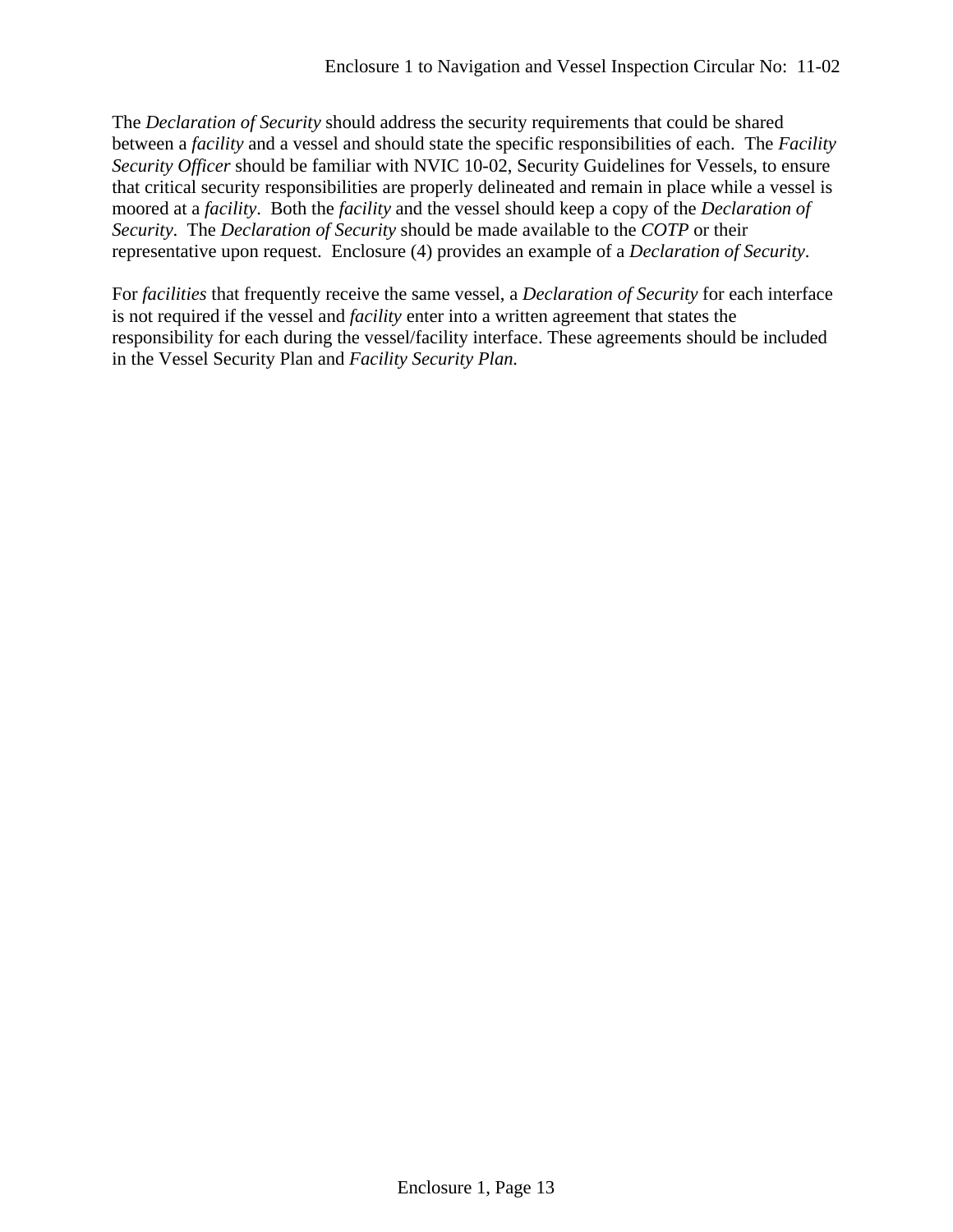The *Declaration of Security* should address the security requirements that could be shared between a *facility* and a vessel and should state the specific responsibilities of each. The *Facility Security Officer* should be familiar with NVIC 10-02, Security Guidelines for Vessels, to ensure that critical security responsibilities are properly delineated and remain in place while a vessel is moored at a *facility*. Both the *facility* and the vessel should keep a copy of the *Declaration of Security*. The *Declaration of Security* should be made available to the *COTP* or their representative upon request. Enclosure (4) provides an example of a *Declaration of Security*.

For *facilities* that frequently receive the same vessel, a *Declaration of Security* for each interface is not required if the vessel and *facility* enter into a written agreement that states the responsibility for each during the vessel/facility interface. These agreements should be included in the Vessel Security Plan and *Facility Security Plan.*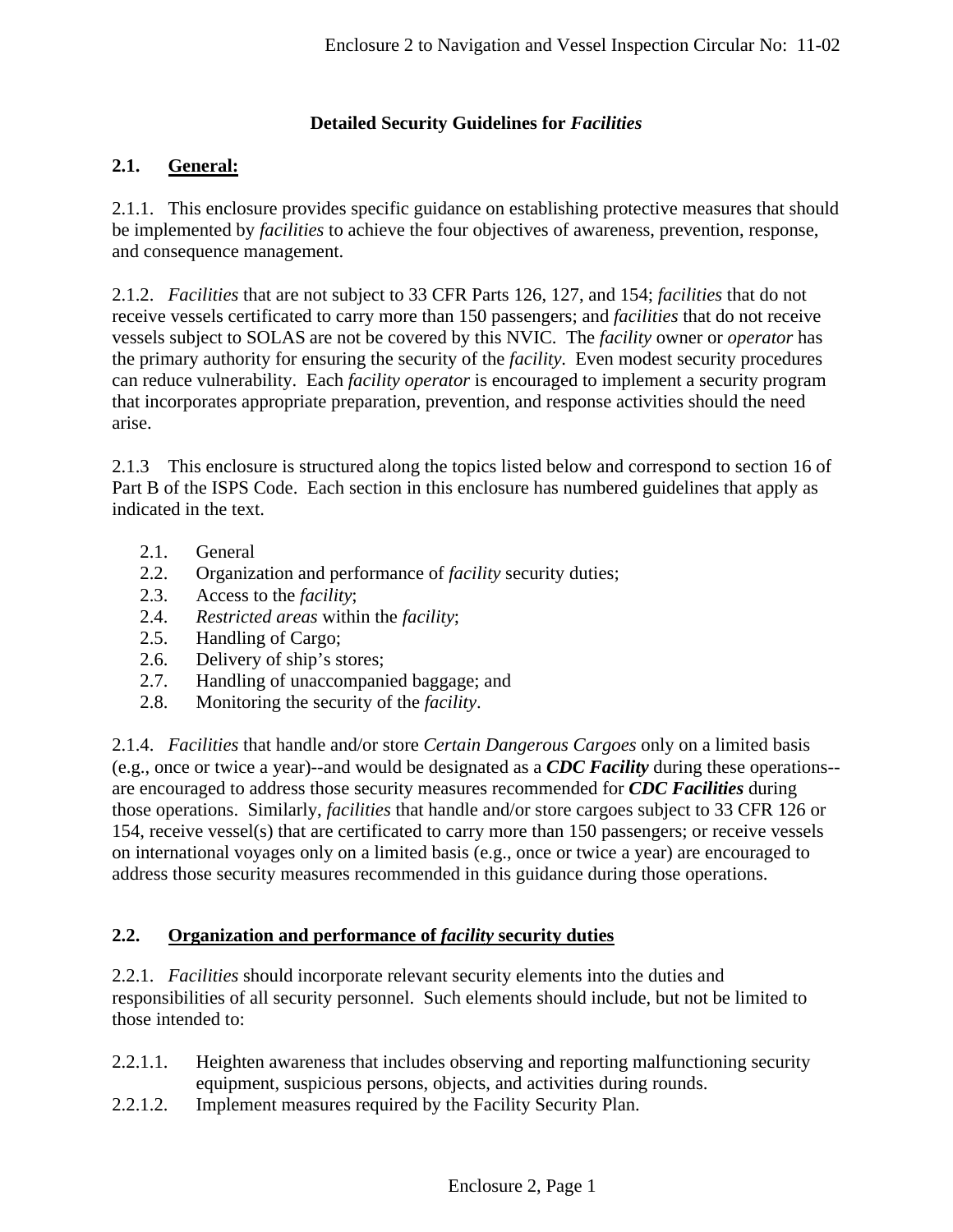**Detailed Security Guidelines for *Facilities***

## 2.1. General:

2.1.1. This enclosure provides specific guidance on establishing protective measures that should be implemented by *facilities* to achieve the four objectives of awareness, prevention, response, and consequence management.

2.1.2. *Facilities* that are not subject to 33 CFR Parts 126, 127, and 154; *facilities* that do not receive vessels certificated to carry more than 150 passengers; and *facilities* that do not receive vessels subject to SOLAS are not be covered by this NVIC. The *facility* owner or *operator* has the primary authority for ensuring the security of the *facility*. Even modest security procedures can reduce vulnerability. Each *facility operator* is encouraged to implement a security program that incorporates appropriate preparation, prevention, and response activities should the need arise.

2.1.3 This enclosure is structured along the topics listed below and correspond to section 16 of Part B of the ISPS Code. Each section in this enclosure has numbered guidelines that apply as indicated in the text.

- 2.1. General
- 2.2. Organization and performance of *facility* security duties;
- 2.3. Access to the *facility*;
- 2.4. *Restricted areas* within the *facility*;
- 2.5. Handling of Cargo;
- 2.6. Delivery of ship's stores;
- 2.7. Handling of unaccompanied baggage; and
- 2.8. Monitoring the security of the *facility*.

2.1.4. *Facilities* that handle and/or store *Certain Dangerous Cargoes* only on a limited basis (e.g., once or twice a year)--and would be designated as a ***CDC Facility*** during these operations--are encouraged to address those security measures recommended for ***CDC Facilities*** during those operations. Similarly, *facilities* that handle and/or store cargoes subject to 33 CFR 126 or 154, receive vessel(s) that are certificated to carry more than 150 passengers; or receive vessels on international voyages only on a limited basis (e.g., once or twice a year) are encouraged to address those security measures recommended in this guidance during those operations.

## 2.2. Organization and performance of *facility* security duties

2.2.1. *Facilities* should incorporate relevant security elements into the duties and responsibilities of all security personnel. Such elements should include, but not be limited to those intended to:

2.2.1.1. Heighten awareness that includes observing and reporting malfunctioning security equipment, suspicious persons, objects, and activities during rounds.

2.2.1.2. Implement measures required by the Facility Security Plan.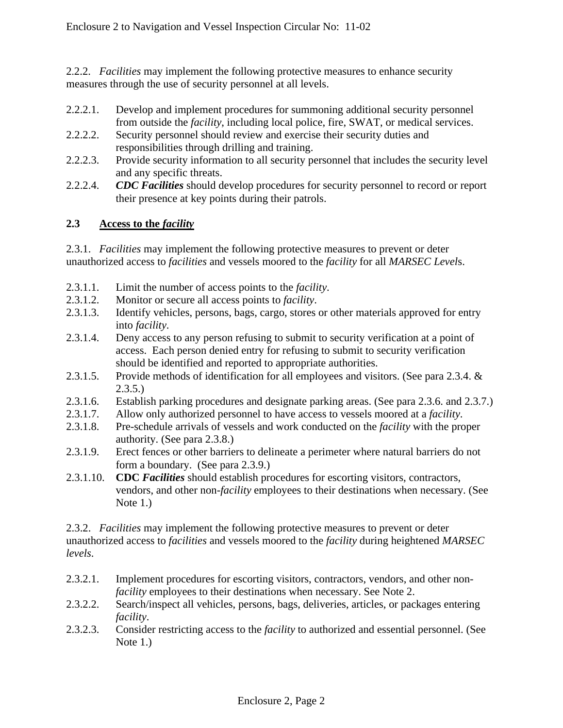2.2.2. *Facilities* may implement the following protective measures to enhance security measures through the use of security personnel at all levels.

2.2.2.1. Develop and implement procedures for summoning additional security personnel from outside the *facility*, including local police, fire, SWAT, or medical services.
2.2.2.2. Security personnel should review and exercise their security duties and responsibilities through drilling and training.
2.2.2.3. Provide security information to all security personnel that includes the security level and any specific threats.
2.2.2.4. ***CDC Facilities*** should develop procedures for security personnel to record or report their presence at key points during their patrols.

## 2.3 Access to the *facility*

2.3.1. *Facilities* may implement the following protective measures to prevent or deter unauthorized access to *facilities* and vessels moored to the *facility* for all *MARSEC Level*s.

2.3.1.1. Limit the number of access points to the *facility*.
2.3.1.2. Monitor or secure all access points to *facility*.
2.3.1.3. Identify vehicles, persons, bags, cargo, stores or other materials approved for entry into *facility*.
2.3.1.4. Deny access to any person refusing to submit to security verification at a point of access. Each person denied entry for refusing to submit to security verification should be identified and reported to appropriate authorities.
2.3.1.5. Provide methods of identification for all employees and visitors. (See para 2.3.4. & 2.3.5.)
2.3.1.6. Establish parking procedures and designate parking areas. (See para 2.3.6. and 2.3.7.)
2.3.1.7. Allow only authorized personnel to have access to vessels moored at a *facility*.
2.3.1.8. Pre-schedule arrivals of vessels and work conducted on the *facility* with the proper authority. (See para 2.3.8.)
2.3.1.9. Erect fences or other barriers to delineate a perimeter where natural barriers do not form a boundary. (See para 2.3.9.)
2.3.1.10. **CDC *Facilities*** should establish procedures for escorting visitors, contractors, vendors, and other non-*facility* employees to their destinations when necessary. (See Note 1.)

2.3.2. *Facilities* may implement the following protective measures to prevent or deter unauthorized access to *facilities* and vessels moored to the *facility* during heightened *MARSEC levels*.

2.3.2.1. Implement procedures for escorting visitors, contractors, vendors, and other non-*facility* employees to their destinations when necessary. See Note 2.
2.3.2.2. Search/inspect all vehicles, persons, bags, deliveries, articles, or packages entering *facility*.
2.3.2.3. Consider restricting access to the *facility* to authorized and essential personnel. (See Note 1.)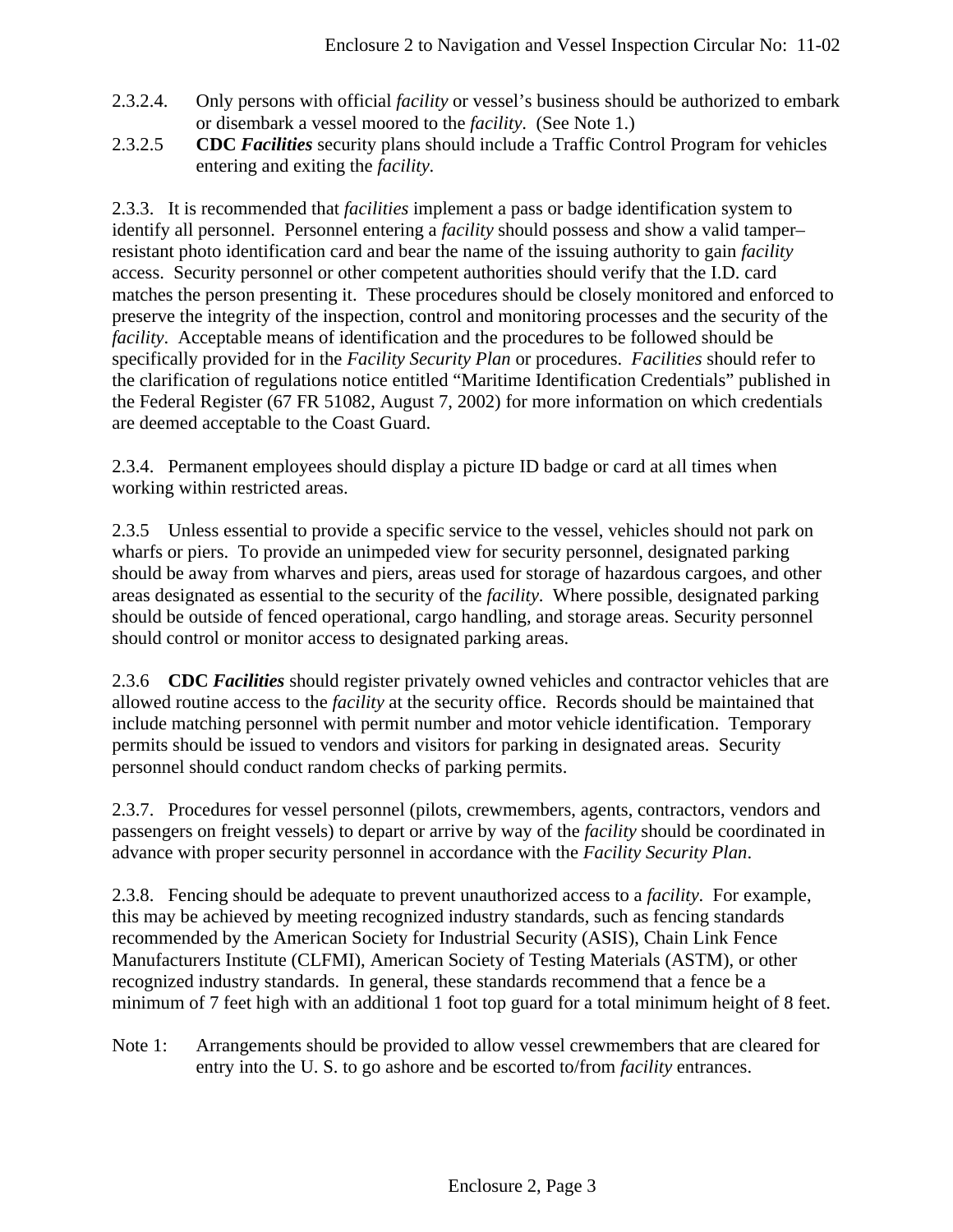2.3.2.4. Only persons with official *facility* or vessel's business should be authorized to embark or disembark a vessel moored to the *facility*. (See Note 1.)

2.3.2.5 **CDC *Facilities*** security plans should include a Traffic Control Program for vehicles entering and exiting the *facility.*

2.3.3. It is recommended that *facilities* implement a pass or badge identification system to identify all personnel. Personnel entering a *facility* should possess and show a valid tamper–resistant photo identification card and bear the name of the issuing authority to gain *facility* access. Security personnel or other competent authorities should verify that the I.D. card matches the person presenting it. These procedures should be closely monitored and enforced to preserve the integrity of the inspection, control and monitoring processes and the security of the *facility*. Acceptable means of identification and the procedures to be followed should be specifically provided for in the *Facility Security Plan* or procedures. *Facilities* should refer to the clarification of regulations notice entitled "Maritime Identification Credentials" published in the Federal Register (67 FR 51082, August 7, 2002) for more information on which credentials are deemed acceptable to the Coast Guard.

2.3.4. Permanent employees should display a picture ID badge or card at all times when working within restricted areas.

2.3.5 Unless essential to provide a specific service to the vessel, vehicles should not park on wharfs or piers. To provide an unimpeded view for security personnel, designated parking should be away from wharves and piers, areas used for storage of hazardous cargoes, and other areas designated as essential to the security of the *facility*. Where possible, designated parking should be outside of fenced operational, cargo handling, and storage areas. Security personnel should control or monitor access to designated parking areas.

2.3.6 **CDC *Facilities*** should register privately owned vehicles and contractor vehicles that are allowed routine access to the *facility* at the security office. Records should be maintained that include matching personnel with permit number and motor vehicle identification. Temporary permits should be issued to vendors and visitors for parking in designated areas. Security personnel should conduct random checks of parking permits.

2.3.7. Procedures for vessel personnel (pilots, crewmembers, agents, contractors, vendors and passengers on freight vessels) to depart or arrive by way of the *facility* should be coordinated in advance with proper security personnel in accordance with the *Facility Security Plan*.

2.3.8. Fencing should be adequate to prevent unauthorized access to a *facility*. For example, this may be achieved by meeting recognized industry standards, such as fencing standards recommended by the American Society for Industrial Security (ASIS), Chain Link Fence Manufacturers Institute (CLFMI), American Society of Testing Materials (ASTM), or other recognized industry standards. In general, these standards recommend that a fence be a minimum of 7 feet high with an additional 1 foot top guard for a total minimum height of 8 feet.

Note 1: Arrangements should be provided to allow vessel crewmembers that are cleared for entry into the U. S. to go ashore and be escorted to/from *facility* entrances.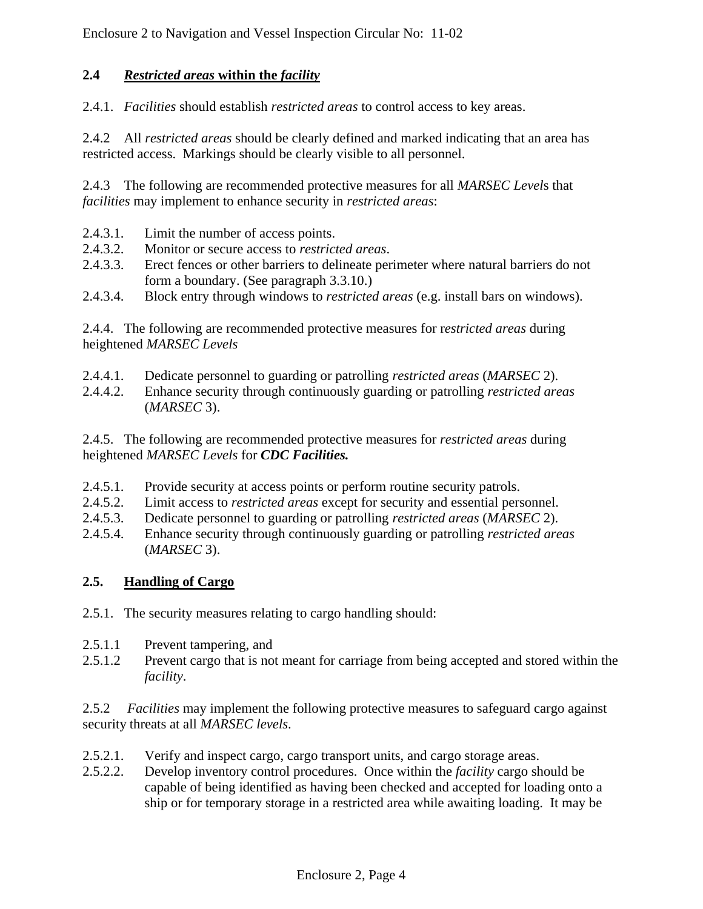## 2.4 *Restricted areas* within the *facility*

2.4.1. *Facilities* should establish *restricted areas* to control access to key areas.

2.4.2 All *restricted areas* should be clearly defined and marked indicating that an area has restricted access. Markings should be clearly visible to all personnel.

2.4.3 The following are recommended protective measures for all *MARSEC Level*s that *facilities* may implement to enhance security in *restricted areas*:

2.4.3.1. Limit the number of access points.
2.4.3.2. Monitor or secure access to *restricted areas*.
2.4.3.3. Erect fences or other barriers to delineate perimeter where natural barriers do not form a boundary. (See paragraph 3.3.10.)
2.4.3.4. Block entry through windows to *restricted areas* (e.g. install bars on windows).

2.4.4. The following are recommended protective measures for r*estricted areas* during heightened *MARSEC Levels*

2.4.4.1. Dedicate personnel to guarding or patrolling *restricted areas* (*MARSEC* 2).
2.4.4.2. Enhance security through continuously guarding or patrolling *restricted areas* (*MARSEC* 3).

2.4.5. The following are recommended protective measures for *restricted areas* during heightened *MARSEC Levels* for ***CDC Facilities.***

2.4.5.1. Provide security at access points or perform routine security patrols.
2.4.5.2. Limit access to *restricted areas* except for security and essential personnel.
2.4.5.3. Dedicate personnel to guarding or patrolling *restricted areas* (*MARSEC* 2).
2.4.5.4. Enhance security through continuously guarding or patrolling *restricted areas* (*MARSEC* 3).

## 2.5. Handling of Cargo

2.5.1. The security measures relating to cargo handling should:

2.5.1.1 Prevent tampering, and
2.5.1.2 Prevent cargo that is not meant for carriage from being accepted and stored within the *facility*.

2.5.2 *Facilities* may implement the following protective measures to safeguard cargo against security threats at all *MARSEC levels*.

2.5.2.1. Verify and inspect cargo, cargo transport units, and cargo storage areas.
2.5.2.2. Develop inventory control procedures. Once within the *facility* cargo should be capable of being identified as having been checked and accepted for loading onto a ship or for temporary storage in a restricted area while awaiting loading. It may be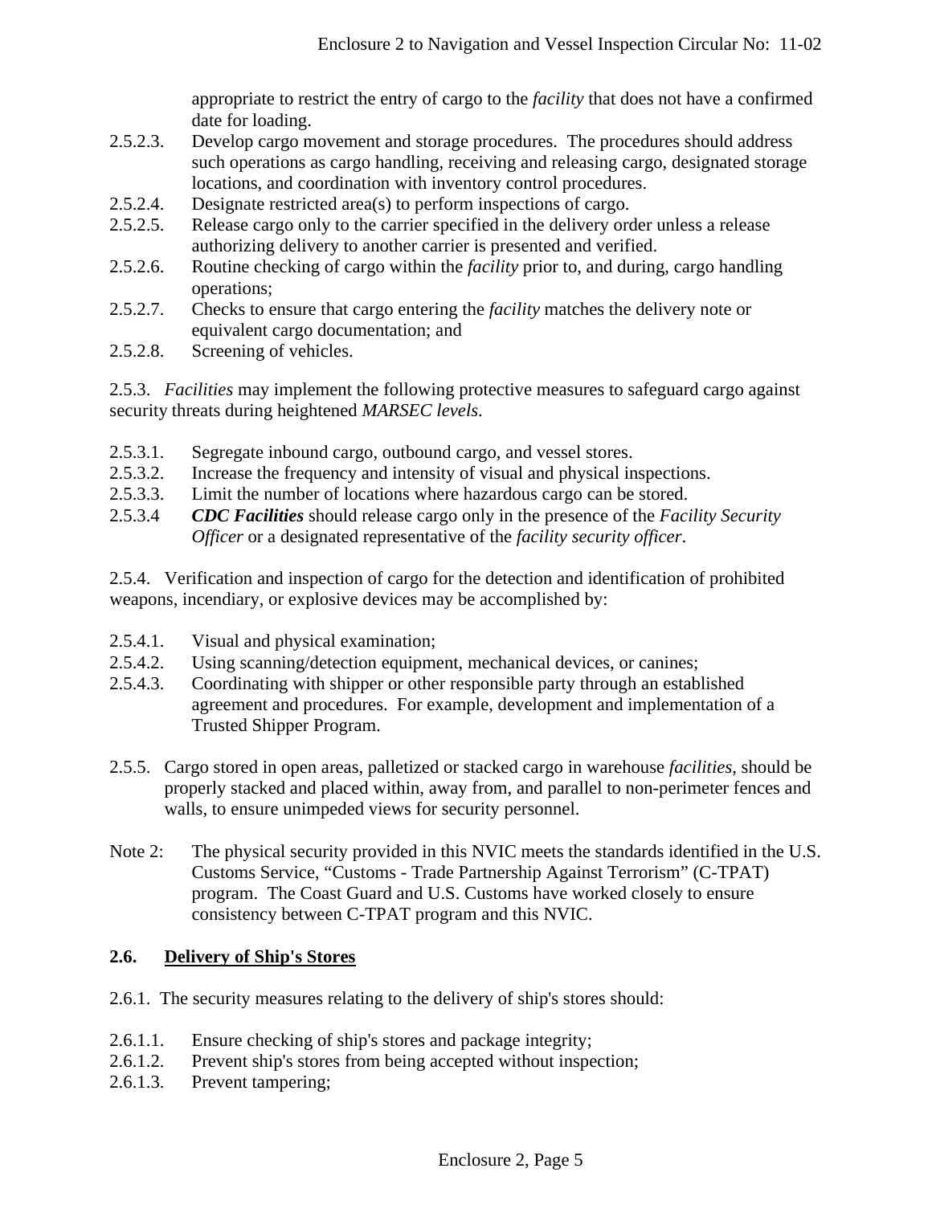appropriate to restrict the entry of cargo to the *facility* that does not have a confirmed date for loading.

2.5.2.3. Develop cargo movement and storage procedures. The procedures should address such operations as cargo handling, receiving and releasing cargo, designated storage locations, and coordination with inventory control procedures.

2.5.2.4. Designate restricted area(s) to perform inspections of cargo.

2.5.2.5. Release cargo only to the carrier specified in the delivery order unless a release authorizing delivery to another carrier is presented and verified.

2.5.2.6. Routine checking of cargo within the *facility* prior to, and during, cargo handling operations;

2.5.2.7. Checks to ensure that cargo entering the *facility* matches the delivery note or equivalent cargo documentation; and

2.5.2.8. Screening of vehicles.

2.5.3. *Facilities* may implement the following protective measures to safeguard cargo against security threats during heightened *MARSEC levels*.

2.5.3.1. Segregate inbound cargo, outbound cargo, and vessel stores.

2.5.3.2. Increase the frequency and intensity of visual and physical inspections.

2.5.3.3. Limit the number of locations where hazardous cargo can be stored.

2.5.3.4 ***CDC Facilities*** should release cargo only in the presence of the *Facility Security Officer* or a designated representative of the *facility security officer*.

2.5.4. Verification and inspection of cargo for the detection and identification of prohibited weapons, incendiary, or explosive devices may be accomplished by:

2.5.4.1. Visual and physical examination;

2.5.4.2. Using scanning/detection equipment, mechanical devices, or canines;

2.5.4.3. Coordinating with shipper or other responsible party through an established agreement and procedures. For example, development and implementation of a Trusted Shipper Program.

2.5.5. Cargo stored in open areas, palletized or stacked cargo in warehouse *facilities*, should be properly stacked and placed within, away from, and parallel to non-perimeter fences and walls, to ensure unimpeded views for security personnel.

Note 2: The physical security provided in this NVIC meets the standards identified in the U.S. Customs Service, "Customs - Trade Partnership Against Terrorism" (C-TPAT) program. The Coast Guard and U.S. Customs have worked closely to ensure consistency between C-TPAT program and this NVIC.

## 2.6. Delivery of Ship's Stores

2.6.1. The security measures relating to the delivery of ship's stores should:

2.6.1.1. Ensure checking of ship's stores and package integrity;

2.6.1.2. Prevent ship's stores from being accepted without inspection;

2.6.1.3. Prevent tampering;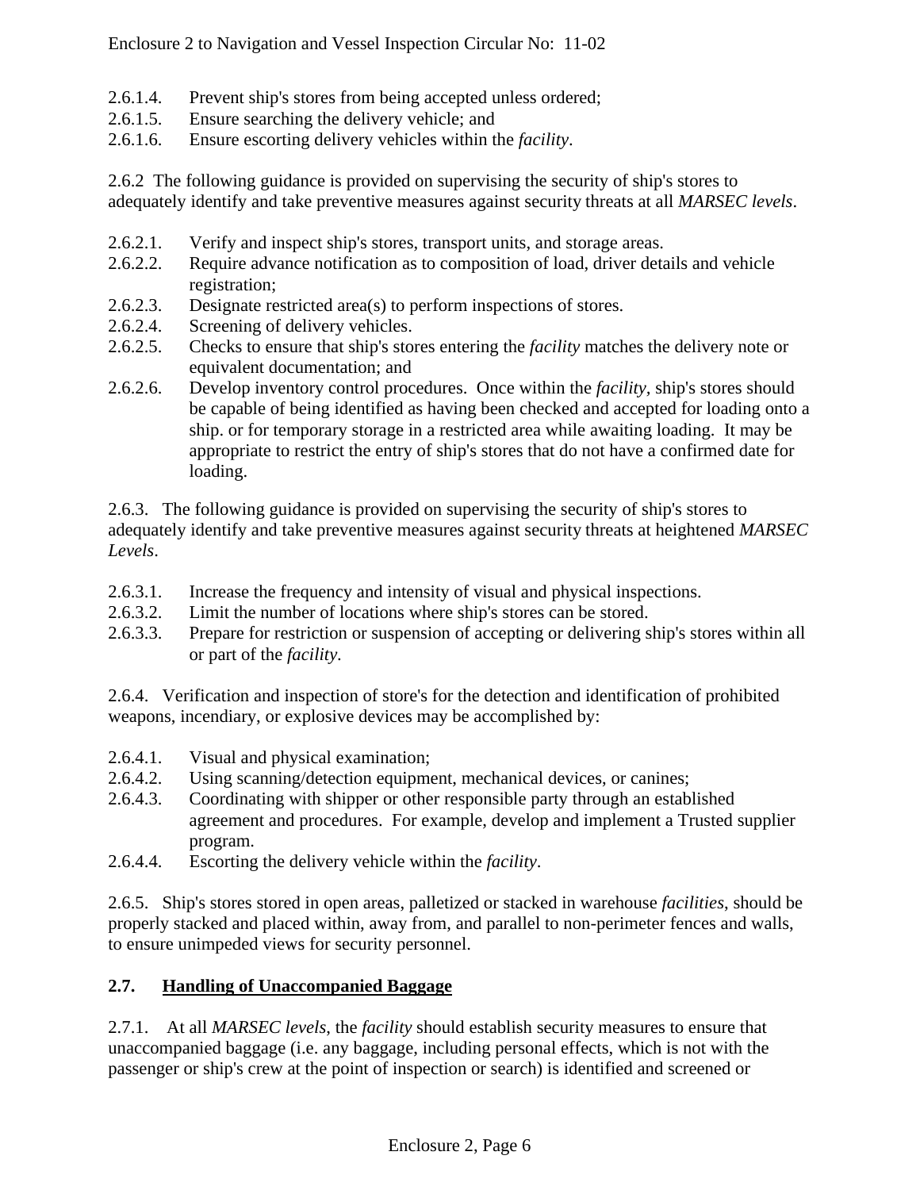2.6.1.4. Prevent ship's stores from being accepted unless ordered;
2.6.1.5. Ensure searching the delivery vehicle; and
2.6.1.6. Ensure escorting delivery vehicles within the *facility*.

2.6.2 The following guidance is provided on supervising the security of ship's stores to adequately identify and take preventive measures against security threats at all *MARSEC levels*.

2.6.2.1. Verify and inspect ship's stores, transport units, and storage areas.
2.6.2.2. Require advance notification as to composition of load, driver details and vehicle registration;
2.6.2.3. Designate restricted area(s) to perform inspections of stores.
2.6.2.4. Screening of delivery vehicles.
2.6.2.5. Checks to ensure that ship's stores entering the *facility* matches the delivery note or equivalent documentation; and
2.6.2.6. Develop inventory control procedures. Once within the *facility,* ship's stores should be capable of being identified as having been checked and accepted for loading onto a ship. or for temporary storage in a restricted area while awaiting loading. It may be appropriate to restrict the entry of ship's stores that do not have a confirmed date for loading.

2.6.3. The following guidance is provided on supervising the security of ship's stores to adequately identify and take preventive measures against security threats at heightened *MARSEC Levels*.

2.6.3.1. Increase the frequency and intensity of visual and physical inspections.
2.6.3.2. Limit the number of locations where ship's stores can be stored.
2.6.3.3. Prepare for restriction or suspension of accepting or delivering ship's stores within all or part of the *facility*.

2.6.4. Verification and inspection of store's for the detection and identification of prohibited weapons, incendiary, or explosive devices may be accomplished by:

2.6.4.1. Visual and physical examination;
2.6.4.2. Using scanning/detection equipment, mechanical devices, or canines;
2.6.4.3. Coordinating with shipper or other responsible party through an established agreement and procedures. For example, develop and implement a Trusted supplier program.
2.6.4.4. Escorting the delivery vehicle within the *facility*.

2.6.5. Ship's stores stored in open areas, palletized or stacked in warehouse *facilities*, should be properly stacked and placed within, away from, and parallel to non-perimeter fences and walls, to ensure unimpeded views for security personnel.

## 2.7. Handling of Unaccompanied Baggage

2.7.1. At all *MARSEC levels*, the *facility* should establish security measures to ensure that unaccompanied baggage (i.e. any baggage, including personal effects, which is not with the passenger or ship's crew at the point of inspection or search) is identified and screened or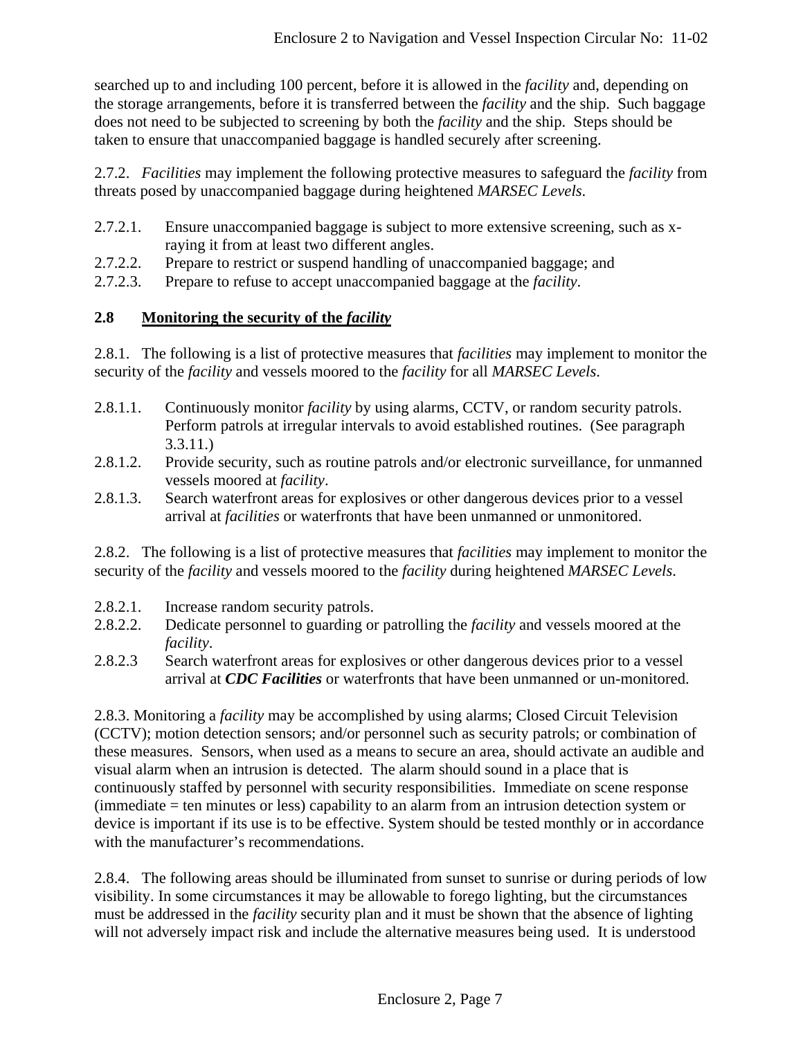searched up to and including 100 percent, before it is allowed in the *facility* and, depending on the storage arrangements, before it is transferred between the *facility* and the ship. Such baggage does not need to be subjected to screening by both the *facility* and the ship. Steps should be taken to ensure that unaccompanied baggage is handled securely after screening.

2.7.2. *Facilities* may implement the following protective measures to safeguard the *facility* from threats posed by unaccompanied baggage during heightened *MARSEC Levels*.

- 2.7.2.1. Ensure unaccompanied baggage is subject to more extensive screening, such as x-raying it from at least two different angles.
- 2.7.2.2. Prepare to restrict or suspend handling of unaccompanied baggage; and
- 2.7.2.3. Prepare to refuse to accept unaccompanied baggage at the *facility*.

## 2.8 Monitoring the security of the *facility*

2.8.1. The following is a list of protective measures that *facilities* may implement to monitor the security of the *facility* and vessels moored to the *facility* for all *MARSEC Levels*.

- 2.8.1.1. Continuously monitor *facility* by using alarms, CCTV, or random security patrols. Perform patrols at irregular intervals to avoid established routines. (See paragraph 3.3.11.)
- 2.8.1.2. Provide security, such as routine patrols and/or electronic surveillance, for unmanned vessels moored at *facility*.
- 2.8.1.3. Search waterfront areas for explosives or other dangerous devices prior to a vessel arrival at *facilities* or waterfronts that have been unmanned or unmonitored.

2.8.2. The following is a list of protective measures that *facilities* may implement to monitor the security of the *facility* and vessels moored to the *facility* during heightened *MARSEC Levels*.

- 2.8.2.1. Increase random security patrols.
- 2.8.2.2. Dedicate personnel to guarding or patrolling the *facility* and vessels moored at the *facility*.
- 2.8.2.3 Search waterfront areas for explosives or other dangerous devices prior to a vessel arrival at ***CDC Facilities*** or waterfronts that have been unmanned or un-monitored.

2.8.3. Monitoring a *facility* may be accomplished by using alarms; Closed Circuit Television (CCTV); motion detection sensors; and/or personnel such as security patrols; or combination of these measures. Sensors, when used as a means to secure an area, should activate an audible and visual alarm when an intrusion is detected. The alarm should sound in a place that is continuously staffed by personnel with security responsibilities. Immediate on scene response (immediate = ten minutes or less) capability to an alarm from an intrusion detection system or device is important if its use is to be effective. System should be tested monthly or in accordance with the manufacturer's recommendations.

2.8.4. The following areas should be illuminated from sunset to sunrise or during periods of low visibility. In some circumstances it may be allowable to forego lighting, but the circumstances must be addressed in the *facility* security plan and it must be shown that the absence of lighting will not adversely impact risk and include the alternative measures being used. It is understood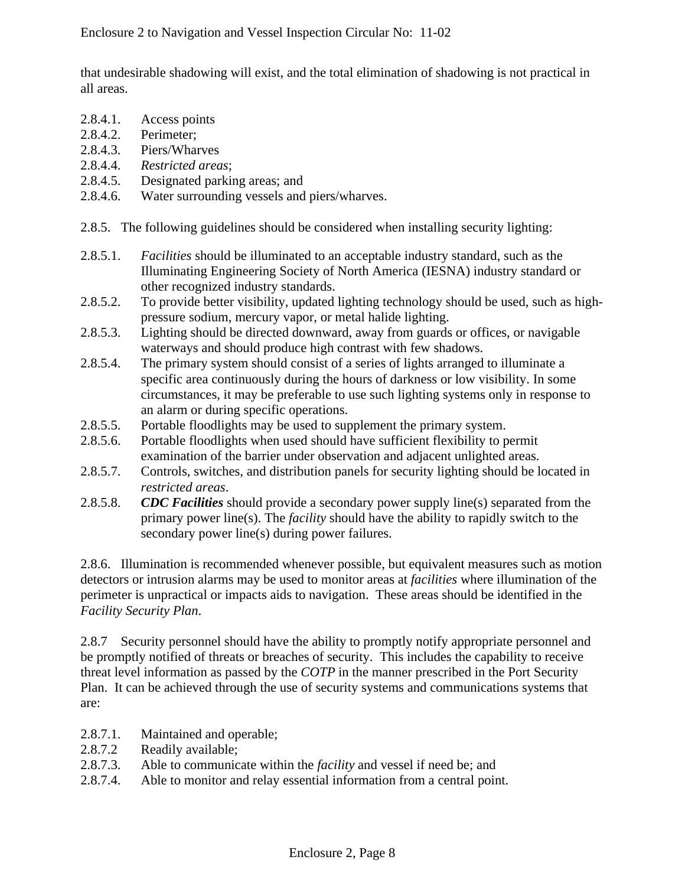that undesirable shadowing will exist, and the total elimination of shadowing is not practical in all areas.

2.8.4.1. Access points
2.8.4.2. Perimeter;
2.8.4.3. Piers/Wharves
2.8.4.4. *Restricted areas*;
2.8.4.5. Designated parking areas; and
2.8.4.6. Water surrounding vessels and piers/wharves.

2.8.5. The following guidelines should be considered when installing security lighting:

2.8.5.1. *Facilities* should be illuminated to an acceptable industry standard, such as the Illuminating Engineering Society of North America (IESNA) industry standard or other recognized industry standards.
2.8.5.2. To provide better visibility, updated lighting technology should be used, such as high-pressure sodium, mercury vapor, or metal halide lighting.
2.8.5.3. Lighting should be directed downward, away from guards or offices, or navigable waterways and should produce high contrast with few shadows.
2.8.5.4. The primary system should consist of a series of lights arranged to illuminate a specific area continuously during the hours of darkness or low visibility. In some circumstances, it may be preferable to use such lighting systems only in response to an alarm or during specific operations.
2.8.5.5. Portable floodlights may be used to supplement the primary system.
2.8.5.6. Portable floodlights when used should have sufficient flexibility to permit examination of the barrier under observation and adjacent unlighted areas.
2.8.5.7. Controls, switches, and distribution panels for security lighting should be located in *restricted areas*.
2.8.5.8. ***CDC Facilities*** should provide a secondary power supply line(s) separated from the primary power line(s). The *facility* should have the ability to rapidly switch to the secondary power line(s) during power failures.

2.8.6. Illumination is recommended whenever possible, but equivalent measures such as motion detectors or intrusion alarms may be used to monitor areas at *facilities* where illumination of the perimeter is unpractical or impacts aids to navigation. These areas should be identified in the *Facility Security Plan*.

2.8.7 Security personnel should have the ability to promptly notify appropriate personnel and be promptly notified of threats or breaches of security. This includes the capability to receive threat level information as passed by the *COTP* in the manner prescribed in the Port Security Plan. It can be achieved through the use of security systems and communications systems that are:

2.8.7.1. Maintained and operable;
2.8.7.2 Readily available;
2.8.7.3. Able to communicate within the *facility* and vessel if need be; and
2.8.7.4. Able to monitor and relay essential information from a central point.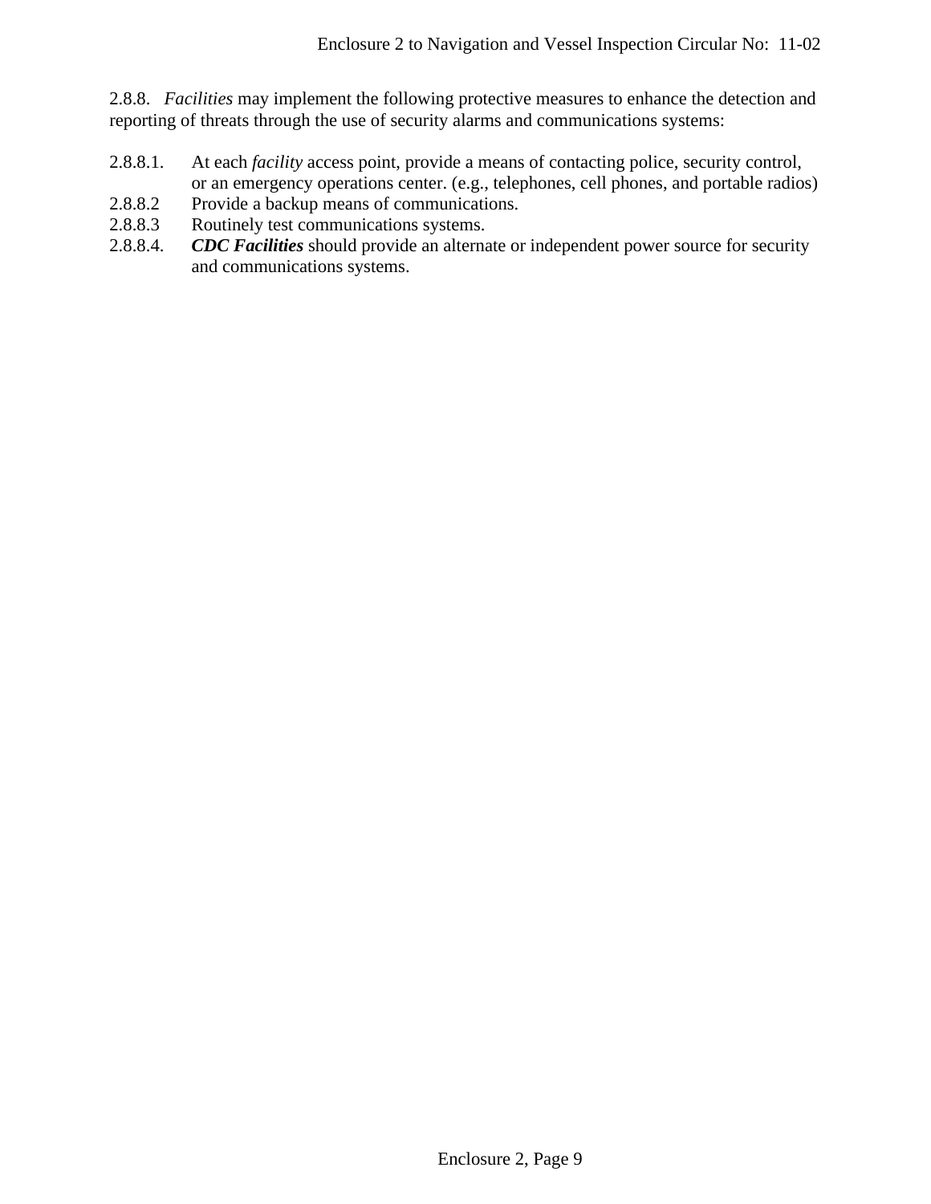2.8.8. *Facilities* may implement the following protective measures to enhance the detection and reporting of threats through the use of security alarms and communications systems:

2.8.8.1. At each *facility* access point, provide a means of contacting police, security control, or an emergency operations center. (e.g., telephones, cell phones, and portable radios)

2.8.8.2 Provide a backup means of communications.

2.8.8.3 Routinely test communications systems.

2.8.8.4. ***CDC Facilities*** should provide an alternate or independent power source for security and communications systems.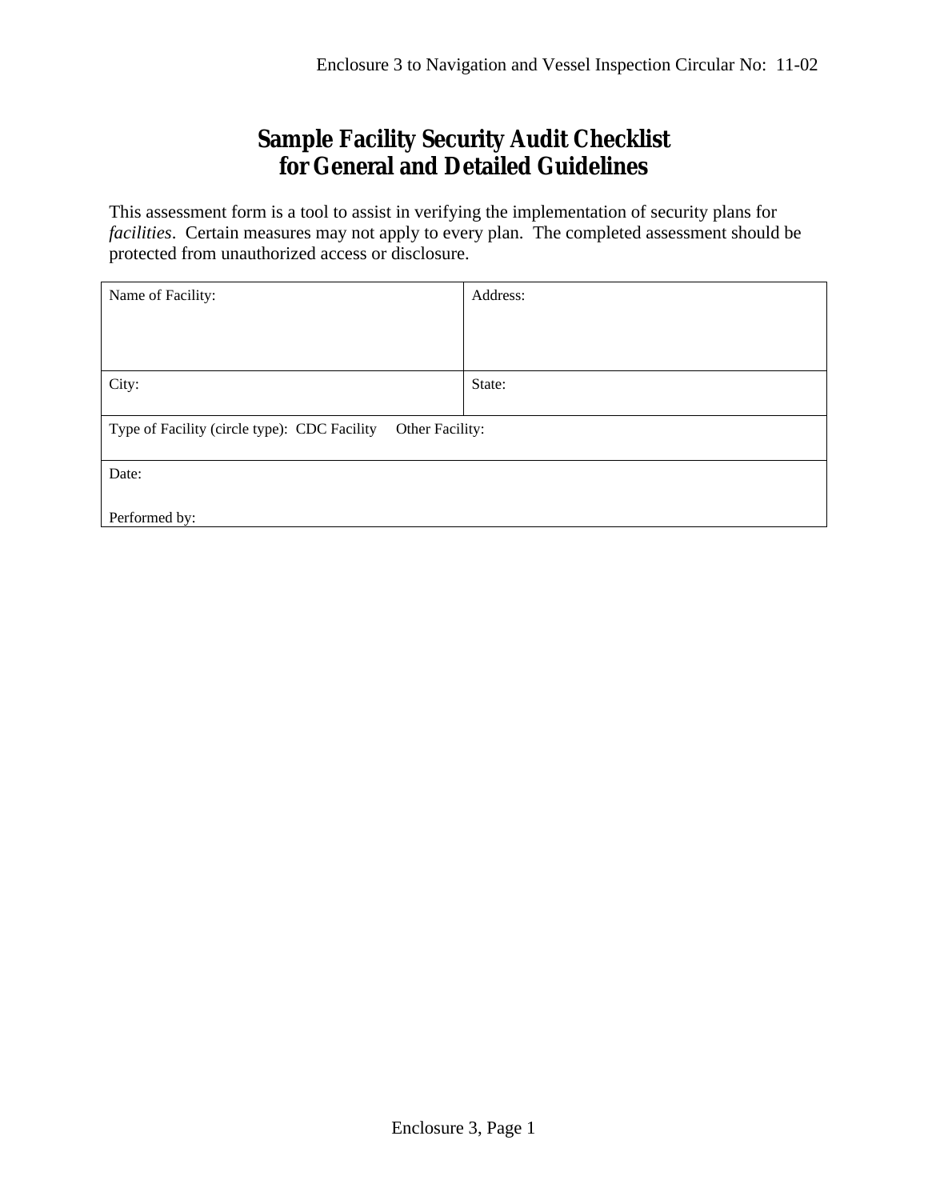# Sample Facility Security Audit Checklist for General and Detailed Guidelines

This assessment form is a tool to assist in verifying the implementation of security plans for *facilities*. Certain measures may not apply to every plan. The completed assessment should be protected from unauthorized access or disclosure.

| Name of Facility: | Address: |
|---|---|
| City: | State: |
| Type of Facility (circle type): CDC Facility Other Facility: | |
| Date:<br><br>Performed by: | |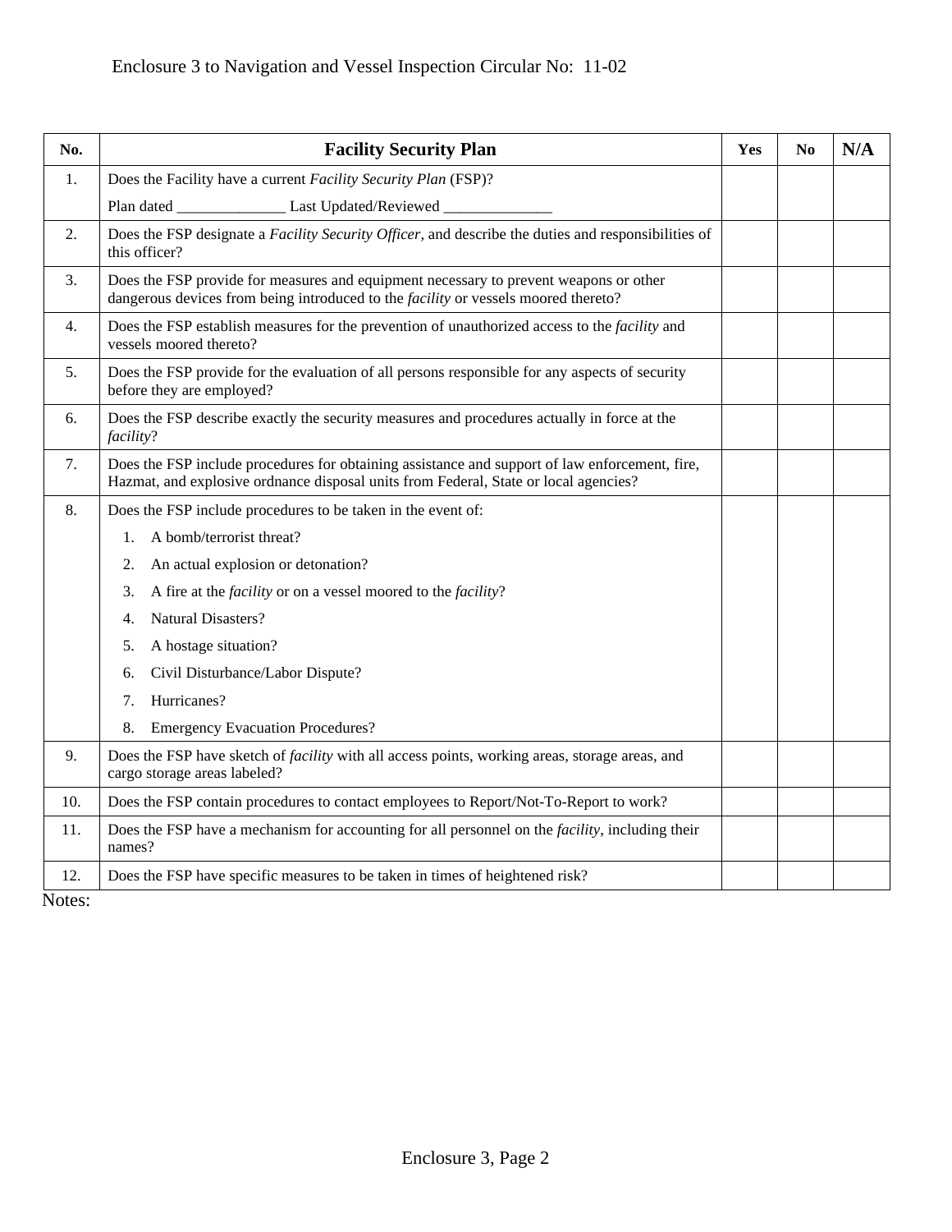| No. | **Facility Security Plan** | Yes | No | N/A |
|---|---|---|---|---|
| 1. | Does the Facility have a current *Facility Security Plan* (FSP)?<br>Plan dated ______________ Last Updated/Reviewed ______________ | | | |
| 2. | Does the FSP designate a *Facility Security Officer*, and describe the duties and responsibilities of this officer? | | | |
| 3. | Does the FSP provide for measures and equipment necessary to prevent weapons or other dangerous devices from being introduced to the *facility* or vessels moored thereto? | | | |
| 4. | Does the FSP establish measures for the prevention of unauthorized access to the *facility* and vessels moored thereto? | | | |
| 5. | Does the FSP provide for the evaluation of all persons responsible for any aspects of security before they are employed? | | | |
| 6. | Does the FSP describe exactly the security measures and procedures actually in force at the *facility*? | | | |
| 7. | Does the FSP include procedures for obtaining assistance and support of law enforcement, fire, Hazmat, and explosive ordnance disposal units from Federal, State or local agencies? | | | |
| 8. | Does the FSP include procedures to be taken in the event of:<br>1. A bomb/terrorist threat?<br>2. An actual explosion or detonation?<br>3. A fire at the *facility* or on a vessel moored to the *facility*?<br>4. Natural Disasters?<br>5. A hostage situation?<br>6. Civil Disturbance/Labor Dispute?<br>7. Hurricanes?<br>8. Emergency Evacuation Procedures? | | | |
| 9. | Does the FSP have sketch of *facility* with all access points, working areas, storage areas, and cargo storage areas labeled? | | | |
| 10. | Does the FSP contain procedures to contact employees to Report/Not-To-Report to work? | | | |
| 11. | Does the FSP have a mechanism for accounting for all personnel on the *facility*, including their names? | | | |
| 12. | Does the FSP have specific measures to be taken in times of heightened risk? | | | |

Notes: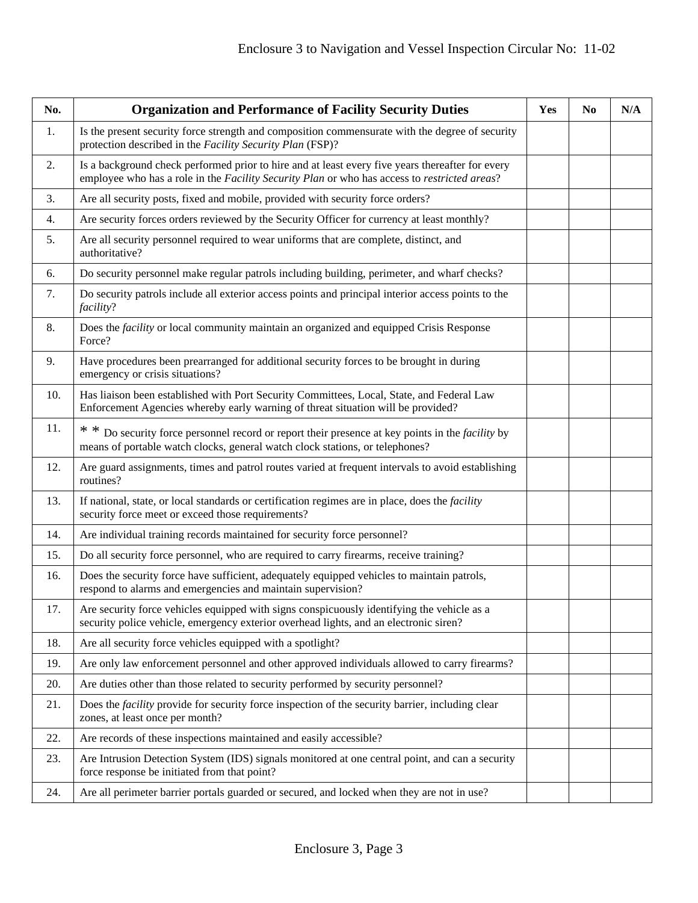| No. | Organization and Performance of Facility Security Duties | Yes | No | N/A |
|---|---|---|---|---|
| 1. | Is the present security force strength and composition commensurate with the degree of security protection described in the *Facility Security Plan* (FSP)? | | | |
| 2. | Is a background check performed prior to hire and at least every five years thereafter for every employee who has a role in the *Facility Security Plan* or who has access to *restricted areas*? | | | |
| 3. | Are all security posts, fixed and mobile, provided with security force orders? | | | |
| 4. | Are security forces orders reviewed by the Security Officer for currency at least monthly? | | | |
| 5. | Are all security personnel required to wear uniforms that are complete, distinct, and authoritative? | | | |
| 6. | Do security personnel make regular patrols including building, perimeter, and wharf checks? | | | |
| 7. | Do security patrols include all exterior access points and principal interior access points to the *facility*? | | | |
| 8. | Does the *facility* or local community maintain an organized and equipped Crisis Response Force? | | | |
| 9. | Have procedures been prearranged for additional security forces to be brought in during emergency or crisis situations? | | | |
| 10. | Has liaison been established with Port Security Committees, Local, State, and Federal Law Enforcement Agencies whereby early warning of threat situation will be provided? | | | |
| 11. | * * Do security force personnel record or report their presence at key points in the *facility* by means of portable watch clocks, general watch clock stations, or telephones? | | | |
| 12. | Are guard assignments, times and patrol routes varied at frequent intervals to avoid establishing routines? | | | |
| 13. | If national, state, or local standards or certification regimes are in place, does the *facility* security force meet or exceed those requirements? | | | |
| 14. | Are individual training records maintained for security force personnel? | | | |
| 15. | Do all security force personnel, who are required to carry firearms, receive training? | | | |
| 16. | Does the security force have sufficient, adequately equipped vehicles to maintain patrols, respond to alarms and emergencies and maintain supervision? | | | |
| 17. | Are security force vehicles equipped with signs conspicuously identifying the vehicle as a security police vehicle, emergency exterior overhead lights, and an electronic siren? | | | |
| 18. | Are all security force vehicles equipped with a spotlight? | | | |
| 19. | Are only law enforcement personnel and other approved individuals allowed to carry firearms? | | | |
| 20. | Are duties other than those related to security performed by security personnel? | | | |
| 21. | Does the *facility* provide for security force inspection of the security barrier, including clear zones, at least once per month? | | | |
| 22. | Are records of these inspections maintained and easily accessible? | | | |
| 23. | Are Intrusion Detection System (IDS) signals monitored at one central point, and can a security force response be initiated from that point? | | | |
| 24. | Are all perimeter barrier portals guarded or secured, and locked when they are not in use? | | | |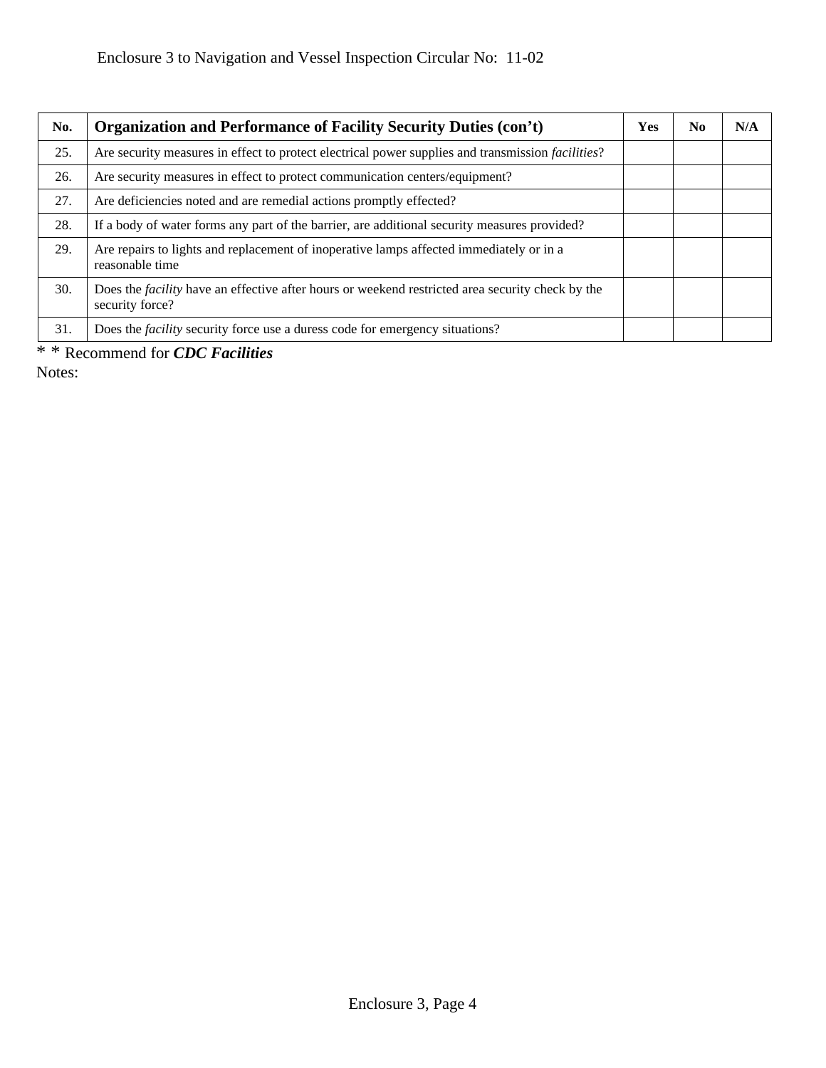Enclosure 3 to Navigation and Vessel Inspection Circular No: 11-02

| No. | **Organization and Performance of Facility Security Duties (con't)** | Yes | No | N/A |
|---|---|---|---|---|
| 25. | Are security measures in effect to protect electrical power supplies and transmission *facilities*? | | | |
| 26. | Are security measures in effect to protect communication centers/equipment? | | | |
| 27. | Are deficiencies noted and are remedial actions promptly effected? | | | |
| 28. | If a body of water forms any part of the barrier, are additional security measures provided? | | | |
| 29. | Are repairs to lights and replacement of inoperative lamps affected immediately or in a reasonable time | | | |
| 30. | Does the *facility* have an effective after hours or weekend restricted area security check by the security force? | | | |
| 31. | Does the *facility* security force use a duress code for emergency situations? | | | |

* * Recommend for ***CDC Facilities***

Notes: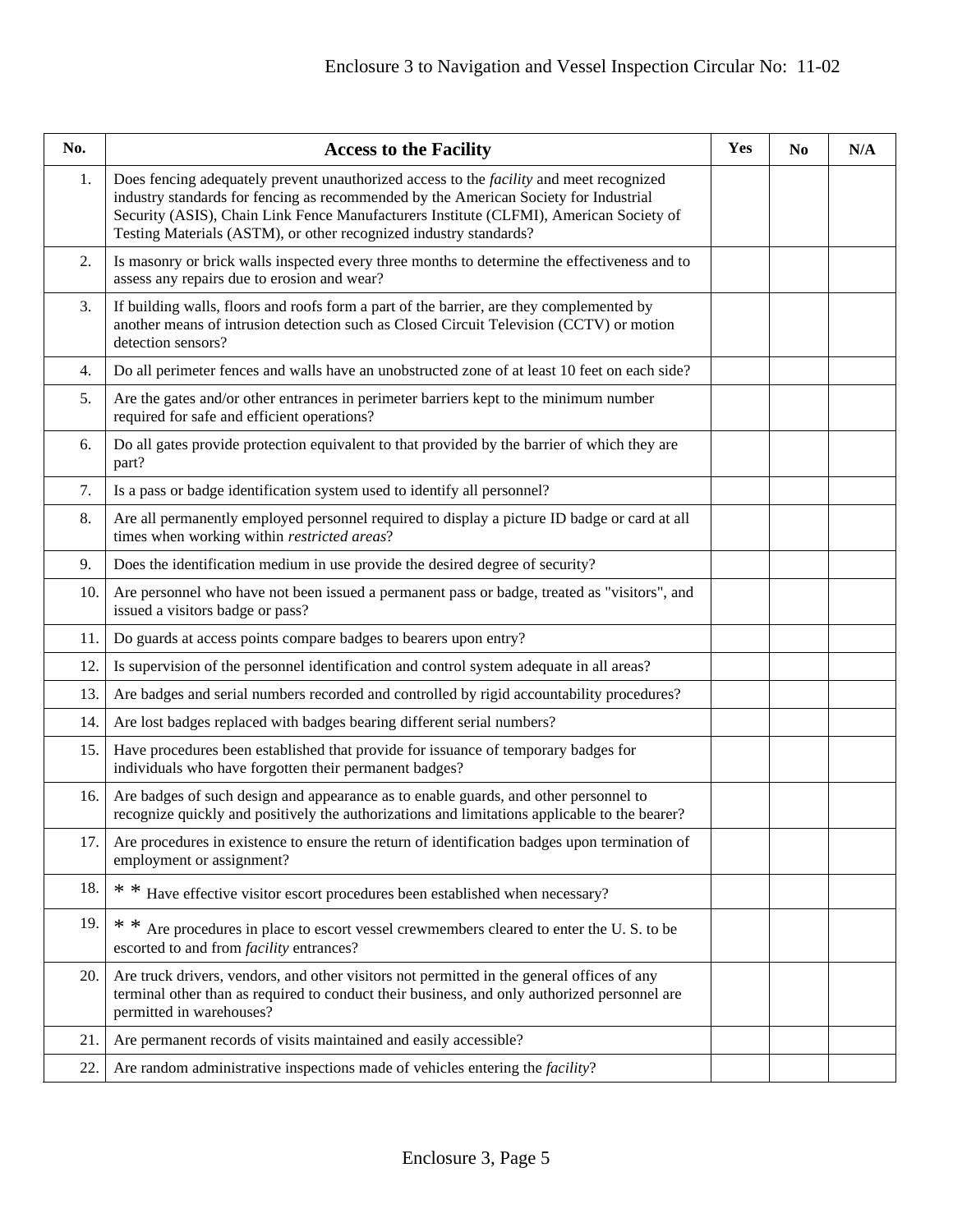| No. | Access to the Facility | Yes | No | N/A |
|---|---|---|---|---|
| 1. | Does fencing adequately prevent unauthorized access to the *facility* and meet recognized industry standards for fencing as recommended by the American Society for Industrial Security (ASIS), Chain Link Fence Manufacturers Institute (CLFMI), American Society of Testing Materials (ASTM), or other recognized industry standards? | | | |
| 2. | Is masonry or brick walls inspected every three months to determine the effectiveness and to assess any repairs due to erosion and wear? | | | |
| 3. | If building walls, floors and roofs form a part of the barrier, are they complemented by another means of intrusion detection such as Closed Circuit Television (CCTV) or motion detection sensors? | | | |
| 4. | Do all perimeter fences and walls have an unobstructed zone of at least 10 feet on each side? | | | |
| 5. | Are the gates and/or other entrances in perimeter barriers kept to the minimum number required for safe and efficient operations? | | | |
| 6. | Do all gates provide protection equivalent to that provided by the barrier of which they are part? | | | |
| 7. | Is a pass or badge identification system used to identify all personnel? | | | |
| 8. | Are all permanently employed personnel required to display a picture ID badge or card at all times when working within *restricted areas*? | | | |
| 9. | Does the identification medium in use provide the desired degree of security? | | | |
| 10. | Are personnel who have not been issued a permanent pass or badge, treated as "visitors", and issued a visitors badge or pass? | | | |
| 11. | Do guards at access points compare badges to bearers upon entry? | | | |
| 12. | Is supervision of the personnel identification and control system adequate in all areas? | | | |
| 13. | Are badges and serial numbers recorded and controlled by rigid accountability procedures? | | | |
| 14. | Are lost badges replaced with badges bearing different serial numbers? | | | |
| 15. | Have procedures been established that provide for issuance of temporary badges for individuals who have forgotten their permanent badges? | | | |
| 16. | Are badges of such design and appearance as to enable guards, and other personnel to recognize quickly and positively the authorizations and limitations applicable to the bearer? | | | |
| 17. | Are procedures in existence to ensure the return of identification badges upon termination of employment or assignment? | | | |
| 18. | * * Have effective visitor escort procedures been established when necessary? | | | |
| 19. | * * Are procedures in place to escort vessel crewmembers cleared to enter the U. S. to be escorted to and from *facility* entrances? | | | |
| 20. | Are truck drivers, vendors, and other visitors not permitted in the general offices of any terminal other than as required to conduct their business, and only authorized personnel are permitted in warehouses? | | | |
| 21. | Are permanent records of visits maintained and easily accessible? | | | |
| 22. | Are random administrative inspections made of vehicles entering the *facility*? | | | |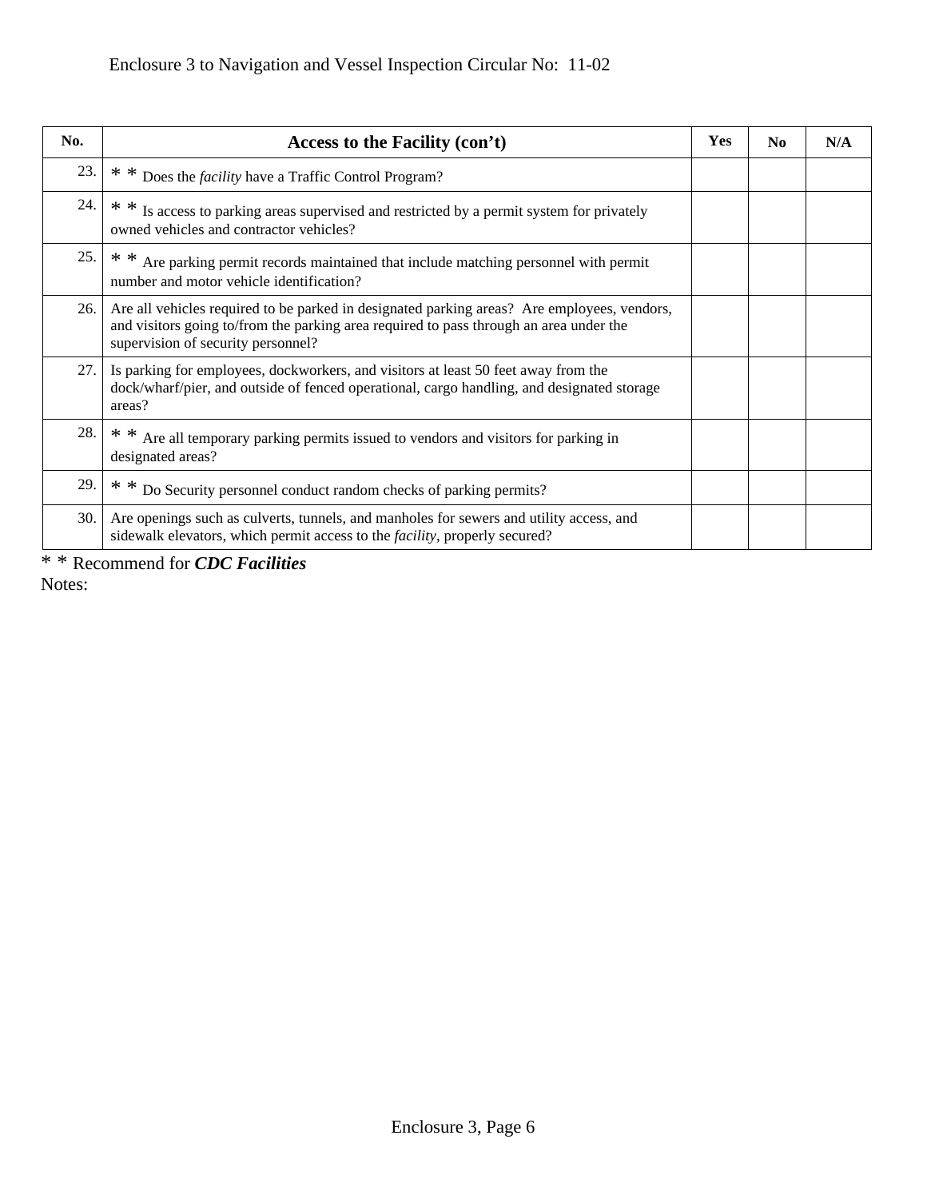| No. | Access to the Facility (con't) | Yes | No | N/A |
|---|---|---|---|---|
| 23. | * * Does the *facility* have a Traffic Control Program? | | | |
| 24. | * * Is access to parking areas supervised and restricted by a permit system for privately owned vehicles and contractor vehicles? | | | |
| 25. | * * Are parking permit records maintained that include matching personnel with permit number and motor vehicle identification? | | | |
| 26. | Are all vehicles required to be parked in designated parking areas? Are employees, vendors, and visitors going to/from the parking area required to pass through an area under the supervision of security personnel? | | | |
| 27. | Is parking for employees, dockworkers, and visitors at least 50 feet away from the dock/wharf/pier, and outside of fenced operational, cargo handling, and designated storage areas? | | | |
| 28. | * * Are all temporary parking permits issued to vendors and visitors for parking in designated areas? | | | |
| 29. | * * Do Security personnel conduct random checks of parking permits? | | | |
| 30. | Are openings such as culverts, tunnels, and manholes for sewers and utility access, and sidewalk elevators, which permit access to the *facility*, properly secured? | | | |

* * Recommend for ***CDC Facilities***

Notes: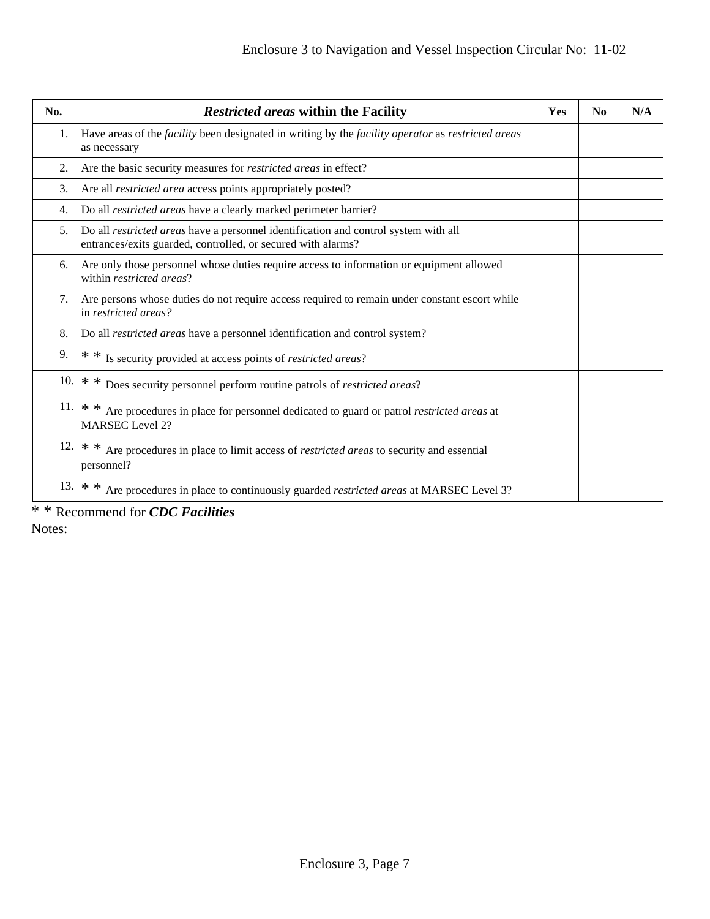| No. | *Restricted areas* within the Facility | Yes | No | N/A |
|---|---|---|---|---|
| 1. | Have areas of the *facility* been designated in writing by the *facility operator* as *restricted areas* as necessary | | | |
| 2. | Are the basic security measures for *restricted areas* in effect? | | | |
| 3. | Are all *restricted area* access points appropriately posted? | | | |
| 4. | Do all *restricted areas* have a clearly marked perimeter barrier? | | | |
| 5. | Do all *restricted areas* have a personnel identification and control system with all entrances/exits guarded, controlled, or secured with alarms? | | | |
| 6. | Are only those personnel whose duties require access to information or equipment allowed within *restricted areas*? | | | |
| 7. | Are persons whose duties do not require access required to remain under constant escort while in *restricted areas?* | | | |
| 8. | Do all *restricted areas* have a personnel identification and control system? | | | |
| 9. | * * Is security provided at access points of *restricted areas*? | | | |
| 10. | * * Does security personnel perform routine patrols of *restricted areas*? | | | |
| 11. | * * Are procedures in place for personnel dedicated to guard or patrol *restricted areas* at MARSEC Level 2? | | | |
| 12. | * * Are procedures in place to limit access of *restricted areas* to security and essential personnel? | | | |
| 13. | * * Are procedures in place to continuously guarded *restricted areas* at MARSEC Level 3? | | | |

* * Recommend for ***CDC Facilities***

Notes: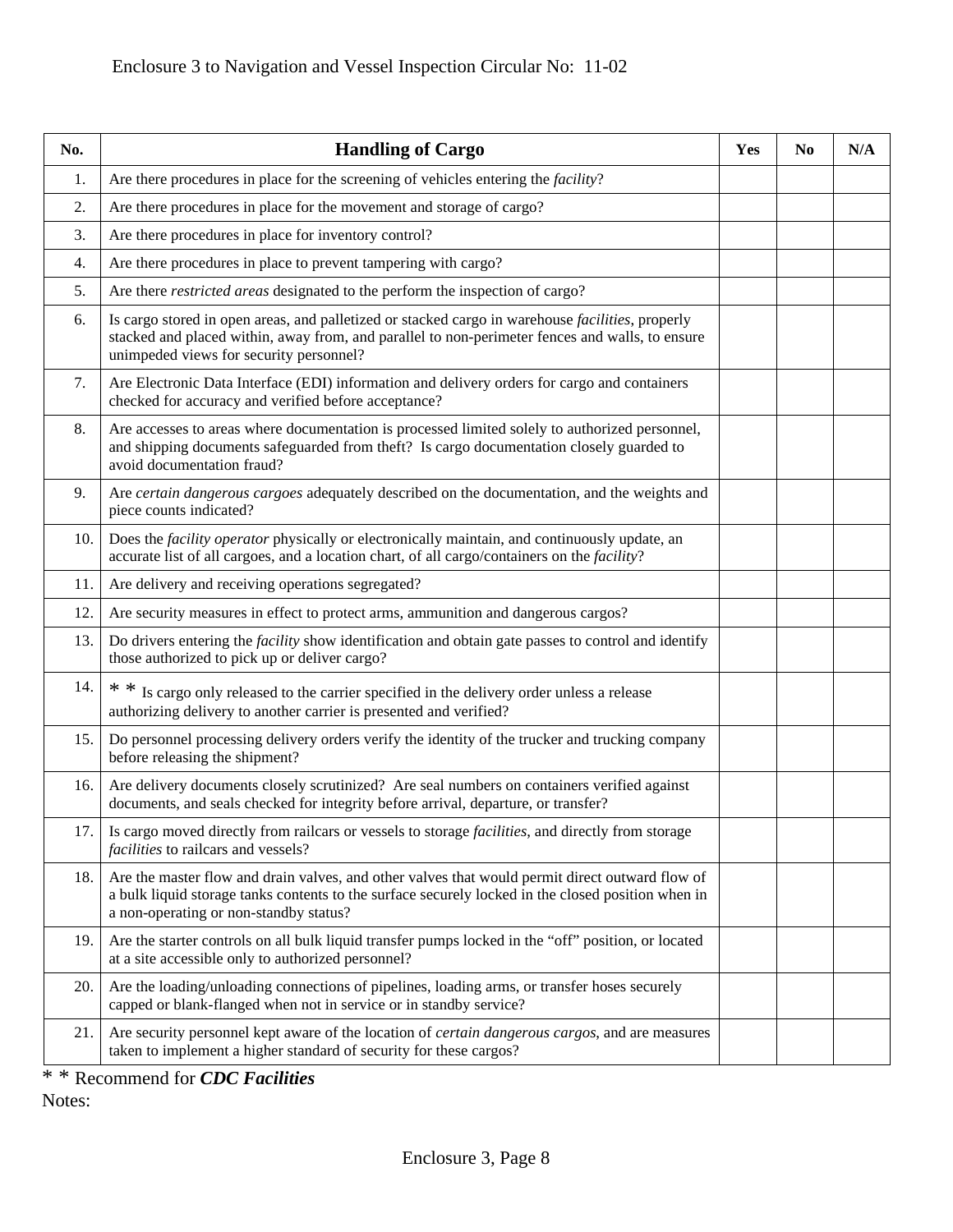| No. | Handling of Cargo | Yes | No | N/A |
|---|---|---|---|---|
| 1. | Are there procedures in place for the screening of vehicles entering the *facility*? | | | |
| 2. | Are there procedures in place for the movement and storage of cargo? | | | |
| 3. | Are there procedures in place for inventory control? | | | |
| 4. | Are there procedures in place to prevent tampering with cargo? | | | |
| 5. | Are there *restricted areas* designated to the perform the inspection of cargo? | | | |
| 6. | Is cargo stored in open areas, and palletized or stacked cargo in warehouse *facilities*, properly stacked and placed within, away from, and parallel to non-perimeter fences and walls, to ensure unimpeded views for security personnel? | | | |
| 7. | Are Electronic Data Interface (EDI) information and delivery orders for cargo and containers checked for accuracy and verified before acceptance? | | | |
| 8. | Are accesses to areas where documentation is processed limited solely to authorized personnel, and shipping documents safeguarded from theft? Is cargo documentation closely guarded to avoid documentation fraud? | | | |
| 9. | Are *certain dangerous cargoes* adequately described on the documentation, and the weights and piece counts indicated? | | | |
| 10. | Does the *facility operator* physically or electronically maintain, and continuously update, an accurate list of all cargoes, and a location chart, of all cargo/containers on the *facility*? | | | |
| 11. | Are delivery and receiving operations segregated? | | | |
| 12. | Are security measures in effect to protect arms, ammunition and dangerous cargos? | | | |
| 13. | Do drivers entering the *facility* show identification and obtain gate passes to control and identify those authorized to pick up or deliver cargo? | | | |
| 14. | * * Is cargo only released to the carrier specified in the delivery order unless a release authorizing delivery to another carrier is presented and verified? | | | |
| 15. | Do personnel processing delivery orders verify the identity of the trucker and trucking company before releasing the shipment? | | | |
| 16. | Are delivery documents closely scrutinized? Are seal numbers on containers verified against documents, and seals checked for integrity before arrival, departure, or transfer? | | | |
| 17. | Is cargo moved directly from railcars or vessels to storage *facilities*, and directly from storage *facilities* to railcars and vessels? | | | |
| 18. | Are the master flow and drain valves, and other valves that would permit direct outward flow of a bulk liquid storage tanks contents to the surface securely locked in the closed position when in a non-operating or non-standby status? | | | |
| 19. | Are the starter controls on all bulk liquid transfer pumps locked in the "off" position, or located at a site accessible only to authorized personnel? | | | |
| 20. | Are the loading/unloading connections of pipelines, loading arms, or transfer hoses securely capped or blank-flanged when not in service or in standby service? | | | |
| 21. | Are security personnel kept aware of the location of *certain dangerous cargos*, and are measures taken to implement a higher standard of security for these cargos? | | | |

* * Recommend for ***CDC Facilities***

Notes: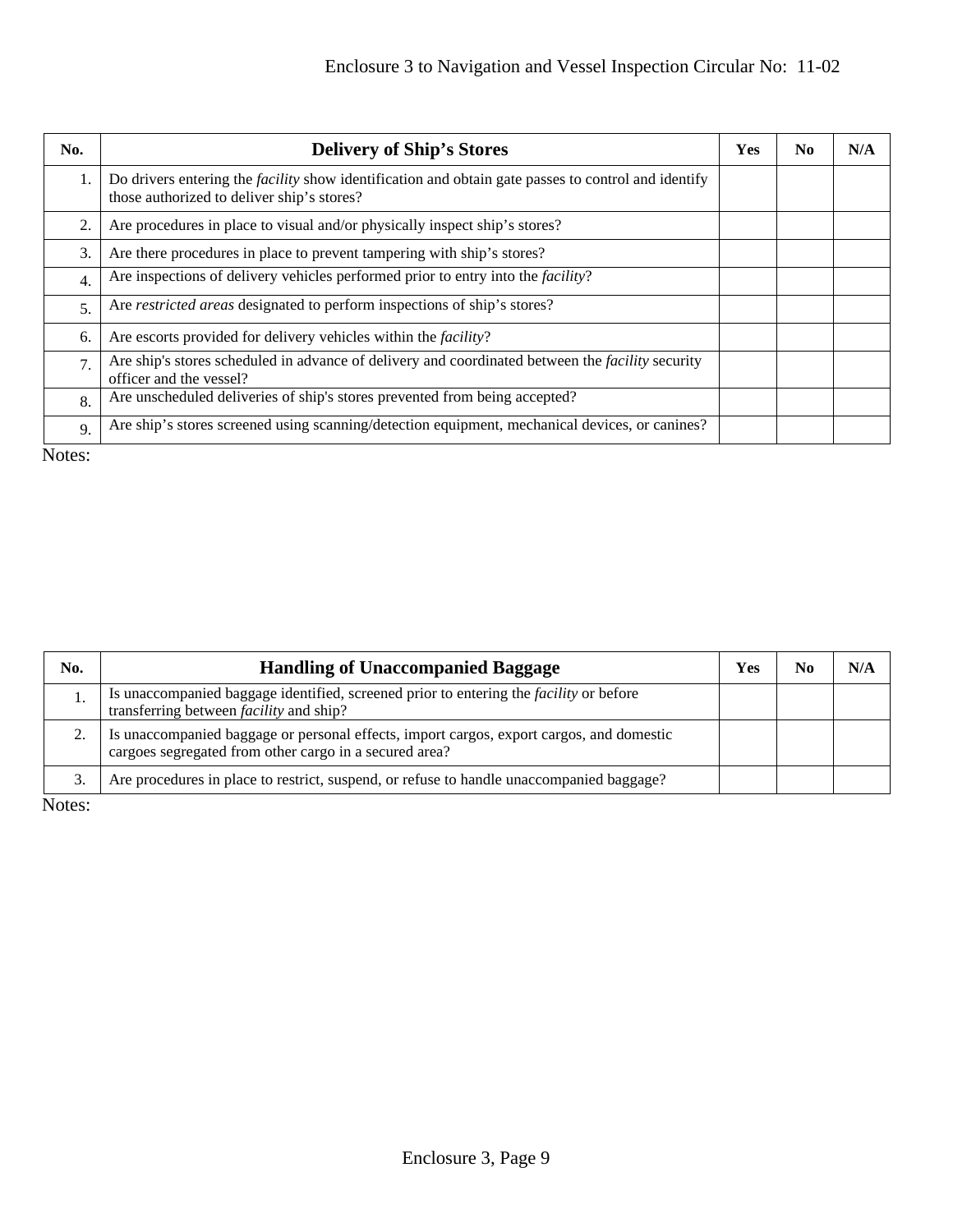| No. | Delivery of Ship's Stores | Yes | No | N/A |
|---|---|---|---|---|
| 1. | Do drivers entering the *facility* show identification and obtain gate passes to control and identify those authorized to deliver ship's stores? | | | |
| 2. | Are procedures in place to visual and/or physically inspect ship's stores? | | | |
| 3. | Are there procedures in place to prevent tampering with ship's stores? | | | |
| 4. | Are inspections of delivery vehicles performed prior to entry into the *facility*? | | | |
| 5. | Are *restricted areas* designated to perform inspections of ship's stores? | | | |
| 6. | Are escorts provided for delivery vehicles within the *facility*? | | | |
| 7. | Are ship's stores scheduled in advance of delivery and coordinated between the *facility* security officer and the vessel? | | | |
| 8. | Are unscheduled deliveries of ship's stores prevented from being accepted? | | | |
| 9. | Are ship's stores screened using scanning/detection equipment, mechanical devices, or canines? | | | |

Notes:

| No. | Handling of Unaccompanied Baggage | Yes | No | N/A |
|---|---|---|---|---|
| 1. | Is unaccompanied baggage identified, screened prior to entering the *facility* or before transferring between *facility* and ship? | | | |
| 2. | Is unaccompanied baggage or personal effects, import cargos, export cargos, and domestic cargoes segregated from other cargo in a secured area? | | | |
| 3. | Are procedures in place to restrict, suspend, or refuse to handle unaccompanied baggage? | | | |

Notes: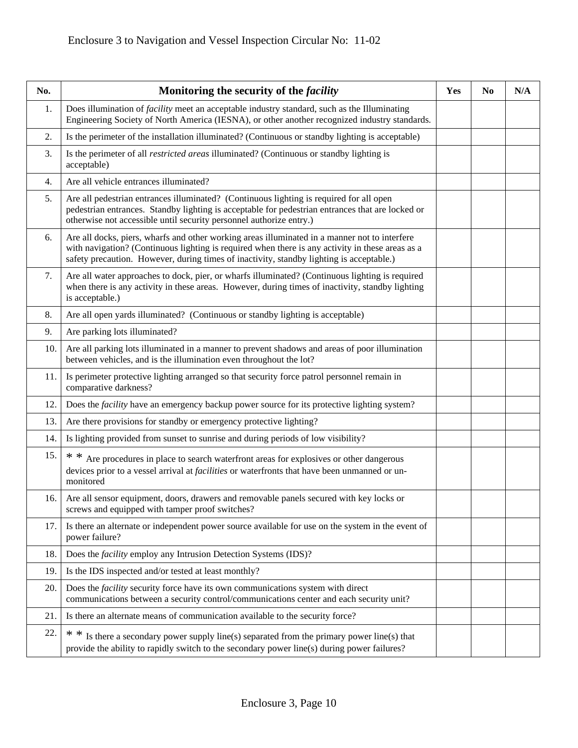Enclosure 3 to Navigation and Vessel Inspection Circular No: 11-02

| No. | Monitoring the security of the *facility* | Yes | No | N/A |
|---|---|---|---|---|
| 1. | Does illumination of *facility* meet an acceptable industry standard, such as the Illuminating Engineering Society of North America (IESNA), or other another recognized industry standards. | | | |
| 2. | Is the perimeter of the installation illuminated? (Continuous or standby lighting is acceptable) | | | |
| 3. | Is the perimeter of all *restricted areas* illuminated? (Continuous or standby lighting is acceptable) | | | |
| 4. | Are all vehicle entrances illuminated? | | | |
| 5. | Are all pedestrian entrances illuminated? (Continuous lighting is required for all open pedestrian entrances. Standby lighting is acceptable for pedestrian entrances that are locked or otherwise not accessible until security personnel authorize entry.) | | | |
| 6. | Are all docks, piers, wharfs and other working areas illuminated in a manner not to interfere with navigation? (Continuous lighting is required when there is any activity in these areas as a safety precaution. However, during times of inactivity, standby lighting is acceptable.) | | | |
| 7. | Are all water approaches to dock, pier, or wharfs illuminated? (Continuous lighting is required when there is any activity in these areas. However, during times of inactivity, standby lighting is acceptable.) | | | |
| 8. | Are all open yards illuminated? (Continuous or standby lighting is acceptable) | | | |
| 9. | Are parking lots illuminated? | | | |
| 10. | Are all parking lots illuminated in a manner to prevent shadows and areas of poor illumination between vehicles, and is the illumination even throughout the lot? | | | |
| 11. | Is perimeter protective lighting arranged so that security force patrol personnel remain in comparative darkness? | | | |
| 12. | Does the *facility* have an emergency backup power source for its protective lighting system? | | | |
| 13. | Are there provisions for standby or emergency protective lighting? | | | |
| 14. | Is lighting provided from sunset to sunrise and during periods of low visibility? | | | |
| 15. | * * Are procedures in place to search waterfront areas for explosives or other dangerous devices prior to a vessel arrival at *facilities* or waterfronts that have been unmanned or un-monitored | | | |
| 16. | Are all sensor equipment, doors, drawers and removable panels secured with key locks or screws and equipped with tamper proof switches? | | | |
| 17. | Is there an alternate or independent power source available for use on the system in the event of power failure? | | | |
| 18. | Does the *facility* employ any Intrusion Detection Systems (IDS)? | | | |
| 19. | Is the IDS inspected and/or tested at least monthly? | | | |
| 20. | Does the *facility* security force have its own communications system with direct communications between a security control/communications center and each security unit? | | | |
| 21. | Is there an alternate means of communication available to the security force? | | | |
| 22. | * * Is there a secondary power supply line(s) separated from the primary power line(s) that provide the ability to rapidly switch to the secondary power line(s) during power failures? | | | |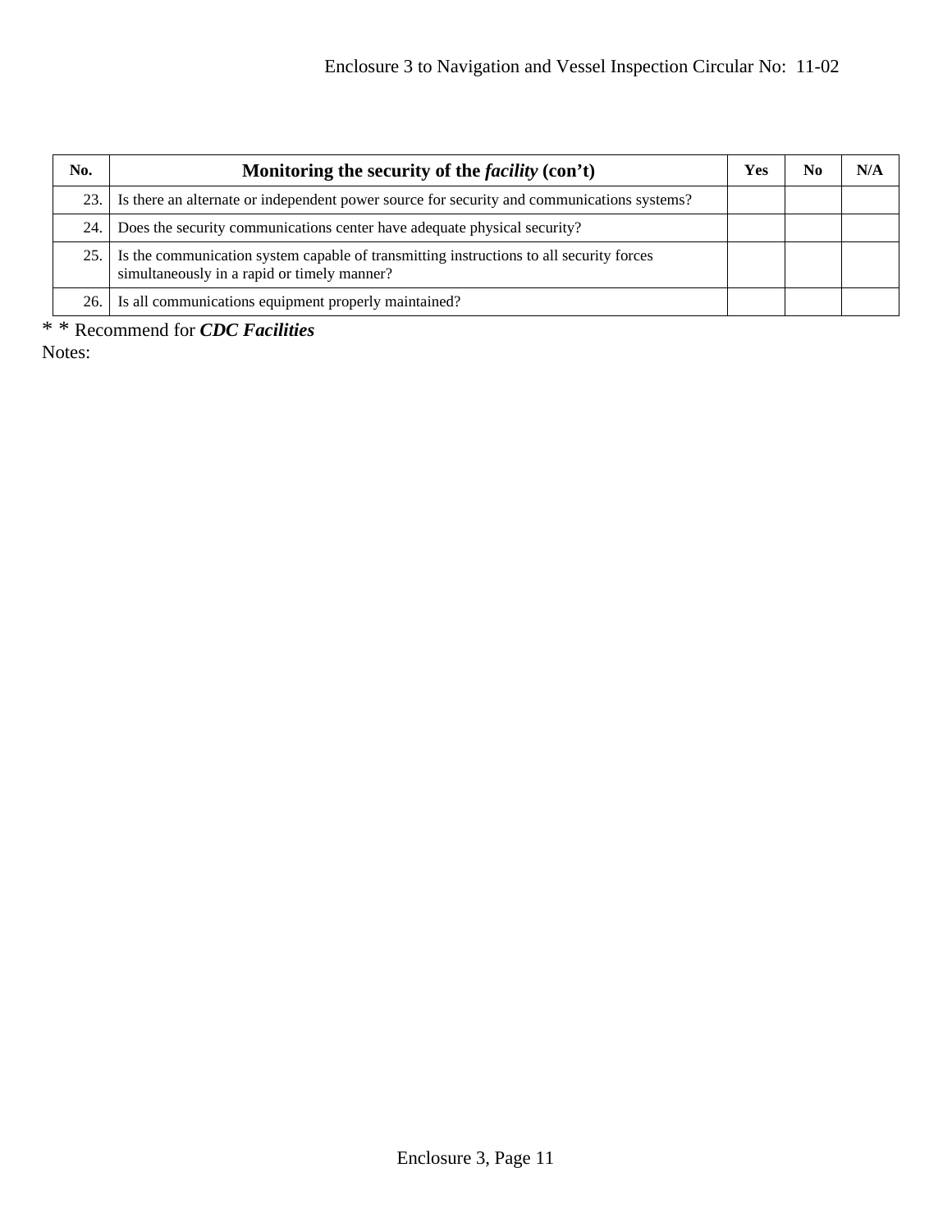| No. | **Monitoring the security of the *facility* (con't)** | Yes | No | N/A |
| --- | --- | --- | --- | --- |
| 23. | Is there an alternate or independent power source for security and communications systems? | | | |
| 24. | Does the security communications center have adequate physical security? | | | |
| 25. | Is the communication system capable of transmitting instructions to all security forces simultaneously in a rapid or timely manner? | | | |
| 26. | Is all communications equipment properly maintained? | | | |

* * Recommend for ***CDC Facilities***

Notes: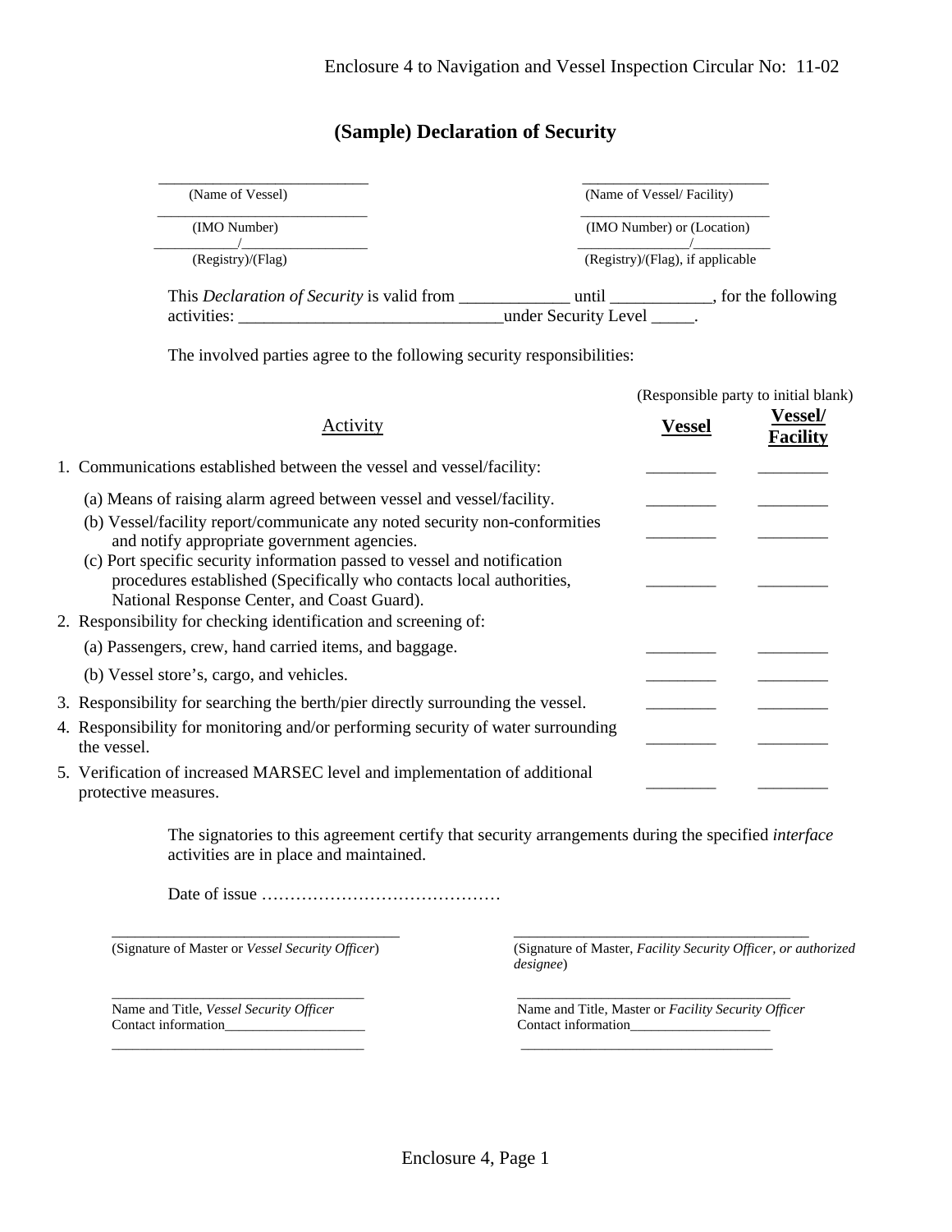# (Sample) Declaration of Security

| ___________________________ | ___________________________ |
|---|---|
| (Name of Vessel) | (Name of Vessel/ Facility) |
| (IMO Number) | (IMO Number) or (Location) |
| ___________/_________________ (Registry)/(Flag) | ________________/___________ (Registry)/(Flag), if applicable |

This *Declaration of Security* is valid from _____________ until ____________, for the following activities: _______________________________under Security Level _____.

The involved parties agree to the following security responsibilities:

(Responsible party to initial blank)

| Activity | **Vessel** | **Vessel/ Facility** |
|---|---|---|
| 1. Communications established between the vessel and vessel/facility: | ________ | ________ |
| (a) Means of raising alarm agreed between vessel and vessel/facility. | ________ | ________ |
| (b) Vessel/facility report/communicate any noted security non-conformities and notify appropriate government agencies. | ________ | ________ |
| (c) Port specific security information passed to vessel and notification procedures established (Specifically who contacts local authorities, National Response Center, and Coast Guard). | ________ | ________ |
| 2. Responsibility for checking identification and screening of: | | |
| (a) Passengers, crew, hand carried items, and baggage. | ________ | ________ |
| (b) Vessel store's, cargo, and vehicles. | ________ | ________ |
| 3. Responsibility for searching the berth/pier directly surrounding the vessel. | ________ | ________ |
| 4. Responsibility for monitoring and/or performing security of water surrounding the vessel. | ________ | ________ |
| 5. Verification of increased MARSEC level and implementation of additional protective measures. | ________ | ________ |

The signatories to this agreement certify that security arrangements during the specified *interface* activities are in place and maintained.

Date of issue ……………………………………

| ____________________________________ | ____________________________________ |
|---|---|
| (Signature of Master or *Vessel Security Officer*) | (Signature of Master, *Facility Security Officer, or authorized designee*) |
| ____________________________________ | ____________________________________ |
| Name and Title, *Vessel Security Officer* | Name and Title, Master or *Facility Security Officer* |
| Contact information____________________ | Contact information____________________ |
| ____________________________________ | ____________________________________ |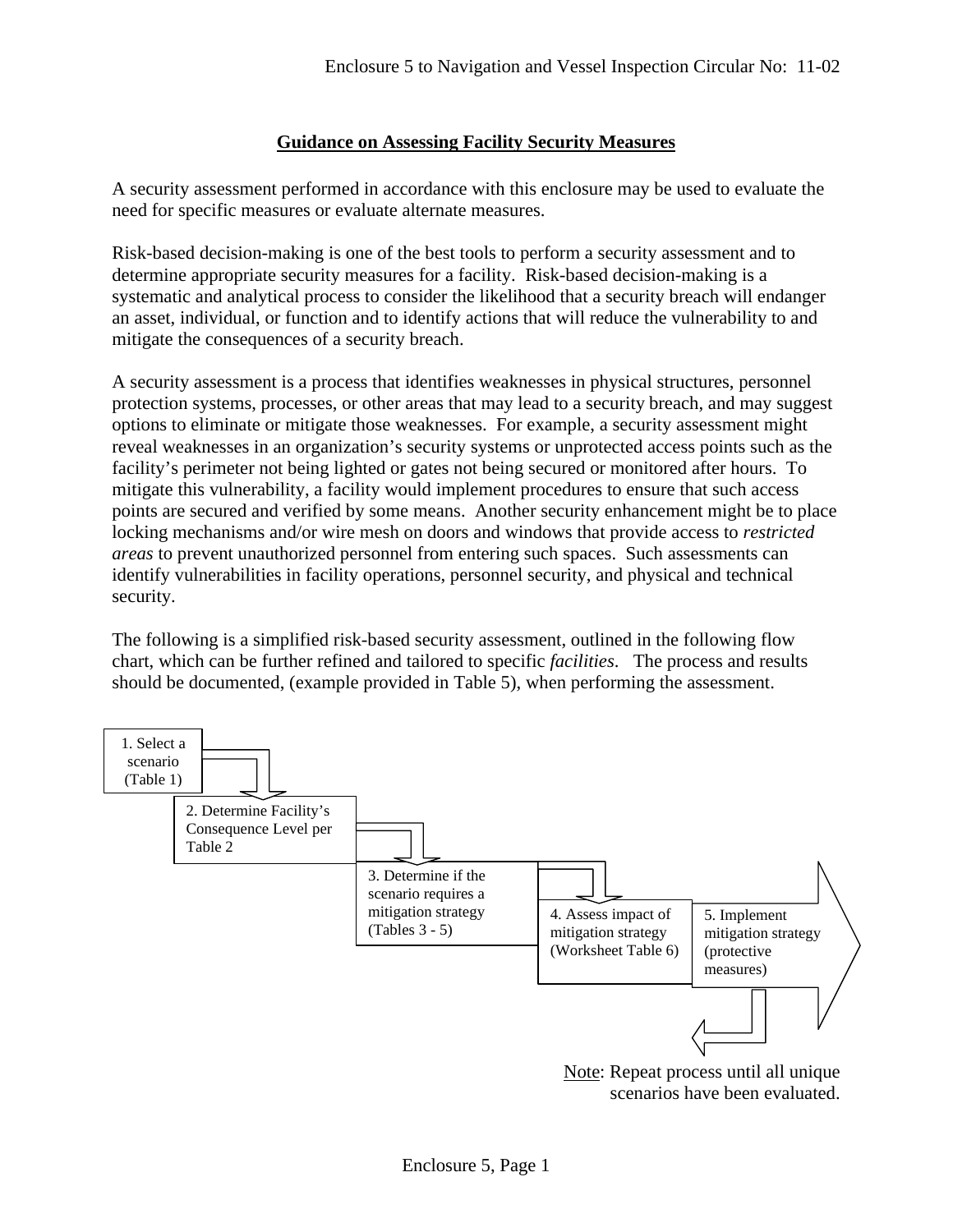## Guidance on Assessing Facility Security Measures

A security assessment performed in accordance with this enclosure may be used to evaluate the need for specific measures or evaluate alternate measures.

Risk-based decision-making is one of the best tools to perform a security assessment and to determine appropriate security measures for a facility. Risk-based decision-making is a systematic and analytical process to consider the likelihood that a security breach will endanger an asset, individual, or function and to identify actions that will reduce the vulnerability to and mitigate the consequences of a security breach.

A security assessment is a process that identifies weaknesses in physical structures, personnel protection systems, processes, or other areas that may lead to a security breach, and may suggest options to eliminate or mitigate those weaknesses. For example, a security assessment might reveal weaknesses in an organization's security systems or unprotected access points such as the facility's perimeter not being lighted or gates not being secured or monitored after hours. To mitigate this vulnerability, a facility would implement procedures to ensure that such access points are secured and verified by some means. Another security enhancement might be to place locking mechanisms and/or wire mesh on doors and windows that provide access to *restricted areas* to prevent unauthorized personnel from entering such spaces. Such assessments can identify vulnerabilities in facility operations, personnel security, and physical and technical security.

The following is a simplified risk-based security assessment, outlined in the following flow chart, which can be further refined and tailored to specific *facilities*. The process and results should be documented, (example provided in Table 5), when performing the assessment.

1. Select a scenario (Table 1)
2. Determine Facility's Consequence Level per Table 2
3. Determine if the scenario requires a mitigation strategy (Tables 3 - 5)
4. Assess impact of mitigation strategy (Worksheet Table 6)
5. Implement mitigation strategy (protective measures)

Note: Repeat process until all unique scenarios have been evaluated.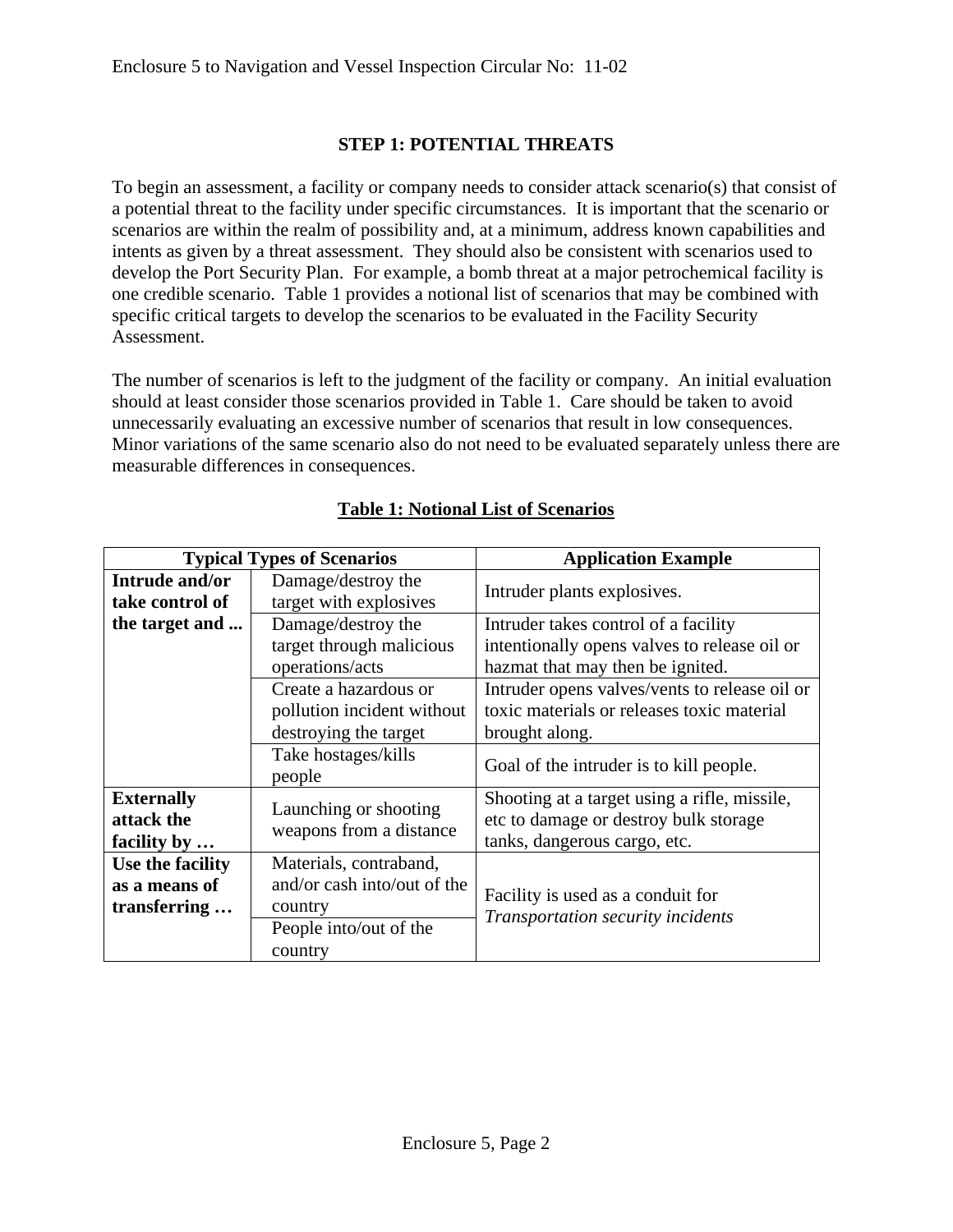## STEP 1: POTENTIAL THREATS

To begin an assessment, a facility or company needs to consider attack scenario(s) that consist of a potential threat to the facility under specific circumstances. It is important that the scenario or scenarios are within the realm of possibility and, at a minimum, address known capabilities and intents as given by a threat assessment. They should also be consistent with scenarios used to develop the Port Security Plan. For example, a bomb threat at a major petrochemical facility is one credible scenario. Table 1 provides a notional list of scenarios that may be combined with specific critical targets to develop the scenarios to be evaluated in the Facility Security Assessment.

The number of scenarios is left to the judgment of the facility or company. An initial evaluation should at least consider those scenarios provided in Table 1. Care should be taken to avoid unnecessarily evaluating an excessive number of scenarios that result in low consequences. Minor variations of the same scenario also do not need to be evaluated separately unless there are measurable differences in consequences.

**Table 1: Notional List of Scenarios**

| Typical Types of Scenarios | | Application Example |
|---|---|---|
| **Intrude and/or take control of the target and ...** | Damage/destroy the target with explosives | Intruder plants explosives. |
| | Damage/destroy the target through malicious operations/acts | Intruder takes control of a facility intentionally opens valves to release oil or hazmat that may then be ignited. |
| | Create a hazardous or pollution incident without destroying the target | Intruder opens valves/vents to release oil or toxic materials or releases toxic material brought along. |
| | Take hostages/kills people | Goal of the intruder is to kill people. |
| **Externally attack the facility by …** | Launching or shooting weapons from a distance | Shooting at a target using a rifle, missile, etc to damage or destroy bulk storage tanks, dangerous cargo, etc. |
| **Use the facility as a means of transferring …** | Materials, contraband, and/or cash into/out of the country | Facility is used as a conduit for *Transportation security incidents* |
| | People into/out of the country | |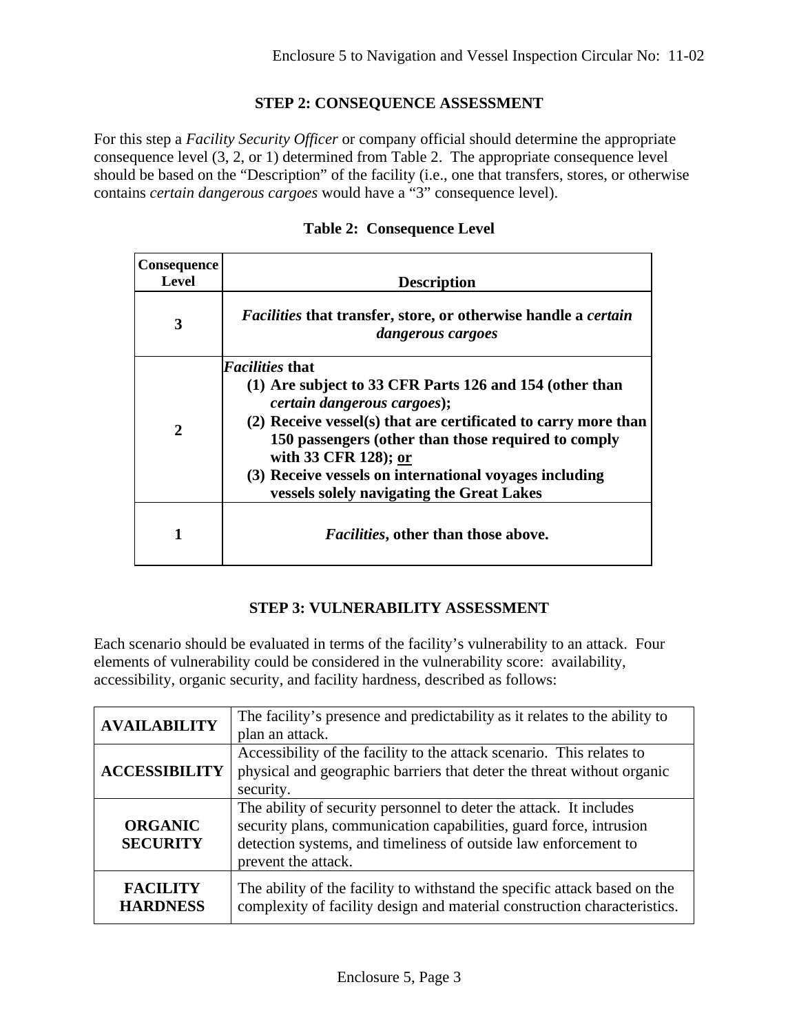### STEP 2: CONSEQUENCE ASSESSMENT

For this step a *Facility Security Officer* or company official should determine the appropriate consequence level (3, 2, or 1) determined from Table 2. The appropriate consequence level should be based on the "Description" of the facility (i.e., one that transfers, stores, or otherwise contains *certain dangerous cargoes* would have a "3" consequence level).

**Table 2: Consequence Level**

| Consequence Level | Description |
|---|---|
| **3** | ***Facilities* that transfer, store, or otherwise handle a *certain dangerous cargoes*** |
| **2** | ***Facilities* that**<br>**(1) Are subject to 33 CFR Parts 126 and 154 (other than *certain dangerous cargoes*);**<br>**(2) Receive vessel(s) that are certificated to carry more than 150 passengers (other than those required to comply with 33 CFR 128); <u>or</u>**<br>**(3) Receive vessels on international voyages including vessels solely navigating the Great Lakes** |
| **1** | ***Facilities*, other than those above.** |

### STEP 3: VULNERABILITY ASSESSMENT

Each scenario should be evaluated in terms of the facility's vulnerability to an attack. Four elements of vulnerability could be considered in the vulnerability score: availability, accessibility, organic security, and facility hardness, described as follows:

| | |
|---|---|
| **AVAILABILITY** | The facility's presence and predictability as it relates to the ability to plan an attack. |
| **ACCESSIBILITY** | Accessibility of the facility to the attack scenario. This relates to physical and geographic barriers that deter the threat without organic security. |
| **ORGANIC SECURITY** | The ability of security personnel to deter the attack. It includes security plans, communication capabilities, guard force, intrusion detection systems, and timeliness of outside law enforcement to prevent the attack. |
| **FACILITY HARDNESS** | The ability of the facility to withstand the specific attack based on the complexity of facility design and material construction characteristics. |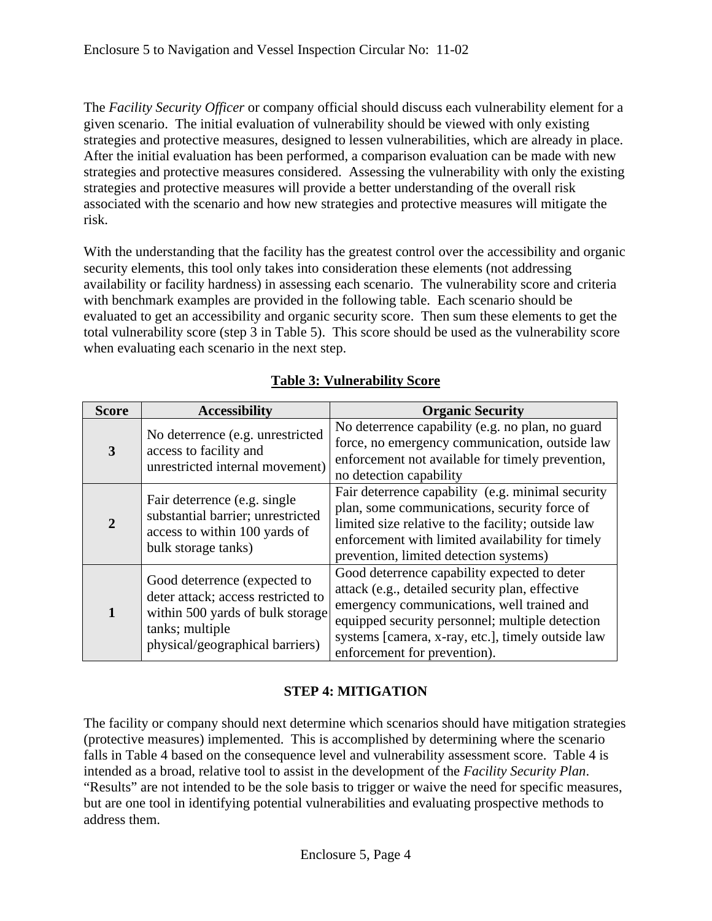The *Facility Security Officer* or company official should discuss each vulnerability element for a given scenario. The initial evaluation of vulnerability should be viewed with only existing strategies and protective measures, designed to lessen vulnerabilities, which are already in place. After the initial evaluation has been performed, a comparison evaluation can be made with new strategies and protective measures considered. Assessing the vulnerability with only the existing strategies and protective measures will provide a better understanding of the overall risk associated with the scenario and how new strategies and protective measures will mitigate the risk.

With the understanding that the facility has the greatest control over the accessibility and organic security elements, this tool only takes into consideration these elements (not addressing availability or facility hardness) in assessing each scenario. The vulnerability score and criteria with benchmark examples are provided in the following table. Each scenario should be evaluated to get an accessibility and organic security score. Then sum these elements to get the total vulnerability score (step 3 in Table 5). This score should be used as the vulnerability score when evaluating each scenario in the next step.

**Table 3: Vulnerability Score**

| Score | Accessibility | Organic Security |
|---|---|---|
| **3** | No deterrence (e.g. unrestricted access to facility and unrestricted internal movement) | No deterrence capability (e.g. no plan, no guard force, no emergency communication, outside law enforcement not available for timely prevention, no detection capability |
| **2** | Fair deterrence (e.g. single substantial barrier; unrestricted access to within 100 yards of bulk storage tanks) | Fair deterrence capability (e.g. minimal security plan, some communications, security force of limited size relative to the facility; outside law enforcement with limited availability for timely prevention, limited detection systems) |
| **1** | Good deterrence (expected to deter attack; access restricted to within 500 yards of bulk storage tanks; multiple physical/geographical barriers) | Good deterrence capability expected to deter attack (e.g., detailed security plan, effective emergency communications, well trained and equipped security personnel; multiple detection systems [camera, x-ray, etc.], timely outside law enforcement for prevention). |

**STEP 4: MITIGATION**

The facility or company should next determine which scenarios should have mitigation strategies (protective measures) implemented. This is accomplished by determining where the scenario falls in Table 4 based on the consequence level and vulnerability assessment score. Table 4 is intended as a broad, relative tool to assist in the development of the *Facility Security Plan*. "Results" are not intended to be the sole basis to trigger or waive the need for specific measures, but are one tool in identifying potential vulnerabilities and evaluating prospective methods to address them.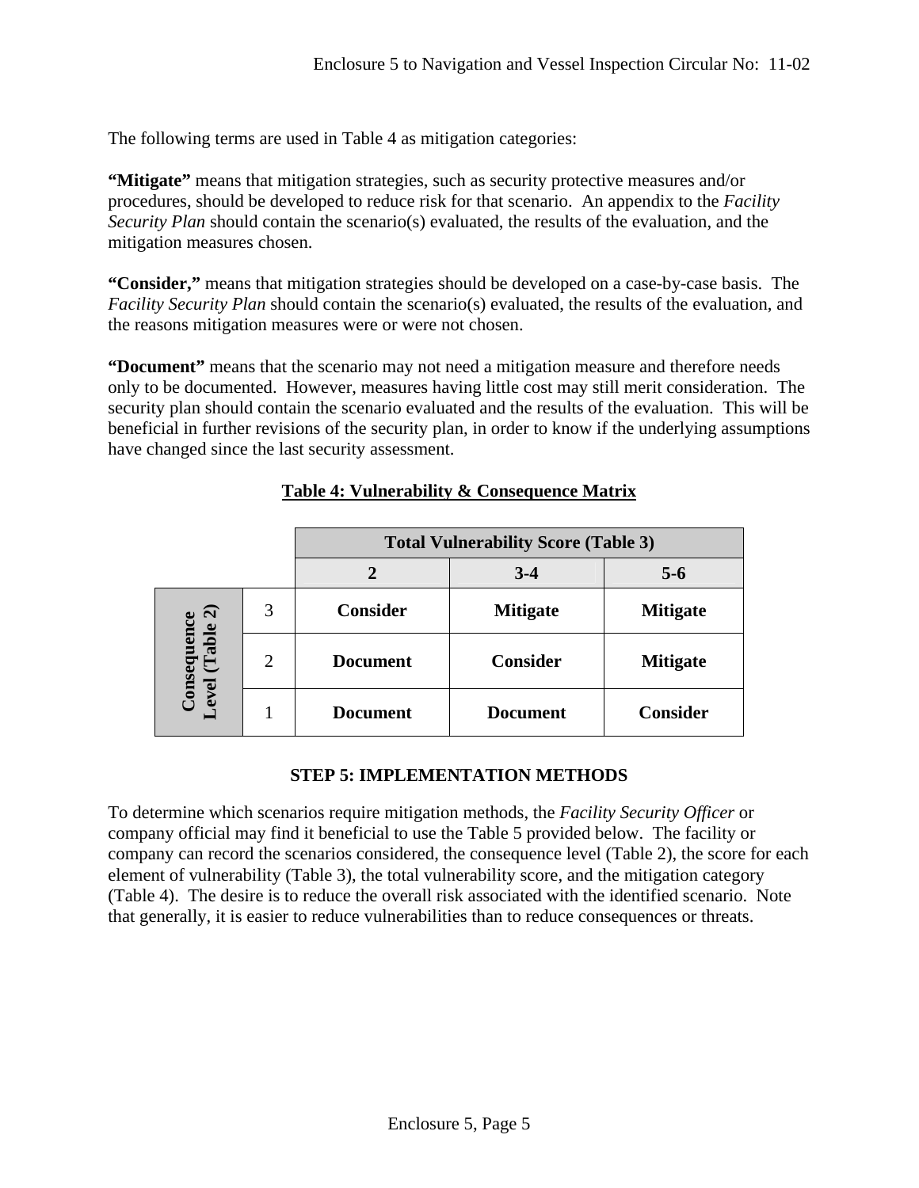The following terms are used in Table 4 as mitigation categories:

**"Mitigate"** means that mitigation strategies, such as security protective measures and/or procedures, should be developed to reduce risk for that scenario. An appendix to the *Facility Security Plan* should contain the scenario(s) evaluated, the results of the evaluation, and the mitigation measures chosen.

**"Consider,"** means that mitigation strategies should be developed on a case-by-case basis. The *Facility Security Plan* should contain the scenario(s) evaluated, the results of the evaluation, and the reasons mitigation measures were or were not chosen.

**"Document"** means that the scenario may not need a mitigation measure and therefore needs only to be documented. However, measures having little cost may still merit consideration. The security plan should contain the scenario evaluated and the results of the evaluation. This will be beneficial in further revisions of the security plan, in order to know if the underlying assumptions have changed since the last security assessment.

**Table 4: Vulnerability & Consequence Matrix**

| | | **Total Vulnerability Score (Table 3)** | | |
|---|---|---|---|---|
| | | **2** | **3-4** | **5-6** |
| **Consequence Level (Table 2)** | 3 | **Consider** | **Mitigate** | **Mitigate** |
| | 2 | **Document** | **Consider** | **Mitigate** |
| | 1 | **Document** | **Document** | **Consider** |

## STEP 5: IMPLEMENTATION METHODS

To determine which scenarios require mitigation methods, the *Facility Security Officer* or company official may find it beneficial to use the Table 5 provided below. The facility or company can record the scenarios considered, the consequence level (Table 2), the score for each element of vulnerability (Table 3), the total vulnerability score, and the mitigation category (Table 4). The desire is to reduce the overall risk associated with the identified scenario. Note that generally, it is easier to reduce vulnerabilities than to reduce consequences or threats.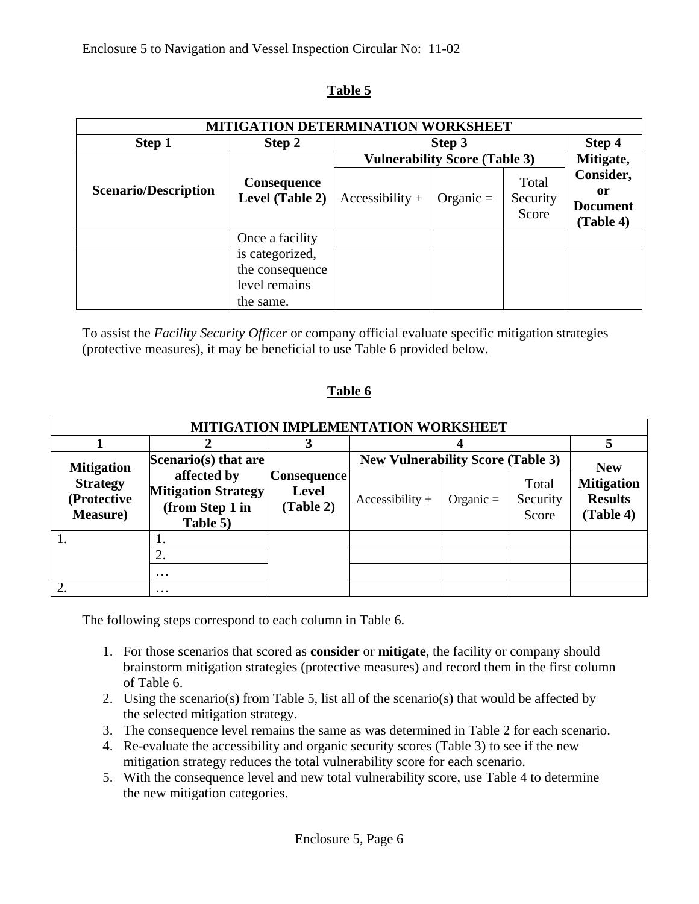## Table 5

| MITIGATION DETERMINATION WORKSHEET | | | | | |
|---|---|---|---|---|---|
| **Step 1** | **Step 2** | **Step 3** | | | **Step 4** |
| **Scenario/Description** | **Consequence Level (Table 2)** | **Vulnerability Score (Table 3)** | | | **Mitigate, Consider, or Document (Table 4)** |
| | | Accessibility + | Organic = | Total Security Score | |
| | Once a facility is categorized, the consequence level remains the same. | | | | |
| | | | | | |

To assist the *Facility Security Officer* or company official evaluate specific mitigation strategies (protective measures), it may be beneficial to use Table 6 provided below.

## Table 6

| MITIGATION IMPLEMENTATION WORKSHEET | | | | | | |
|---|---|---|---|---|---|---|
| **1** | **2** | **3** | **4** | | | **5** |
| **Mitigation Strategy (Protective Measure)** | **Scenario(s) that are affected by Mitigation Strategy (from Step 1 in Table 5)** | **Consequence Level (Table 2)** | **New Vulnerability Score (Table 3)** | | | **New Mitigation Results (Table 4)** |
| | | | Accessibility + | Organic = | Total Security Score | |
| 1. | 1. | | | | | |
| | 2. | | | | | |
| | … | | | | | |
| 2. | … | | | | | |

The following steps correspond to each column in Table 6.

1. For those scenarios that scored as **consider** or **mitigate**, the facility or company should brainstorm mitigation strategies (protective measures) and record them in the first column of Table 6.
2. Using the scenario(s) from Table 5, list all of the scenario(s) that would be affected by the selected mitigation strategy.
3. The consequence level remains the same as was determined in Table 2 for each scenario.
4. Re-evaluate the accessibility and organic security scores (Table 3) to see if the new mitigation strategy reduces the total vulnerability score for each scenario.
5. With the consequence level and new total vulnerability score, use Table 4 to determine the new mitigation categories.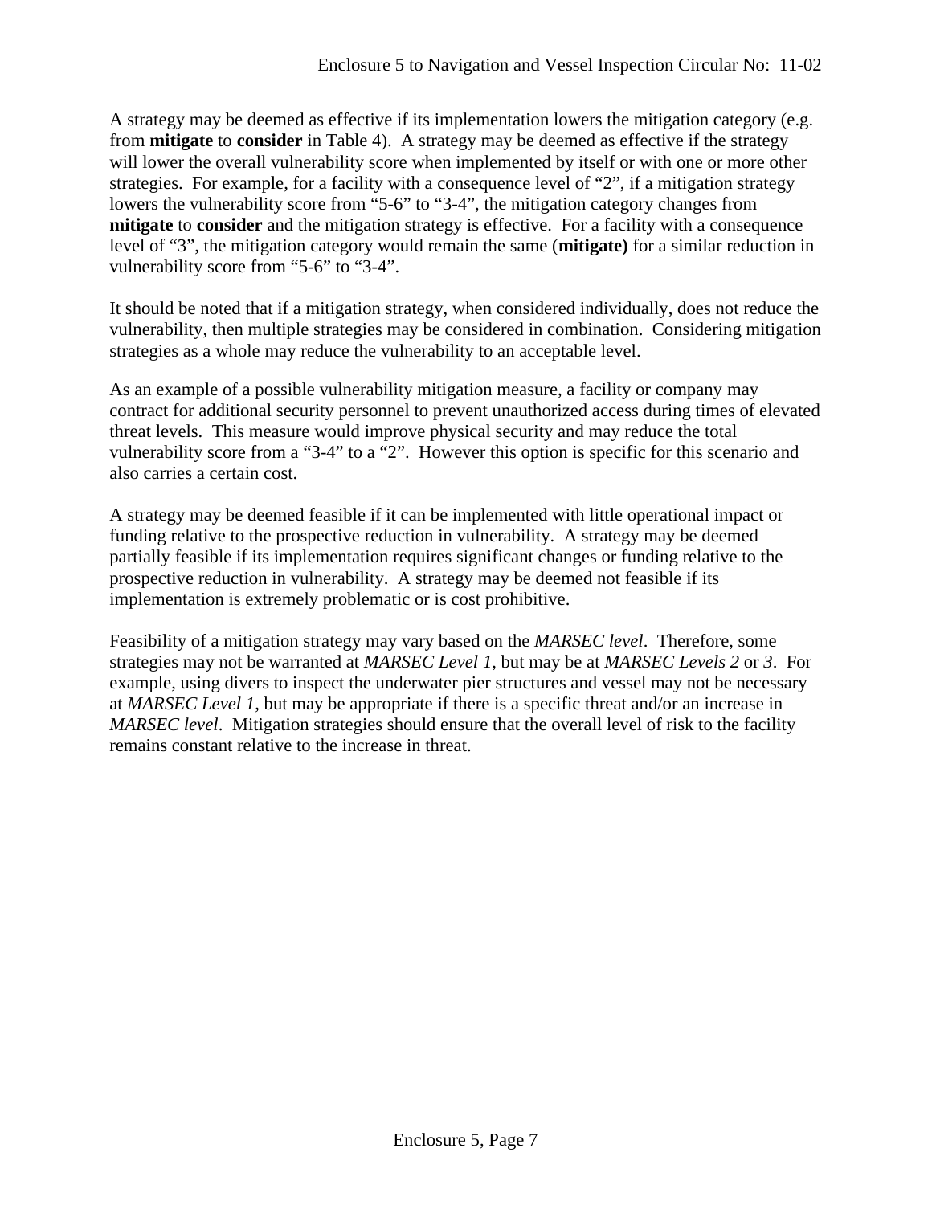A strategy may be deemed as effective if its implementation lowers the mitigation category (e.g. from **mitigate** to **consider** in Table 4). A strategy may be deemed as effective if the strategy will lower the overall vulnerability score when implemented by itself or with one or more other strategies. For example, for a facility with a consequence level of "2", if a mitigation strategy lowers the vulnerability score from "5-6" to "3-4", the mitigation category changes from **mitigate** to **consider** and the mitigation strategy is effective. For a facility with a consequence level of "3", the mitigation category would remain the same (**mitigate)** for a similar reduction in vulnerability score from "5-6" to "3-4".

It should be noted that if a mitigation strategy, when considered individually, does not reduce the vulnerability, then multiple strategies may be considered in combination. Considering mitigation strategies as a whole may reduce the vulnerability to an acceptable level.

As an example of a possible vulnerability mitigation measure, a facility or company may contract for additional security personnel to prevent unauthorized access during times of elevated threat levels. This measure would improve physical security and may reduce the total vulnerability score from a "3-4" to a "2". However this option is specific for this scenario and also carries a certain cost.

A strategy may be deemed feasible if it can be implemented with little operational impact or funding relative to the prospective reduction in vulnerability. A strategy may be deemed partially feasible if its implementation requires significant changes or funding relative to the prospective reduction in vulnerability. A strategy may be deemed not feasible if its implementation is extremely problematic or is cost prohibitive.

Feasibility of a mitigation strategy may vary based on the *MARSEC level*. Therefore, some strategies may not be warranted at *MARSEC Level 1*, but may be at *MARSEC Levels 2* or *3*. For example, using divers to inspect the underwater pier structures and vessel may not be necessary at *MARSEC Level 1*, but may be appropriate if there is a specific threat and/or an increase in *MARSEC level*. Mitigation strategies should ensure that the overall level of risk to the facility remains constant relative to the increase in threat.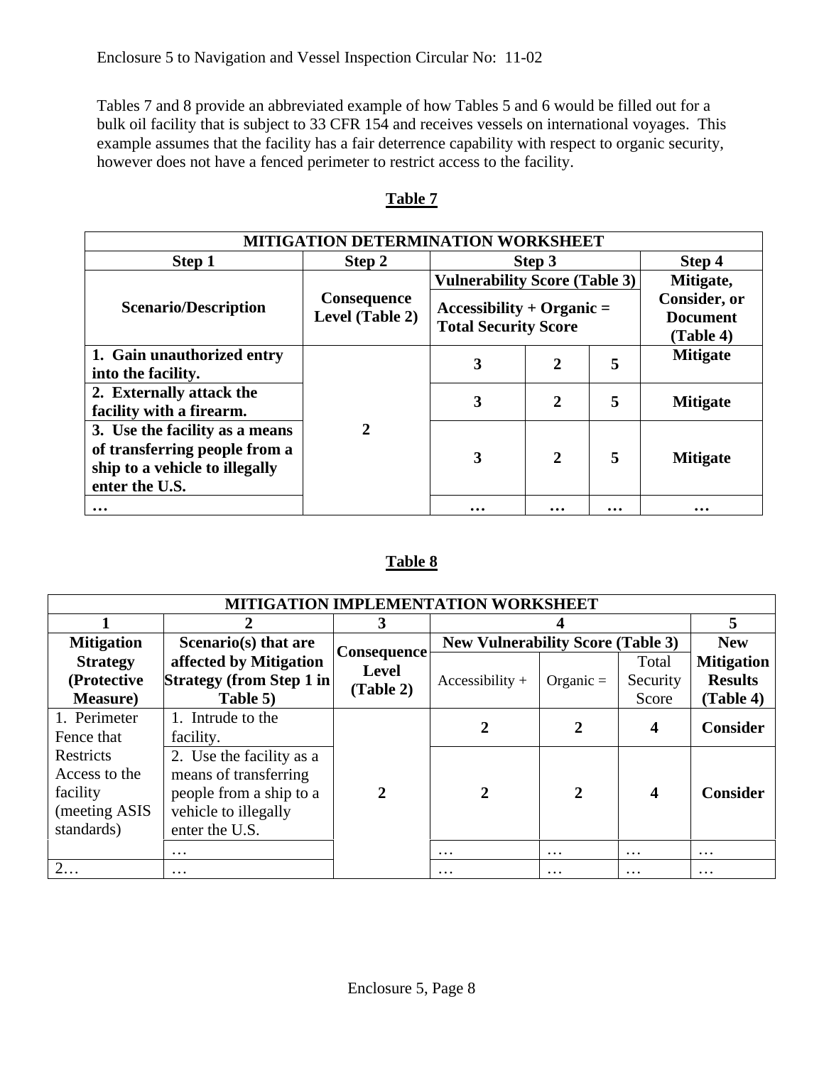Enclosure 5 to Navigation and Vessel Inspection Circular No: 11-02

Tables 7 and 8 provide an abbreviated example of how Tables 5 and 6 would be filled out for a bulk oil facility that is subject to 33 CFR 154 and receives vessels on international voyages. This example assumes that the facility has a fair deterrence capability with respect to organic security, however does not have a fenced perimeter to restrict access to the facility.

**Table 7**

| MITIGATION DETERMINATION WORKSHEET | | | | | |
|---|---|---|---|---|---|
| **Step 1** | **Step 2** | **Step 3** | | | **Step 4** |
| **Scenario/Description** | **Consequence Level (Table 2)** | **Vulnerability Score (Table 3)** Accessibility + Organic = Total Security Score | | | **Mitigate, Consider, or Document (Table 4)** |
| **1. Gain unauthorized entry into the facility.** | **2** | **3** | **2** | **5** | **Mitigate** |
| **2. Externally attack the facility with a firearm.** | | **3** | **2** | **5** | **Mitigate** |
| **3. Use the facility as a means of transferring people from a ship to a vehicle to illegally enter the U.S.** | | **3** | **2** | **5** | **Mitigate** |
| **…** | | **…** | **…** | **…** | **…** |

**Table 8**

| MITIGATION IMPLEMENTATION WORKSHEET | | | | | | |
|---|---|---|---|---|---|---|
| **1** | **2** | **3** | **4** | | | **5** |
| **Mitigation Strategy (Protective Measure)** | **Scenario(s) that are affected by Mitigation Strategy (from Step 1 in Table 5)** | **Consequence Level (Table 2)** | **New Vulnerability Score (Table 3)** Accessibility + | Organic = | Total Security Score | **New Mitigation Results (Table 4)** |
| 1. Perimeter Fence that Restricts Access to the facility (meeting ASIS standards) | 1. Intrude to the facility. | **2** | **2** | **2** | **4** | **Consider** |
| | 2. Use the facility as a means of transferring people from a ship to a vehicle to illegally enter the U.S. | | **2** | **2** | **4** | **Consider** |
| | … | | … | … | … | … |
| 2… | … | | … | … | … | … |